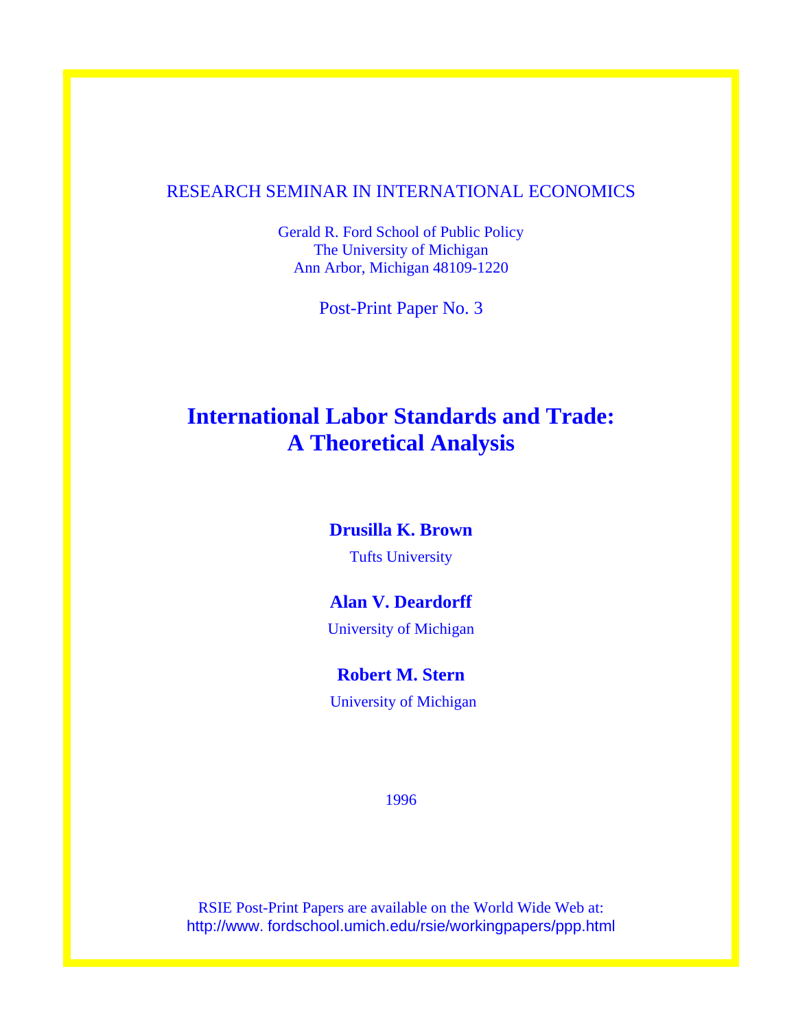RESEARCH SEMINAR IN INTERNATIONAL ECONOMICS

Gerald R. Ford School of Public Policy
The University of Michigan
Ann Arbor, Michigan 48109-1220

Post-Print Paper No. 3

# International Labor Standards and Trade: A Theoretical Analysis

**Drusilla K. Brown**
Tufts University

**Alan V. Deardorff**
University of Michigan

**Robert M. Stern**
University of Michigan

1996

RSIE Post-Print Papers are available on the World Wide Web at:
http://www. fordschool.umich.edu/rsie/workingpapers/ppp.html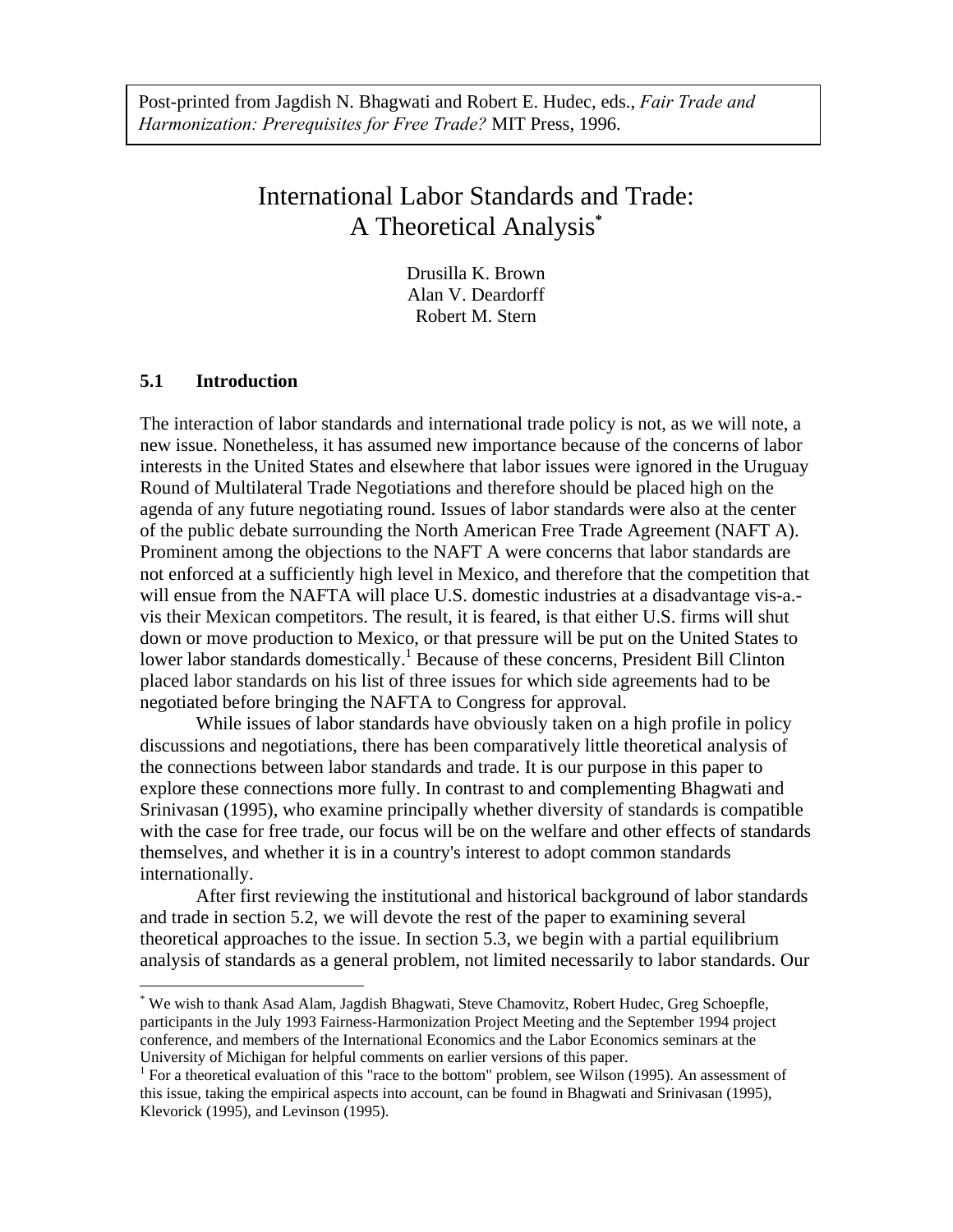Post-printed from Jagdish N. Bhagwati and Robert E. Hudec, eds., *Fair Trade and Harmonization: Prerequisites for Free Trade?* MIT Press, 1996.

# International Labor Standards and Trade: A Theoretical Analysis*

Drusilla K. Brown
Alan V. Deardorff
Robert M. Stern

## 5.1 Introduction

The interaction of labor standards and international trade policy is not, as we will note, a new issue. Nonetheless, it has assumed new importance because of the concerns of labor interests in the United States and elsewhere that labor issues were ignored in the Uruguay Round of Multilateral Trade Negotiations and therefore should be placed high on the agenda of any future negotiating round. Issues of labor standards were also at the center of the public debate surrounding the North American Free Trade Agreement (NAFT A). Prominent among the objections to the NAFT A were concerns that labor standards are not enforced at a sufficiently high level in Mexico, and therefore that the competition that will ensue from the NAFTA will place U.S. domestic industries at a disadvantage vis-a.-vis their Mexican competitors. The result, it is feared, is that either U.S. firms will shut down or move production to Mexico, or that pressure will be put on the United States to lower labor standards domestically.[1] Because of these concerns, President Bill Clinton placed labor standards on his list of three issues for which side agreements had to be negotiated before bringing the NAFTA to Congress for approval.

While issues of labor standards have obviously taken on a high profile in policy discussions and negotiations, there has been comparatively little theoretical analysis of the connections between labor standards and trade. It is our purpose in this paper to explore these connections more fully. In contrast to and complementing Bhagwati and Srinivasan (1995), who examine principally whether diversity of standards is compatible with the case for free trade, our focus will be on the welfare and other effects of standards themselves, and whether it is in a country's interest to adopt common standards internationally.

After first reviewing the institutional and historical background of labor standards and trade in section 5.2, we will devote the rest of the paper to examining several theoretical approaches to the issue. In section 5.3, we begin with a partial equilibrium analysis of standards as a general problem, not limited necessarily to labor standards. Our

* We wish to thank Asad Alam, Jagdish Bhagwati, Steve Chamovitz, Robert Hudec, Greg Schoepfle, participants in the July 1993 Fairness-Harmonization Project Meeting and the September 1994 project conference, and members of the International Economics and the Labor Economics seminars at the University of Michigan for helpful comments on earlier versions of this paper.

[1] For a theoretical evaluation of this "race to the bottom" problem, see Wilson (1995). An assessment of this issue, taking the empirical aspects into account, can be found in Bhagwati and Srinivasan (1995), Klevorick (1995), and Levinson (1995).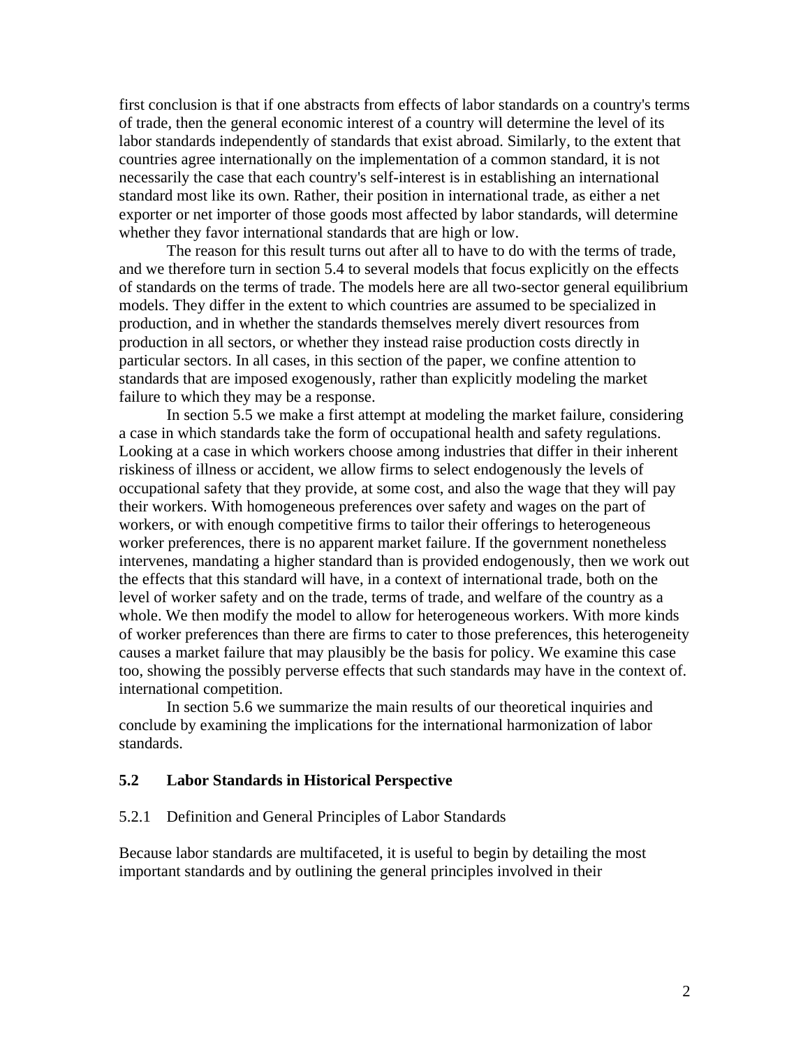first conclusion is that if one abstracts from effects of labor standards on a country's terms of trade, then the general economic interest of a country will determine the level of its labor standards independently of standards that exist abroad. Similarly, to the extent that countries agree internationally on the implementation of a common standard, it is not necessarily the case that each country's self-interest is in establishing an international standard most like its own. Rather, their position in international trade, as either a net exporter or net importer of those goods most affected by labor standards, will determine whether they favor international standards that are high or low.

The reason for this result turns out after all to have to do with the terms of trade, and we therefore turn in section 5.4 to several models that focus explicitly on the effects of standards on the terms of trade. The models here are all two-sector general equilibrium models. They differ in the extent to which countries are assumed to be specialized in production, and in whether the standards themselves merely divert resources from production in all sectors, or whether they instead raise production costs directly in particular sectors. In all cases, in this section of the paper, we confine attention to standards that are imposed exogenously, rather than explicitly modeling the market failure to which they may be a response.

In section 5.5 we make a first attempt at modeling the market failure, considering a case in which standards take the form of occupational health and safety regulations. Looking at a case in which workers choose among industries that differ in their inherent riskiness of illness or accident, we allow firms to select endogenously the levels of occupational safety that they provide, at some cost, and also the wage that they will pay their workers. With homogeneous preferences over safety and wages on the part of workers, or with enough competitive firms to tailor their offerings to heterogeneous worker preferences, there is no apparent market failure. If the government nonetheless intervenes, mandating a higher standard than is provided endogenously, then we work out the effects that this standard will have, in a context of international trade, both on the level of worker safety and on the trade, terms of trade, and welfare of the country as a whole. We then modify the model to allow for heterogeneous workers. With more kinds of worker preferences than there are firms to cater to those preferences, this heterogeneity causes a market failure that may plausibly be the basis for policy. We examine this case too, showing the possibly perverse effects that such standards may have in the context of. international competition.

In section 5.6 we summarize the main results of our theoretical inquiries and conclude by examining the implications for the international harmonization of labor standards.

## 5.2 Labor Standards in Historical Perspective

### 5.2.1 Definition and General Principles of Labor Standards

Because labor standards are multifaceted, it is useful to begin by detailing the most important standards and by outlining the general principles involved in their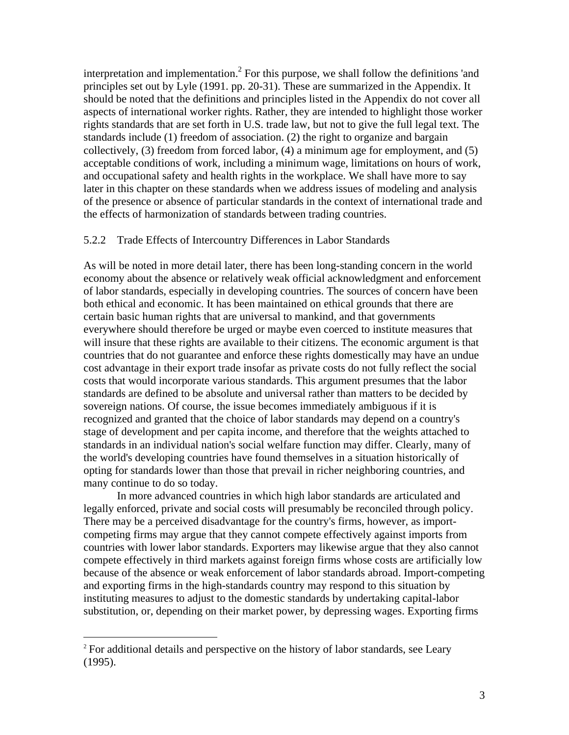interpretation and implementation.[2] For this purpose, we shall follow the definitions 'and principles set out by Lyle (1991. pp. 20-31). These are summarized in the Appendix. It should be noted that the definitions and principles listed in the Appendix do not cover all aspects of international worker rights. Rather, they are intended to highlight those worker rights standards that are set forth in U.S. trade law, but not to give the full legal text. The standards include (1) freedom of association. (2) the right to organize and bargain collectively, (3) freedom from forced labor, (4) a minimum age for employment, and (5) acceptable conditions of work, including a minimum wage, limitations on hours of work, and occupational safety and health rights in the workplace. We shall have more to say later in this chapter on these standards when we address issues of modeling and analysis of the presence or absence of particular standards in the context of international trade and the effects of harmonization of standards between trading countries.

### 5.2.2 Trade Effects of Intercountry Differences in Labor Standards

As will be noted in more detail later, there has been long-standing concern in the world economy about the absence or relatively weak official acknowledgment and enforcement of labor standards, especially in developing countries. The sources of concern have been both ethical and economic. It has been maintained on ethical grounds that there are certain basic human rights that are universal to mankind, and that governments everywhere should therefore be urged or maybe even coerced to institute measures that will insure that these rights are available to their citizens. The economic argument is that countries that do not guarantee and enforce these rights domestically may have an undue cost advantage in their export trade insofar as private costs do not fully reflect the social costs that would incorporate various standards. This argument presumes that the labor standards are defined to be absolute and universal rather than matters to be decided by sovereign nations. Of course, the issue becomes immediately ambiguous if it is recognized and granted that the choice of labor standards may depend on a country's stage of development and per capita income, and therefore that the weights attached to standards in an individual nation's social welfare function may differ. Clearly, many of the world's developing countries have found themselves in a situation historically of opting for standards lower than those that prevail in richer neighboring countries, and many continue to do so today.

In more advanced countries in which high labor standards are articulated and legally enforced, private and social costs will presumably be reconciled through policy. There may be a perceived disadvantage for the country's firms, however, as import-competing firms may argue that they cannot compete effectively against imports from countries with lower labor standards. Exporters may likewise argue that they also cannot compete effectively in third markets against foreign firms whose costs are artificially low because of the absence or weak enforcement of labor standards abroad. Import-competing and exporting firms in the high-standards country may respond to this situation by instituting measures to adjust to the domestic standards by undertaking capital-labor substitution, or, depending on their market power, by depressing wages. Exporting firms

[2] For additional details and perspective on the history of labor standards, see Leary (1995).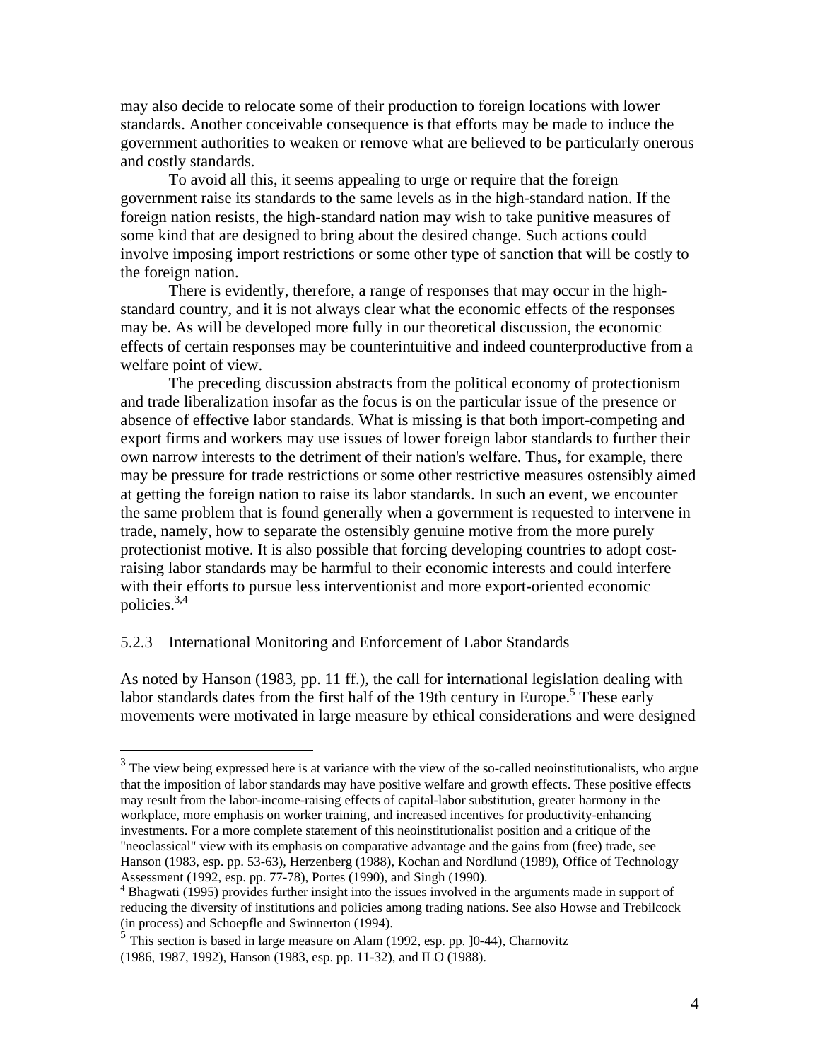may also decide to relocate some of their production to foreign locations with lower standards. Another conceivable consequence is that efforts may be made to induce the government authorities to weaken or remove what are believed to be particularly onerous and costly standards.

To avoid all this, it seems appealing to urge or require that the foreign government raise its standards to the same levels as in the high-standard nation. If the foreign nation resists, the high-standard nation may wish to take punitive measures of some kind that are designed to bring about the desired change. Such actions could involve imposing import restrictions or some other type of sanction that will be costly to the foreign nation.

There is evidently, therefore, a range of responses that may occur in the high-standard country, and it is not always clear what the economic effects of the responses may be. As will be developed more fully in our theoretical discussion, the economic effects of certain responses may be counterintuitive and indeed counterproductive from a welfare point of view.

The preceding discussion abstracts from the political economy of protectionism and trade liberalization insofar as the focus is on the particular issue of the presence or absence of effective labor standards. What is missing is that both import-competing and export firms and workers may use issues of lower foreign labor standards to further their own narrow interests to the detriment of their nation's welfare. Thus, for example, there may be pressure for trade restrictions or some other restrictive measures ostensibly aimed at getting the foreign nation to raise its labor standards. In such an event, we encounter the same problem that is found generally when a government is requested to intervene in trade, namely, how to separate the ostensibly genuine motive from the more purely protectionist motive. It is also possible that forcing developing countries to adopt cost-raising labor standards may be harmful to their economic interests and could interfere with their efforts to pursue less interventionist and more export-oriented economic policies.[3,4]

### 5.2.3 International Monitoring and Enforcement of Labor Standards

As noted by Hanson (1983, pp. 11 ff.), the call for international legislation dealing with labor standards dates from the first half of the 19th century in Europe.[5] These early movements were motivated in large measure by ethical considerations and were designed

---

[3] The view being expressed here is at variance with the view of the so-called neoinstitutionalists, who argue that the imposition of labor standards may have positive welfare and growth effects. These positive effects may result from the labor-income-raising effects of capital-labor substitution, greater harmony in the workplace, more emphasis on worker training, and increased incentives for productivity-enhancing investments. For a more complete statement of this neoinstitutionalist position and a critique of the "neoclassical" view with its emphasis on comparative advantage and the gains from (free) trade, see Hanson (1983, esp. pp. 53-63), Herzenberg (1988), Kochan and Nordlund (1989), Office of Technology Assessment (1992, esp. pp. 77-78), Portes (1990), and Singh (1990).

[4] Bhagwati (1995) provides further insight into the issues involved in the arguments made in support of reducing the diversity of institutions and policies among trading nations. See also Howse and Trebilcock (in process) and Schoepfle and Swinnerton (1994).

[5] This section is based in large measure on Alam (1992, esp. pp. ]0-44), Charnovitz (1986, 1987, 1992), Hanson (1983, esp. pp. 11-32), and ILO (1988).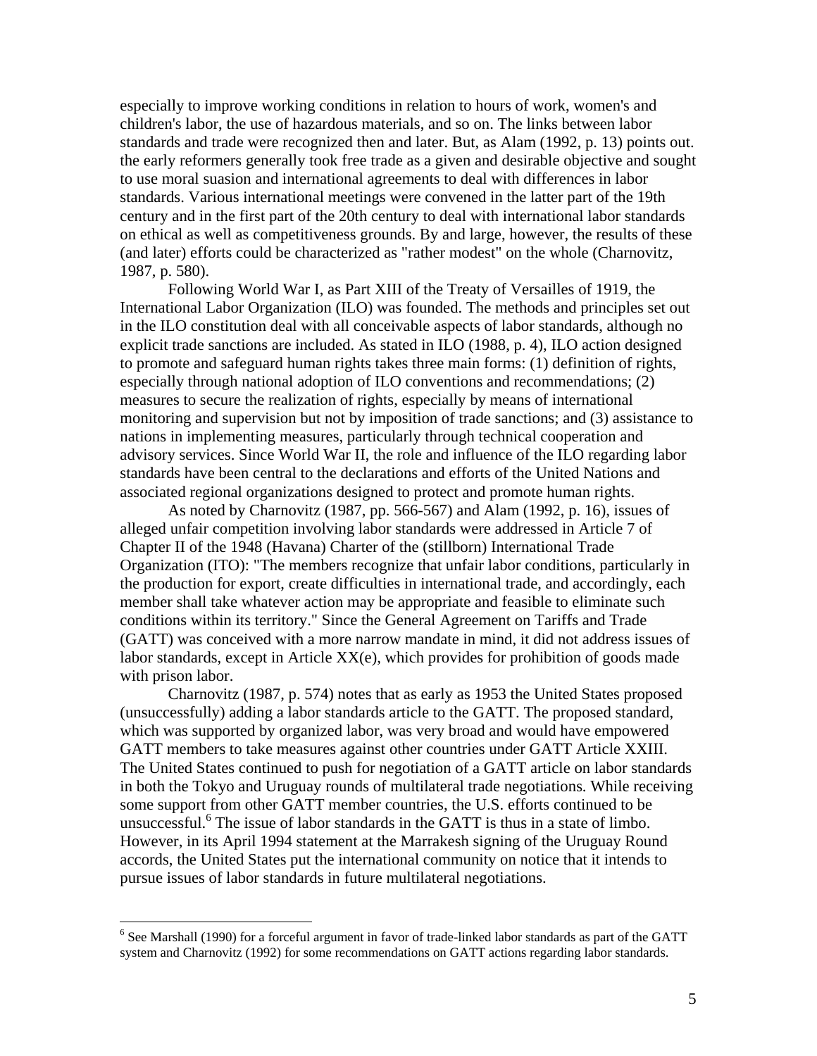especially to improve working conditions in relation to hours of work, women's and children's labor, the use of hazardous materials, and so on. The links between labor standards and trade were recognized then and later. But, as Alam (1992, p. 13) points out. the early reformers generally took free trade as a given and desirable objective and sought to use moral suasion and international agreements to deal with differences in labor standards. Various international meetings were convened in the latter part of the 19th century and in the first part of the 20th century to deal with international labor standards on ethical as well as competitiveness grounds. By and large, however, the results of these (and later) efforts could be characterized as "rather modest" on the whole (Charnovitz, 1987, p. 580).

Following World War I, as Part XIII of the Treaty of Versailles of 1919, the International Labor Organization (ILO) was founded. The methods and principles set out in the ILO constitution deal with all conceivable aspects of labor standards, although no explicit trade sanctions are included. As stated in ILO (1988, p. 4), ILO action designed to promote and safeguard human rights takes three main forms: (1) definition of rights, especially through national adoption of ILO conventions and recommendations; (2) measures to secure the realization of rights, especially by means of international monitoring and supervision but not by imposition of trade sanctions; and (3) assistance to nations in implementing measures, particularly through technical cooperation and advisory services. Since World War II, the role and influence of the ILO regarding labor standards have been central to the declarations and efforts of the United Nations and associated regional organizations designed to protect and promote human rights.

As noted by Charnovitz (1987, pp. 566-567) and Alam (1992, p. 16), issues of alleged unfair competition involving labor standards were addressed in Article 7 of Chapter II of the 1948 (Havana) Charter of the (stillborn) International Trade Organization (ITO): "The members recognize that unfair labor conditions, particularly in the production for export, create difficulties in international trade, and accordingly, each member shall take whatever action may be appropriate and feasible to eliminate such conditions within its territory." Since the General Agreement on Tariffs and Trade (GATT) was conceived with a more narrow mandate in mind, it did not address issues of labor standards, except in Article XX(e), which provides for prohibition of goods made with prison labor.

Charnovitz (1987, p. 574) notes that as early as 1953 the United States proposed (unsuccessfully) adding a labor standards article to the GATT. The proposed standard, which was supported by organized labor, was very broad and would have empowered GATT members to take measures against other countries under GATT Article XXIII. The United States continued to push for negotiation of a GATT article on labor standards in both the Tokyo and Uruguay rounds of multilateral trade negotiations. While receiving some support from other GATT member countries, the U.S. efforts continued to be unsuccessful.[6] The issue of labor standards in the GATT is thus in a state of limbo. However, in its April 1994 statement at the Marrakesh signing of the Uruguay Round accords, the United States put the international community on notice that it intends to pursue issues of labor standards in future multilateral negotiations.

[6] See Marshall (1990) for a forceful argument in favor of trade-linked labor standards as part of the GATT system and Charnovitz (1992) for some recommendations on GATT actions regarding labor standards.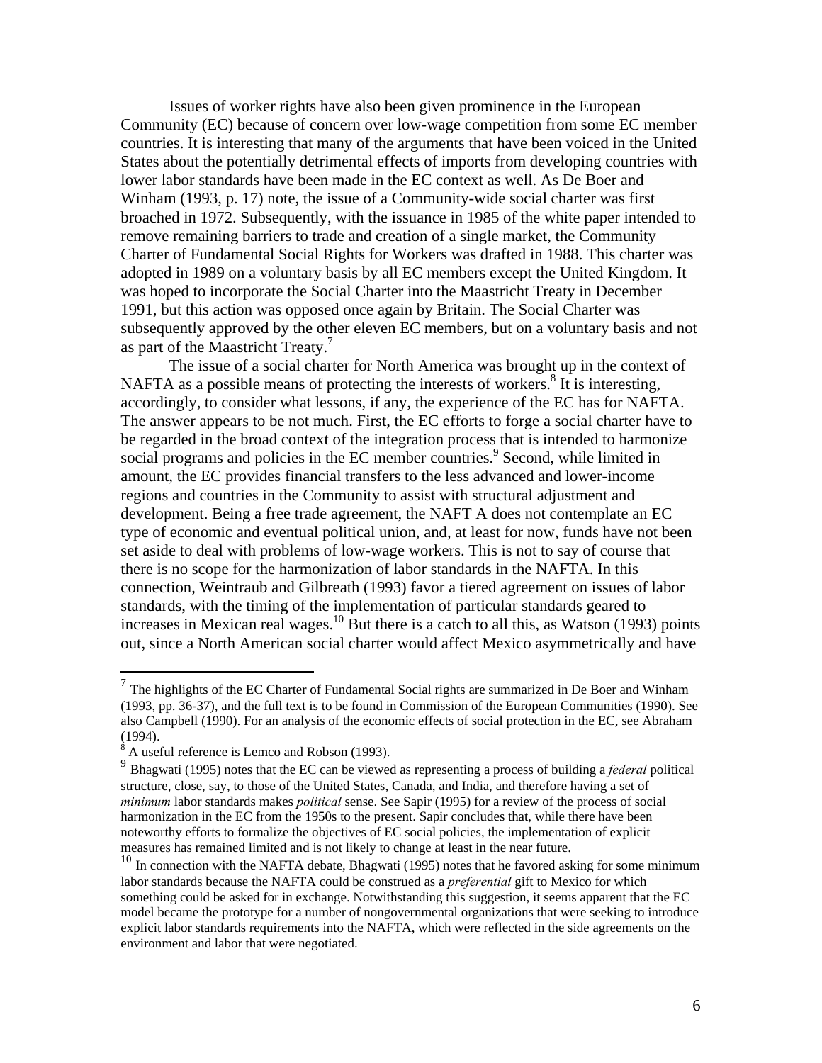Issues of worker rights have also been given prominence in the European Community (EC) because of concern over low-wage competition from some EC member countries. It is interesting that many of the arguments that have been voiced in the United States about the potentially detrimental effects of imports from developing countries with lower labor standards have been made in the EC context as well. As De Boer and Winham (1993, p. 17) note, the issue of a Community-wide social charter was first broached in 1972. Subsequently, with the issuance in 1985 of the white paper intended to remove remaining barriers to trade and creation of a single market, the Community Charter of Fundamental Social Rights for Workers was drafted in 1988. This charter was adopted in 1989 on a voluntary basis by all EC members except the United Kingdom. It was hoped to incorporate the Social Charter into the Maastricht Treaty in December 1991, but this action was opposed once again by Britain. The Social Charter was subsequently approved by the other eleven EC members, but on a voluntary basis and not as part of the Maastricht Treaty.[7]

The issue of a social charter for North America was brought up in the context of NAFTA as a possible means of protecting the interests of workers.[8] It is interesting, accordingly, to consider what lessons, if any, the experience of the EC has for NAFTA. The answer appears to be not much. First, the EC efforts to forge a social charter have to be regarded in the broad context of the integration process that is intended to harmonize social programs and policies in the EC member countries.[9] Second, while limited in amount, the EC provides financial transfers to the less advanced and lower-income regions and countries in the Community to assist with structural adjustment and development. Being a free trade agreement, the NAFT A does not contemplate an EC type of economic and eventual political union, and, at least for now, funds have not been set aside to deal with problems of low-wage workers. This is not to say of course that there is no scope for the harmonization of labor standards in the NAFTA. In this connection, Weintraub and Gilbreath (1993) favor a tiered agreement on issues of labor standards, with the timing of the implementation of particular standards geared to increases in Mexican real wages.[10] But there is a catch to all this, as Watson (1993) points out, since a North American social charter would affect Mexico asymmetrically and have

---

[7] The highlights of the EC Charter of Fundamental Social rights are summarized in De Boer and Winham (1993, pp. 36-37), and the full text is to be found in Commission of the European Communities (1990). See also Campbell (1990). For an analysis of the economic effects of social protection in the EC, see Abraham (1994).

[8] A useful reference is Lemco and Robson (1993).

[9] Bhagwati (1995) notes that the EC can be viewed as representing a process of building a *federal* political structure, close, say, to those of the United States, Canada, and India, and therefore having a set of *minimum* labor standards makes *political* sense. See Sapir (1995) for a review of the process of social harmonization in the EC from the 1950s to the present. Sapir concludes that, while there have been noteworthy efforts to formalize the objectives of EC social policies, the implementation of explicit measures has remained limited and is not likely to change at least in the near future.

[10] In connection with the NAFTA debate, Bhagwati (1995) notes that he favored asking for some minimum labor standards because the NAFTA could be construed as a *preferential* gift to Mexico for which something could be asked for in exchange. Notwithstanding this suggestion, it seems apparent that the EC model became the prototype for a number of nongovernmental organizations that were seeking to introduce explicit labor standards requirements into the NAFTA, which were reflected in the side agreements on the environment and labor that were negotiated.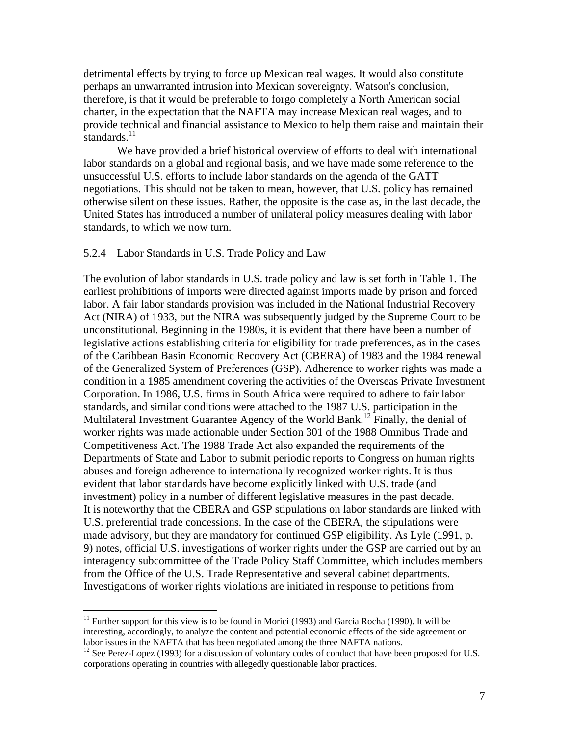detrimental effects by trying to force up Mexican real wages. It would also constitute perhaps an unwarranted intrusion into Mexican sovereignty. Watson's conclusion, therefore, is that it would be preferable to forgo completely a North American social charter, in the expectation that the NAFTA may increase Mexican real wages, and to provide technical and financial assistance to Mexico to help them raise and maintain their standards.[11]

We have provided a brief historical overview of efforts to deal with international labor standards on a global and regional basis, and we have made some reference to the unsuccessful U.S. efforts to include labor standards on the agenda of the GATT negotiations. This should not be taken to mean, however, that U.S. policy has remained otherwise silent on these issues. Rather, the opposite is the case as, in the last decade, the United States has introduced a number of unilateral policy measures dealing with labor standards, to which we now turn.

### 5.2.4 Labor Standards in U.S. Trade Policy and Law

The evolution of labor standards in U.S. trade policy and law is set forth in Table 1. The earliest prohibitions of imports were directed against imports made by prison and forced labor. A fair labor standards provision was included in the National Industrial Recovery Act (NIRA) of 1933, but the NIRA was subsequently judged by the Supreme Court to be unconstitutional. Beginning in the 1980s, it is evident that there have been a number of legislative actions establishing criteria for eligibility for trade preferences, as in the cases of the Caribbean Basin Economic Recovery Act (CBERA) of 1983 and the 1984 renewal of the Generalized System of Preferences (GSP). Adherence to worker rights was made a condition in a 1985 amendment covering the activities of the Overseas Private Investment Corporation. In 1986, U.S. firms in South Africa were required to adhere to fair labor standards, and similar conditions were attached to the 1987 U.S. participation in the Multilateral Investment Guarantee Agency of the World Bank.[12] Finally, the denial of worker rights was made actionable under Section 301 of the 1988 Omnibus Trade and Competitiveness Act. The 1988 Trade Act also expanded the requirements of the Departments of State and Labor to submit periodic reports to Congress on human rights abuses and foreign adherence to internationally recognized worker rights. It is thus evident that labor standards have become explicitly linked with U.S. trade (and investment) policy in a number of different legislative measures in the past decade.
It is noteworthy that the CBERA and GSP stipulations on labor standards are linked with U.S. preferential trade concessions. In the case of the CBERA, the stipulations were made advisory, but they are mandatory for continued GSP eligibility. As Lyle (1991, p. 9) notes, official U.S. investigations of worker rights under the GSP are carried out by an interagency subcommittee of the Trade Policy Staff Committee, which includes members from the Office of the U.S. Trade Representative and several cabinet departments. Investigations of worker rights violations are initiated in response to petitions from

---

[11] Further support for this view is to be found in Morici (1993) and Garcia Rocha (1990). It will be interesting, accordingly, to analyze the content and potential economic effects of the side agreement on labor issues in the NAFTA that has been negotiated among the three NAFTA nations.

[12] See Perez-Lopez (1993) for a discussion of voluntary codes of conduct that have been proposed for U.S. corporations operating in countries with allegedly questionable labor practices.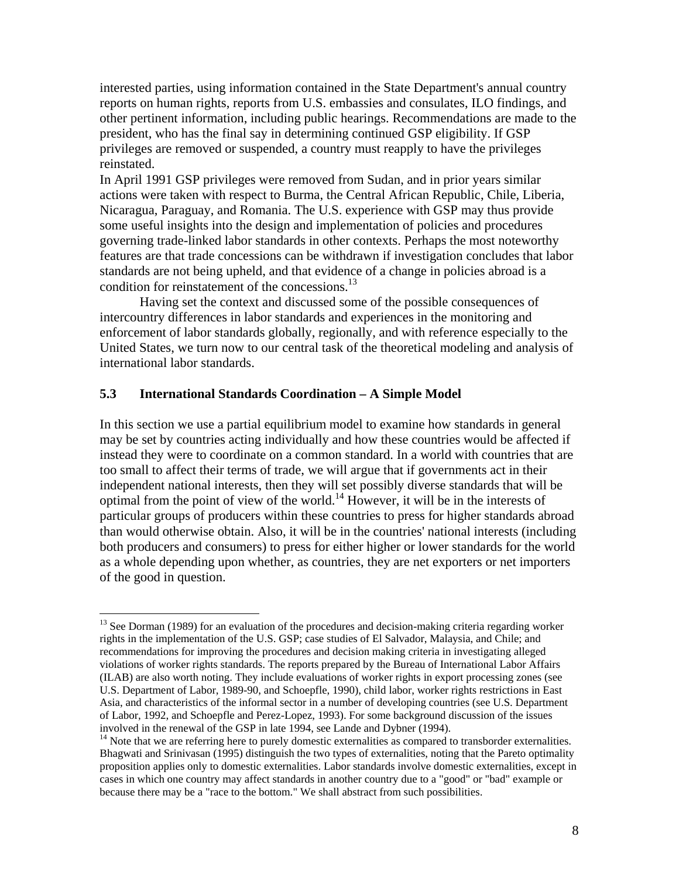interested parties, using information contained in the State Department's annual country reports on human rights, reports from U.S. embassies and consulates, ILO findings, and other pertinent information, including public hearings. Recommendations are made to the president, who has the final say in determining continued GSP eligibility. If GSP privileges are removed or suspended, a country must reapply to have the privileges reinstated.

In April 1991 GSP privileges were removed from Sudan, and in prior years similar actions were taken with respect to Burma, the Central African Republic, Chile, Liberia, Nicaragua, Paraguay, and Romania. The U.S. experience with GSP may thus provide some useful insights into the design and implementation of policies and procedures governing trade-linked labor standards in other contexts. Perhaps the most noteworthy features are that trade concessions can be withdrawn if investigation concludes that labor standards are not being upheld, and that evidence of a change in policies abroad is a condition for reinstatement of the concessions.[13]

Having set the context and discussed some of the possible consequences of intercountry differences in labor standards and experiences in the monitoring and enforcement of labor standards globally, regionally, and with reference especially to the United States, we turn now to our central task of the theoretical modeling and analysis of international labor standards.

### 5.3 International Standards Coordination – A Simple Model

In this section we use a partial equilibrium model to examine how standards in general may be set by countries acting individually and how these countries would be affected if instead they were to coordinate on a common standard. In a world with countries that are too small to affect their terms of trade, we will argue that if governments act in their independent national interests, then they will set possibly diverse standards that will be optimal from the point of view of the world.[14] However, it will be in the interests of particular groups of producers within these countries to press for higher standards abroad than would otherwise obtain. Also, it will be in the countries' national interests (including both producers and consumers) to press for either higher or lower standards for the world as a whole depending upon whether, as countries, they are net exporters or net importers of the good in question.

---

[13] See Dorman (1989) for an evaluation of the procedures and decision-making criteria regarding worker rights in the implementation of the U.S. GSP; case studies of El Salvador, Malaysia, and Chile; and recommendations for improving the procedures and decision making criteria in investigating alleged violations of worker rights standards. The reports prepared by the Bureau of International Labor Affairs (ILAB) are also worth noting. They include evaluations of worker rights in export processing zones (see U.S. Department of Labor, 1989-90, and Schoepfle, 1990), child labor, worker rights restrictions in East Asia, and characteristics of the informal sector in a number of developing countries (see U.S. Department of Labor, 1992, and Schoepfle and Perez-Lopez, 1993). For some background discussion of the issues involved in the renewal of the GSP in late 1994, see Lande and Dybner (1994).

[14] Note that we are referring here to purely domestic externalities as compared to transborder externalities. Bhagwati and Srinivasan (1995) distinguish the two types of externalities, noting that the Pareto optimality proposition applies only to domestic externalities. Labor standards involve domestic externalities, except in cases in which one country may affect standards in another country due to a "good" or "bad" example or because there may be a "race to the bottom." We shall abstract from such possibilities.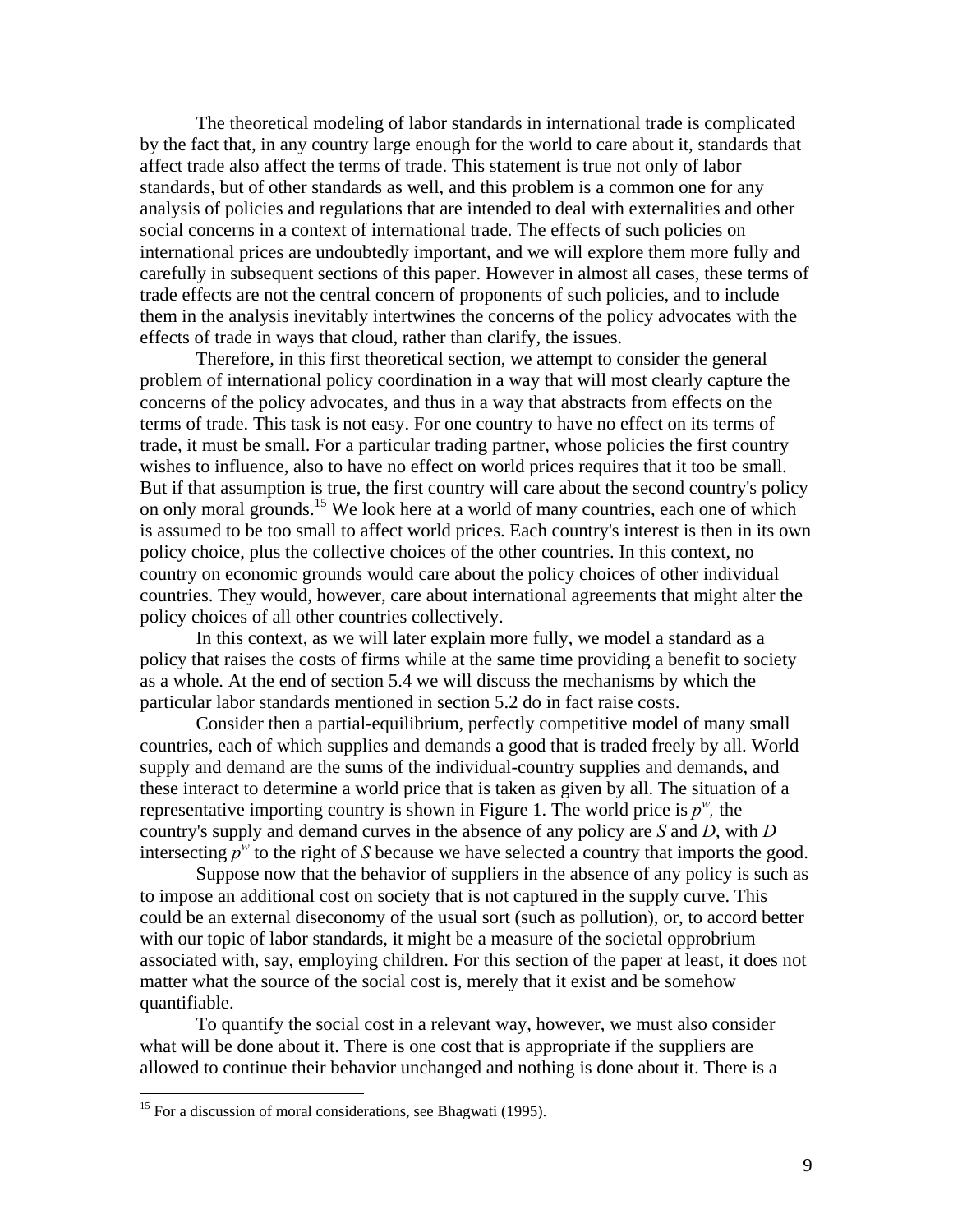The theoretical modeling of labor standards in international trade is complicated by the fact that, in any country large enough for the world to care about it, standards that affect trade also affect the terms of trade. This statement is true not only of labor standards, but of other standards as well, and this problem is a common one for any analysis of policies and regulations that are intended to deal with externalities and other social concerns in a context of international trade. The effects of such policies on international prices are undoubtedly important, and we will explore them more fully and carefully in subsequent sections of this paper. However in almost all cases, these terms of trade effects are not the central concern of proponents of such policies, and to include them in the analysis inevitably intertwines the concerns of the policy advocates with the effects of trade in ways that cloud, rather than clarify, the issues.

Therefore, in this first theoretical section, we attempt to consider the general problem of international policy coordination in a way that will most clearly capture the concerns of the policy advocates, and thus in a way that abstracts from effects on the terms of trade. This task is not easy. For one country to have no effect on its terms of trade, it must be small. For a particular trading partner, whose policies the first country wishes to influence, also to have no effect on world prices requires that it too be small. But if that assumption is true, the first country will care about the second country's policy on only moral grounds.[15] We look here at a world of many countries, each one of which is assumed to be too small to affect world prices. Each country's interest is then in its own policy choice, plus the collective choices of the other countries. In this context, no country on economic grounds would care about the policy choices of other individual countries. They would, however, care about international agreements that might alter the policy choices of all other countries collectively.

In this context, as we will later explain more fully, we model a standard as a policy that raises the costs of firms while at the same time providing a benefit to society as a whole. At the end of section 5.4 we will discuss the mechanisms by which the particular labor standards mentioned in section 5.2 do in fact raise costs.

Consider then a partial-equilibrium, perfectly competitive model of many small countries, each of which supplies and demands a good that is traded freely by all. World supply and demand are the sums of the individual-country supplies and demands, and these interact to determine a world price that is taken as given by all. The situation of a representative importing country is shown in Figure 1. The world price is $p^w$, the country's supply and demand curves in the absence of any policy are *S* and *D*, with *D* intersecting $p^w$ to the right of *S* because we have selected a country that imports the good.

Suppose now that the behavior of suppliers in the absence of any policy is such as to impose an additional cost on society that is not captured in the supply curve. This could be an external diseconomy of the usual sort (such as pollution), or, to accord better with our topic of labor standards, it might be a measure of the societal opprobrium associated with, say, employing children. For this section of the paper at least, it does not matter what the source of the social cost is, merely that it exist and be somehow quantifiable.

To quantify the social cost in a relevant way, however, we must also consider what will be done about it. There is one cost that is appropriate if the suppliers are allowed to continue their behavior unchanged and nothing is done about it. There is a

[15] For a discussion of moral considerations, see Bhagwati (1995).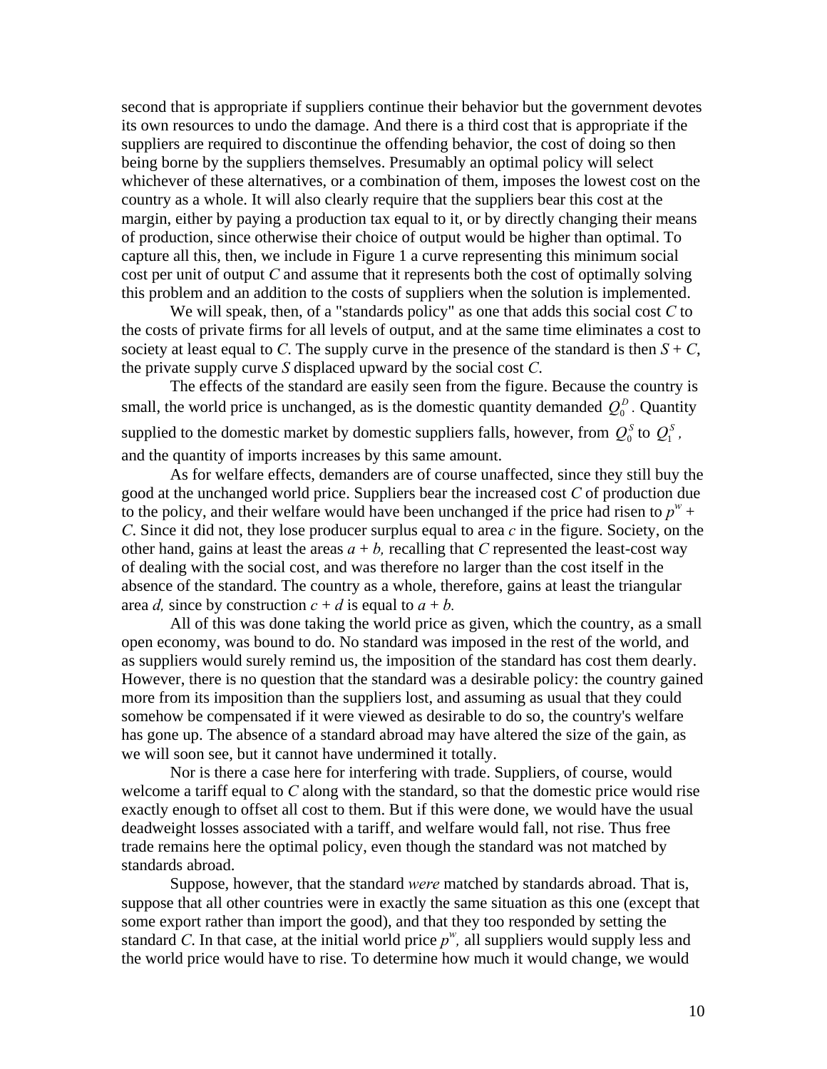second that is appropriate if suppliers continue their behavior but the government devotes its own resources to undo the damage. And there is a third cost that is appropriate if the suppliers are required to discontinue the offending behavior, the cost of doing so then being borne by the suppliers themselves. Presumably an optimal policy will select whichever of these alternatives, or a combination of them, imposes the lowest cost on the country as a whole. It will also clearly require that the suppliers bear this cost at the margin, either by paying a production tax equal to it, or by directly changing their means of production, since otherwise their choice of output would be higher than optimal. To capture all this, then, we include in Figure 1 a curve representing this minimum social cost per unit of output $C$ and assume that it represents both the cost of optimally solving this problem and an addition to the costs of suppliers when the solution is implemented.

We will speak, then, of a "standards policy" as one that adds this social cost $C$ to the costs of private firms for all levels of output, and at the same time eliminates a cost to society at least equal to $C$. The supply curve in the presence of the standard is then $S + C$, the private supply curve $S$ displaced upward by the social cost $C$.

The effects of the standard are easily seen from the figure. Because the country is small, the world price is unchanged, as is the domestic quantity demanded $Q_0^D$. Quantity supplied to the domestic market by domestic suppliers falls, however, from $Q_0^S$ to $Q_1^S$, and the quantity of imports increases by this same amount.

As for welfare effects, demanders are of course unaffected, since they still buy the good at the unchanged world price. Suppliers bear the increased cost $C$ of production due to the policy, and their welfare would have been unchanged if the price had risen to $p^w + C$. Since it did not, they lose producer surplus equal to area $c$ in the figure. Society, on the other hand, gains at least the areas $a + b$, recalling that $C$ represented the least-cost way of dealing with the social cost, and was therefore no larger than the cost itself in the absence of the standard. The country as a whole, therefore, gains at least the triangular area $d$, since by construction $c + d$ is equal to $a + b$.

All of this was done taking the world price as given, which the country, as a small open economy, was bound to do. No standard was imposed in the rest of the world, and as suppliers would surely remind us, the imposition of the standard has cost them dearly. However, there is no question that the standard was a desirable policy: the country gained more from its imposition than the suppliers lost, and assuming as usual that they could somehow be compensated if it were viewed as desirable to do so, the country's welfare has gone up. The absence of a standard abroad may have altered the size of the gain, as we will soon see, but it cannot have undermined it totally.

Nor is there a case here for interfering with trade. Suppliers, of course, would welcome a tariff equal to $C$ along with the standard, so that the domestic price would rise exactly enough to offset all cost to them. But if this were done, we would have the usual deadweight losses associated with a tariff, and welfare would fall, not rise. Thus free trade remains here the optimal policy, even though the standard was not matched by standards abroad.

Suppose, however, that the standard *were* matched by standards abroad. That is, suppose that all other countries were in exactly the same situation as this one (except that some export rather than import the good), and that they too responded by setting the standard $C$. In that case, at the initial world price $p^w$, all suppliers would supply less and the world price would have to rise. To determine how much it would change, we would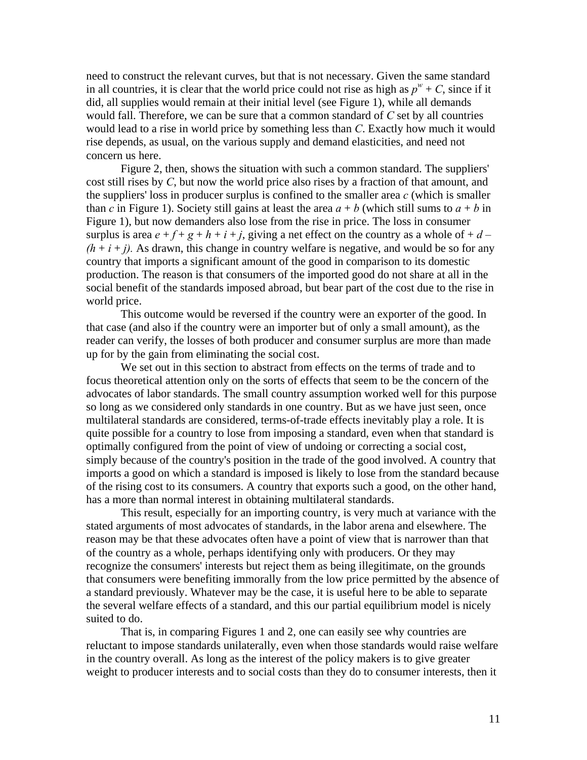need to construct the relevant curves, but that is not necessary. Given the same standard in all countries, it is clear that the world price could not rise as high as $p^w + C$, since if it did, all supplies would remain at their initial level (see Figure 1), while all demands would fall. Therefore, we can be sure that a common standard of $C$ set by all countries would lead to a rise in world price by something less than $C$. Exactly how much it would rise depends, as usual, on the various supply and demand elasticities, and need not concern us here.

Figure 2, then, shows the situation with such a common standard. The suppliers' cost still rises by $C$, but now the world price also rises by a fraction of that amount, and the suppliers' loss in producer surplus is confined to the smaller area $c$ (which is smaller than $c$ in Figure 1). Society still gains at least the area $a + b$ (which still sums to $a + b$ in Figure 1), but now demanders also lose from the rise in price. The loss in consumer surplus is area $e + f + g + h + i + j$, giving a net effect on the country as a whole of $+ d - (h + i + j)$. As drawn, this change in country welfare is negative, and would be so for any country that imports a significant amount of the good in comparison to its domestic production. The reason is that consumers of the imported good do not share at all in the social benefit of the standards imposed abroad, but bear part of the cost due to the rise in world price.

This outcome would be reversed if the country were an exporter of the good. In that case (and also if the country were an importer but of only a small amount), as the reader can verify, the losses of both producer and consumer surplus are more than made up for by the gain from eliminating the social cost.

We set out in this section to abstract from effects on the terms of trade and to focus theoretical attention only on the sorts of effects that seem to be the concern of the advocates of labor standards. The small country assumption worked well for this purpose so long as we considered only standards in one country. But as we have just seen, once multilateral standards are considered, terms-of-trade effects inevitably play a role. It is quite possible for a country to lose from imposing a standard, even when that standard is optimally configured from the point of view of undoing or correcting a social cost, simply because of the country's position in the trade of the good involved. A country that imports a good on which a standard is imposed is likely to lose from the standard because of the rising cost to its consumers. A country that exports such a good, on the other hand, has a more than normal interest in obtaining multilateral standards.

This result, especially for an importing country, is very much at variance with the stated arguments of most advocates of standards, in the labor arena and elsewhere. The reason may be that these advocates often have a point of view that is narrower than that of the country as a whole, perhaps identifying only with producers. Or they may recognize the consumers' interests but reject them as being illegitimate, on the grounds that consumers were benefiting immorally from the low price permitted by the absence of a standard previously. Whatever may be the case, it is useful here to be able to separate the several welfare effects of a standard, and this our partial equilibrium model is nicely suited to do.

That is, in comparing Figures 1 and 2, one can easily see why countries are reluctant to impose standards unilaterally, even when those standards would raise welfare in the country overall. As long as the interest of the policy makers is to give greater weight to producer interests and to social costs than they do to consumer interests, then it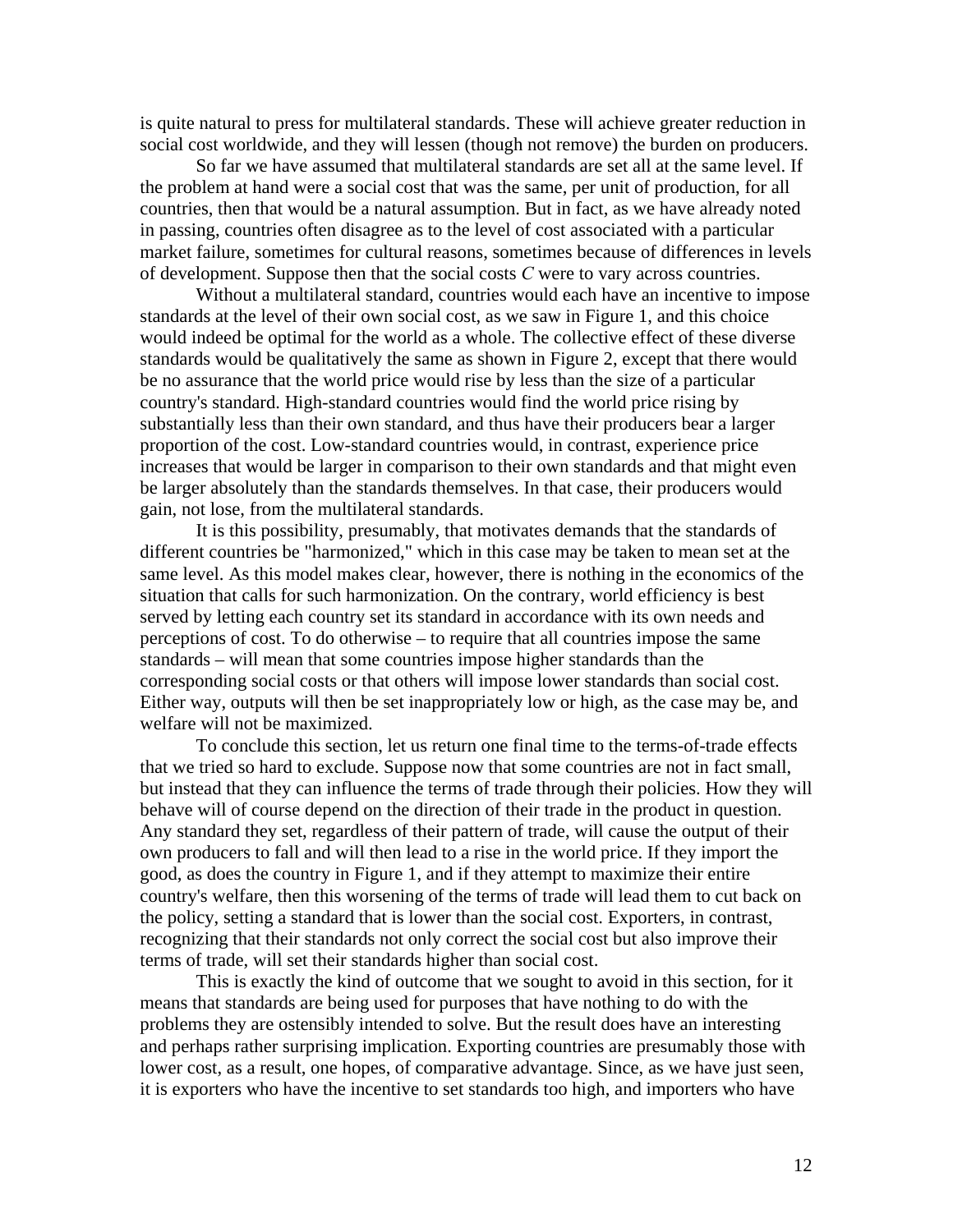is quite natural to press for multilateral standards. These will achieve greater reduction in social cost worldwide, and they will lessen (though not remove) the burden on producers.

So far we have assumed that multilateral standards are set all at the same level. If the problem at hand were a social cost that was the same, per unit of production, for all countries, then that would be a natural assumption. But in fact, as we have already noted in passing, countries often disagree as to the level of cost associated with a particular market failure, sometimes for cultural reasons, sometimes because of differences in levels of development. Suppose then that the social costs $C$ were to vary across countries.

Without a multilateral standard, countries would each have an incentive to impose standards at the level of their own social cost, as we saw in Figure 1, and this choice would indeed be optimal for the world as a whole. The collective effect of these diverse standards would be qualitatively the same as shown in Figure 2, except that there would be no assurance that the world price would rise by less than the size of a particular country's standard. High-standard countries would find the world price rising by substantially less than their own standard, and thus have their producers bear a larger proportion of the cost. Low-standard countries would, in contrast, experience price increases that would be larger in comparison to their own standards and that might even be larger absolutely than the standards themselves. In that case, their producers would gain, not lose, from the multilateral standards.

It is this possibility, presumably, that motivates demands that the standards of different countries be "harmonized," which in this case may be taken to mean set at the same level. As this model makes clear, however, there is nothing in the economics of the situation that calls for such harmonization. On the contrary, world efficiency is best served by letting each country set its standard in accordance with its own needs and perceptions of cost. To do otherwise – to require that all countries impose the same standards – will mean that some countries impose higher standards than the corresponding social costs or that others will impose lower standards than social cost. Either way, outputs will then be set inappropriately low or high, as the case may be, and welfare will not be maximized.

To conclude this section, let us return one final time to the terms-of-trade effects that we tried so hard to exclude. Suppose now that some countries are not in fact small, but instead that they can influence the terms of trade through their policies. How they will behave will of course depend on the direction of their trade in the product in question. Any standard they set, regardless of their pattern of trade, will cause the output of their own producers to fall and will then lead to a rise in the world price. If they import the good, as does the country in Figure 1, and if they attempt to maximize their entire country's welfare, then this worsening of the terms of trade will lead them to cut back on the policy, setting a standard that is lower than the social cost. Exporters, in contrast, recognizing that their standards not only correct the social cost but also improve their terms of trade, will set their standards higher than social cost.

This is exactly the kind of outcome that we sought to avoid in this section, for it means that standards are being used for purposes that have nothing to do with the problems they are ostensibly intended to solve. But the result does have an interesting and perhaps rather surprising implication. Exporting countries are presumably those with lower cost, as a result, one hopes, of comparative advantage. Since, as we have just seen, it is exporters who have the incentive to set standards too high, and importers who have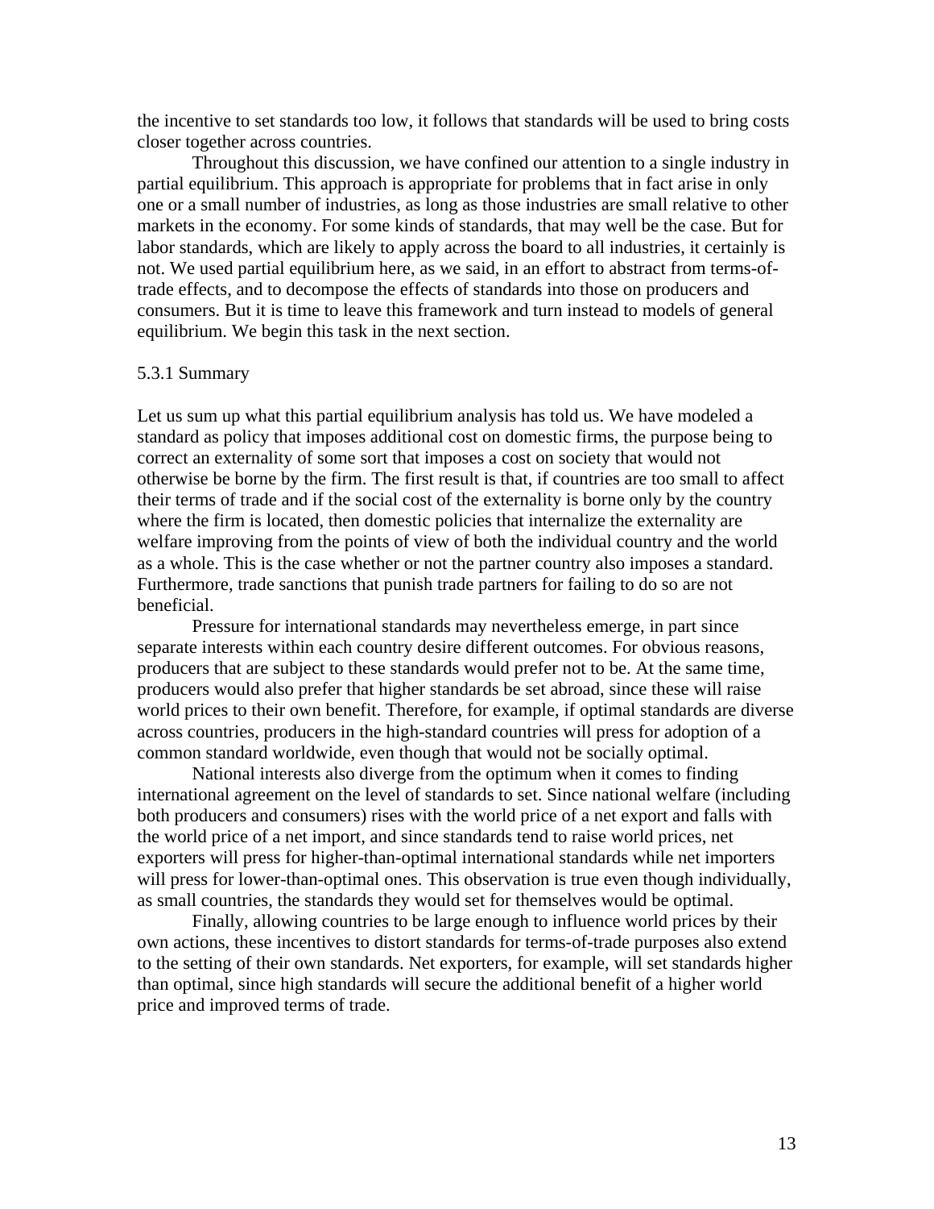the incentive to set standards too low, it follows that standards will be used to bring costs closer together across countries.

Throughout this discussion, we have confined our attention to a single industry in partial equilibrium. This approach is appropriate for problems that in fact arise in only one or a small number of industries, as long as those industries are small relative to other markets in the economy. For some kinds of standards, that may well be the case. But for labor standards, which are likely to apply across the board to all industries, it certainly is not. We used partial equilibrium here, as we said, in an effort to abstract from terms-of-trade effects, and to decompose the effects of standards into those on producers and consumers. But it is time to leave this framework and turn instead to models of general equilibrium. We begin this task in the next section.

### 5.3.1 Summary

Let us sum up what this partial equilibrium analysis has told us. We have modeled a standard as policy that imposes additional cost on domestic firms, the purpose being to correct an externality of some sort that imposes a cost on society that would not otherwise be borne by the firm. The first result is that, if countries are too small to affect their terms of trade and if the social cost of the externality is borne only by the country where the firm is located, then domestic policies that internalize the externality are welfare improving from the points of view of both the individual country and the world as a whole. This is the case whether or not the partner country also imposes a standard. Furthermore, trade sanctions that punish trade partners for failing to do so are not beneficial.

Pressure for international standards may nevertheless emerge, in part since separate interests within each country desire different outcomes. For obvious reasons, producers that are subject to these standards would prefer not to be. At the same time, producers would also prefer that higher standards be set abroad, since these will raise world prices to their own benefit. Therefore, for example, if optimal standards are diverse across countries, producers in the high-standard countries will press for adoption of a common standard worldwide, even though that would not be socially optimal.

National interests also diverge from the optimum when it comes to finding international agreement on the level of standards to set. Since national welfare (including both producers and consumers) rises with the world price of a net export and falls with the world price of a net import, and since standards tend to raise world prices, net exporters will press for higher-than-optimal international standards while net importers will press for lower-than-optimal ones. This observation is true even though individually, as small countries, the standards they would set for themselves would be optimal.

Finally, allowing countries to be large enough to influence world prices by their own actions, these incentives to distort standards for terms-of-trade purposes also extend to the setting of their own standards. Net exporters, for example, will set standards higher than optimal, since high standards will secure the additional benefit of a higher world price and improved terms of trade.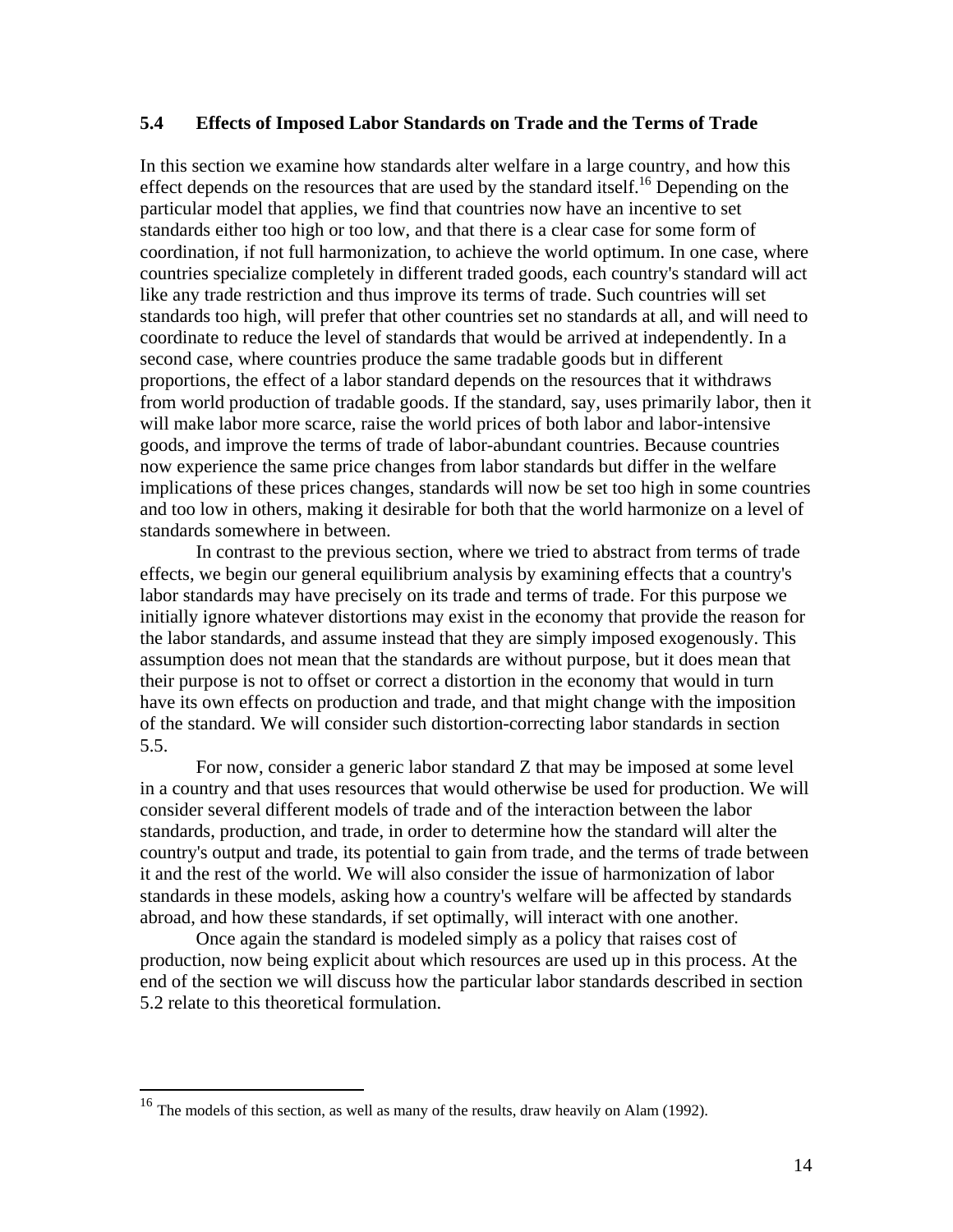### 5.4 Effects of Imposed Labor Standards on Trade and the Terms of Trade

In this section we examine how standards alter welfare in a large country, and how this effect depends on the resources that are used by the standard itself.[16] Depending on the particular model that applies, we find that countries now have an incentive to set standards either too high or too low, and that there is a clear case for some form of coordination, if not full harmonization, to achieve the world optimum. In one case, where countries specialize completely in different traded goods, each country's standard will act like any trade restriction and thus improve its terms of trade. Such countries will set standards too high, will prefer that other countries set no standards at all, and will need to coordinate to reduce the level of standards that would be arrived at independently. In a second case, where countries produce the same tradable goods but in different proportions, the effect of a labor standard depends on the resources that it withdraws from world production of tradable goods. If the standard, say, uses primarily labor, then it will make labor more scarce, raise the world prices of both labor and labor-intensive goods, and improve the terms of trade of labor-abundant countries. Because countries now experience the same price changes from labor standards but differ in the welfare implications of these prices changes, standards will now be set too high in some countries and too low in others, making it desirable for both that the world harmonize on a level of standards somewhere in between.

In contrast to the previous section, where we tried to abstract from terms of trade effects, we begin our general equilibrium analysis by examining effects that a country's labor standards may have precisely on its trade and terms of trade. For this purpose we initially ignore whatever distortions may exist in the economy that provide the reason for the labor standards, and assume instead that they are simply imposed exogenously. This assumption does not mean that the standards are without purpose, but it does mean that their purpose is not to offset or correct a distortion in the economy that would in turn have its own effects on production and trade, and that might change with the imposition of the standard. We will consider such distortion-correcting labor standards in section 5.5.

For now, consider a generic labor standard Z that may be imposed at some level in a country and that uses resources that would otherwise be used for production. We will consider several different models of trade and of the interaction between the labor standards, production, and trade, in order to determine how the standard will alter the country's output and trade, its potential to gain from trade, and the terms of trade between it and the rest of the world. We will also consider the issue of harmonization of labor standards in these models, asking how a country's welfare will be affected by standards abroad, and how these standards, if set optimally, will interact with one another.

Once again the standard is modeled simply as a policy that raises cost of production, now being explicit about which resources are used up in this process. At the end of the section we will discuss how the particular labor standards described in section 5.2 relate to this theoretical formulation.

---

[16] The models of this section, as well as many of the results, draw heavily on Alam (1992).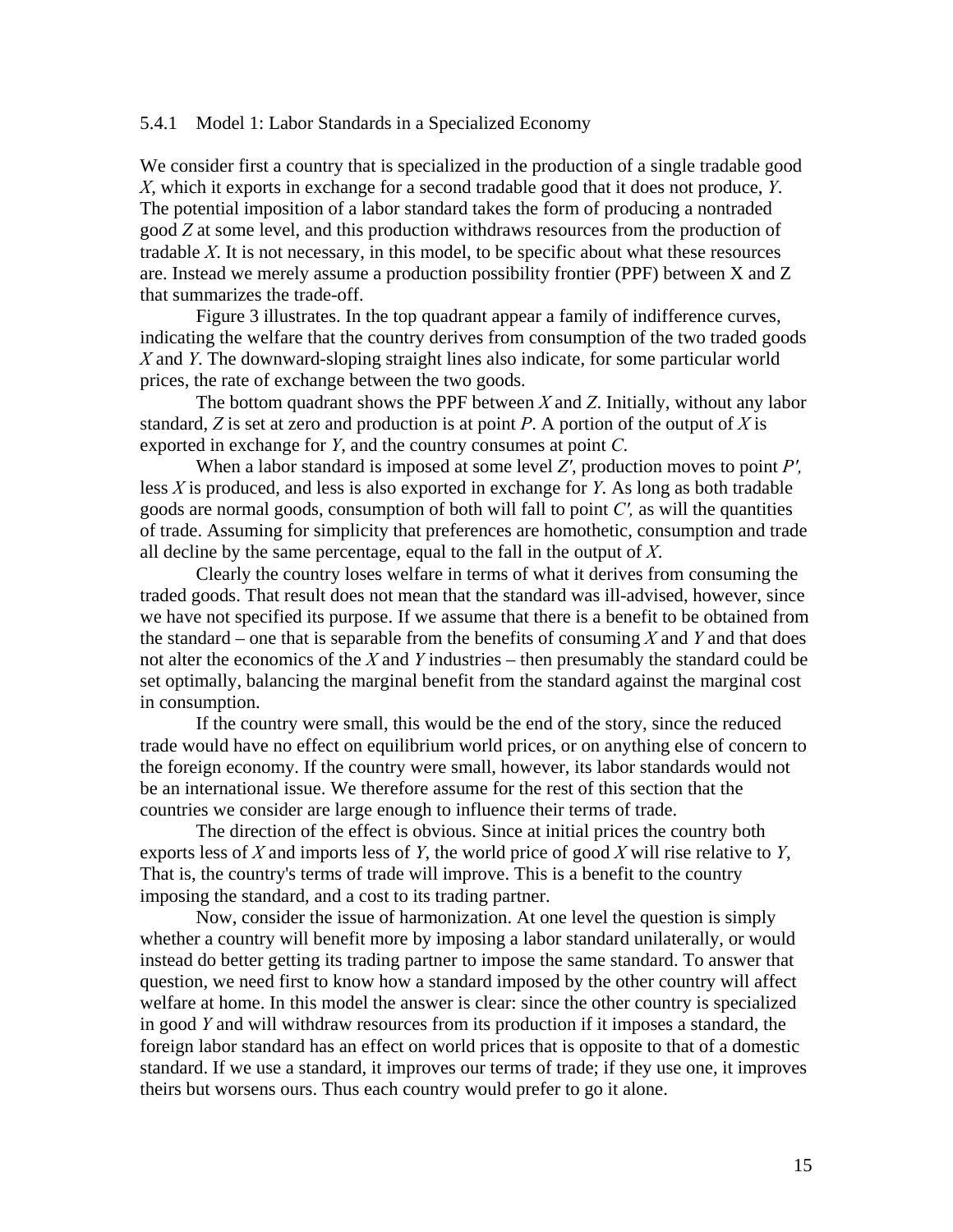### 5.4.1 Model 1: Labor Standards in a Specialized Economy

We consider first a country that is specialized in the production of a single tradable good *X*, which it exports in exchange for a second tradable good that it does not produce, *Y*. The potential imposition of a labor standard takes the form of producing a nontraded good *Z* at some level, and this production withdraws resources from the production of tradable *X*. It is not necessary, in this model, to be specific about what these resources are. Instead we merely assume a production possibility frontier (PPF) between X and Z that summarizes the trade-off.

Figure 3 illustrates. In the top quadrant appear a family of indifference curves, indicating the welfare that the country derives from consumption of the two traded goods *X* and *Y*. The downward-sloping straight lines also indicate, for some particular world prices, the rate of exchange between the two goods.

The bottom quadrant shows the PPF between *X* and *Z*. Initially, without any labor standard, *Z* is set at zero and production is at point *P*. A portion of the output of *X* is exported in exchange for *Y*, and the country consumes at point *C*.

When a labor standard is imposed at some level *Z′*, production moves to point *P′*, less *X* is produced, and less is also exported in exchange for *Y*. As long as both tradable goods are normal goods, consumption of both will fall to point *C′*, as will the quantities of trade. Assuming for simplicity that preferences are homothetic, consumption and trade all decline by the same percentage, equal to the fall in the output of *X*.

Clearly the country loses welfare in terms of what it derives from consuming the traded goods. That result does not mean that the standard was ill-advised, however, since we have not specified its purpose. If we assume that there is a benefit to be obtained from the standard – one that is separable from the benefits of consuming *X* and *Y* and that does not alter the economics of the *X* and *Y* industries – then presumably the standard could be set optimally, balancing the marginal benefit from the standard against the marginal cost in consumption.

If the country were small, this would be the end of the story, since the reduced trade would have no effect on equilibrium world prices, or on anything else of concern to the foreign economy. If the country were small, however, its labor standards would not be an international issue. We therefore assume for the rest of this section that the countries we consider are large enough to influence their terms of trade.

The direction of the effect is obvious. Since at initial prices the country both exports less of *X* and imports less of *Y*, the world price of good *X* will rise relative to *Y*, That is, the country's terms of trade will improve. This is a benefit to the country imposing the standard, and a cost to its trading partner.

Now, consider the issue of harmonization. At one level the question is simply whether a country will benefit more by imposing a labor standard unilaterally, or would instead do better getting its trading partner to impose the same standard. To answer that question, we need first to know how a standard imposed by the other country will affect welfare at home. In this model the answer is clear: since the other country is specialized in good *Y* and will withdraw resources from its production if it imposes a standard, the foreign labor standard has an effect on world prices that is opposite to that of a domestic standard. If we use a standard, it improves our terms of trade; if they use one, it improves theirs but worsens ours. Thus each country would prefer to go it alone.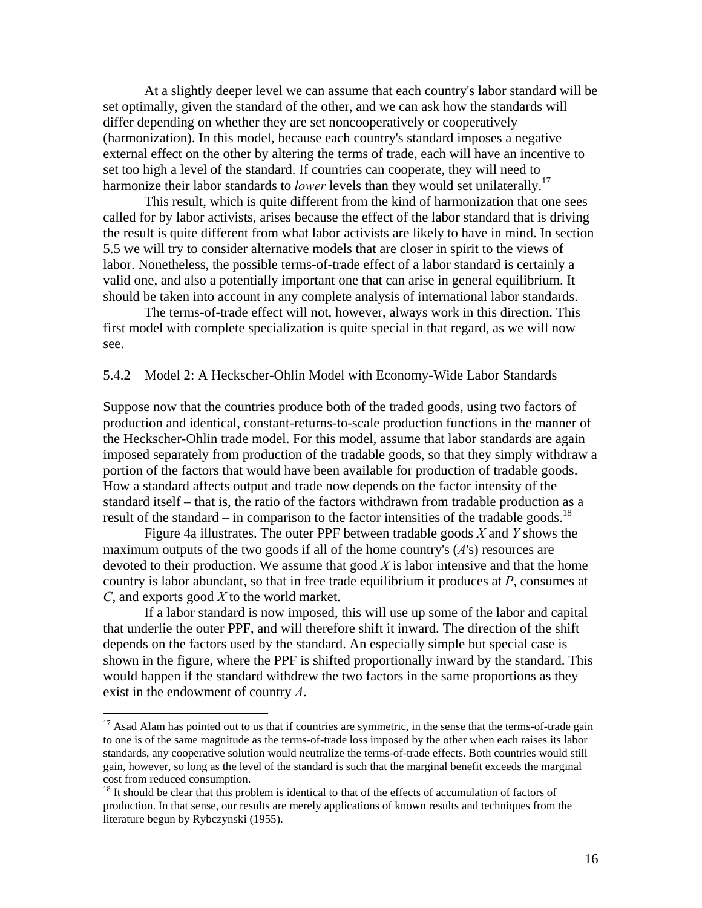At a slightly deeper level we can assume that each country's labor standard will be set optimally, given the standard of the other, and we can ask how the standards will differ depending on whether they are set noncooperatively or cooperatively (harmonization). In this model, because each country's standard imposes a negative external effect on the other by altering the terms of trade, each will have an incentive to set too high a level of the standard. If countries can cooperate, they will need to harmonize their labor standards to *lower* levels than they would set unilaterally.[17]

This result, which is quite different from the kind of harmonization that one sees called for by labor activists, arises because the effect of the labor standard that is driving the result is quite different from what labor activists are likely to have in mind. In section 5.5 we will try to consider alternative models that are closer in spirit to the views of labor. Nonetheless, the possible terms-of-trade effect of a labor standard is certainly a valid one, and also a potentially important one that can arise in general equilibrium. It should be taken into account in any complete analysis of international labor standards.

The terms-of-trade effect will not, however, always work in this direction. This first model with complete specialization is quite special in that regard, as we will now see.

### 5.4.2 Model 2: A Heckscher-Ohlin Model with Economy-Wide Labor Standards

Suppose now that the countries produce both of the traded goods, using two factors of production and identical, constant-returns-to-scale production functions in the manner of the Heckscher-Ohlin trade model. For this model, assume that labor standards are again imposed separately from production of the tradable goods, so that they simply withdraw a portion of the factors that would have been available for production of tradable goods. How a standard affects output and trade now depends on the factor intensity of the standard itself – that is, the ratio of the factors withdrawn from tradable production as a result of the standard – in comparison to the factor intensities of the tradable goods.[18]

Figure 4a illustrates. The outer PPF between tradable goods $X$ and $Y$ shows the maximum outputs of the two goods if all of the home country's ($A$'s) resources are devoted to their production. We assume that good $X$ is labor intensive and that the home country is labor abundant, so that in free trade equilibrium it produces at $P$, consumes at $C$, and exports good $X$ to the world market.

If a labor standard is now imposed, this will use up some of the labor and capital that underlie the outer PPF, and will therefore shift it inward. The direction of the shift depends on the factors used by the standard. An especially simple but special case is shown in the figure, where the PPF is shifted proportionally inward by the standard. This would happen if the standard withdrew the two factors in the same proportions as they exist in the endowment of country $A$.

---

[17] Asad Alam has pointed out to us that if countries are symmetric, in the sense that the terms-of-trade gain to one is of the same magnitude as the terms-of-trade loss imposed by the other when each raises its labor standards, any cooperative solution would neutralize the terms-of-trade effects. Both countries would still gain, however, so long as the level of the standard is such that the marginal benefit exceeds the marginal cost from reduced consumption.

[18] It should be clear that this problem is identical to that of the effects of accumulation of factors of production. In that sense, our results are merely applications of known results and techniques from the literature begun by Rybczynski (1955).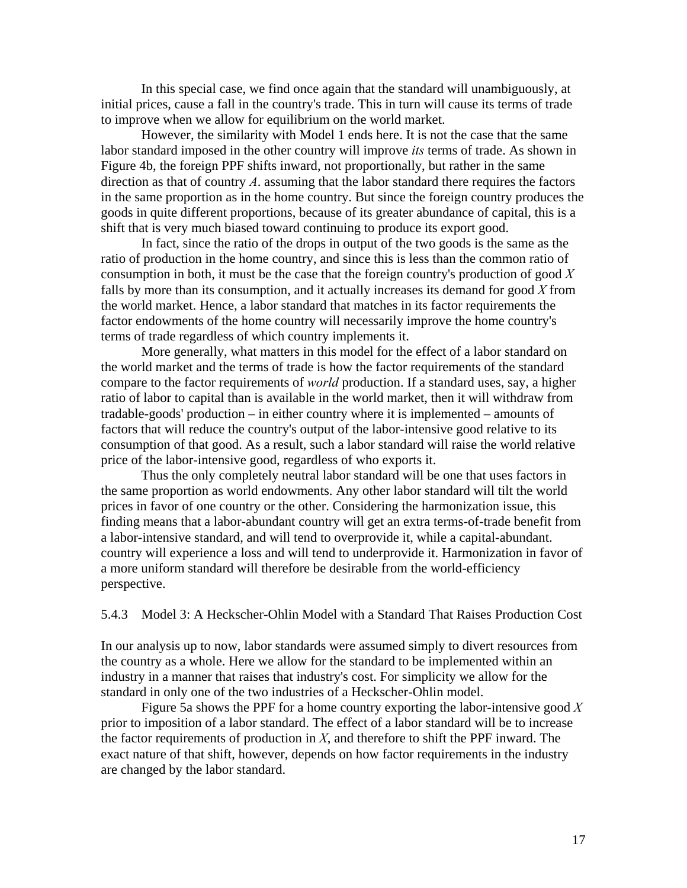In this special case, we find once again that the standard will unambiguously, at initial prices, cause a fall in the country's trade. This in turn will cause its terms of trade to improve when we allow for equilibrium on the world market.

However, the similarity with Model 1 ends here. It is not the case that the same labor standard imposed in the other country will improve *its* terms of trade. As shown in Figure 4b, the foreign PPF shifts inward, not proportionally, but rather in the same direction as that of country *A*. assuming that the labor standard there requires the factors in the same proportion as in the home country. But since the foreign country produces the goods in quite different proportions, because of its greater abundance of capital, this is a shift that is very much biased toward continuing to produce its export good.

In fact, since the ratio of the drops in output of the two goods is the same as the ratio of production in the home country, and since this is less than the common ratio of consumption in both, it must be the case that the foreign country's production of good *X* falls by more than its consumption, and it actually increases its demand for good *X* from the world market. Hence, a labor standard that matches in its factor requirements the factor endowments of the home country will necessarily improve the home country's terms of trade regardless of which country implements it.

More generally, what matters in this model for the effect of a labor standard on the world market and the terms of trade is how the factor requirements of the standard compare to the factor requirements of *world* production. If a standard uses, say, a higher ratio of labor to capital than is available in the world market, then it will withdraw from tradable-goods' production – in either country where it is implemented – amounts of factors that will reduce the country's output of the labor-intensive good relative to its consumption of that good. As a result, such a labor standard will raise the world relative price of the labor-intensive good, regardless of who exports it.

Thus the only completely neutral labor standard will be one that uses factors in the same proportion as world endowments. Any other labor standard will tilt the world prices in favor of one country or the other. Considering the harmonization issue, this finding means that a labor-abundant country will get an extra terms-of-trade benefit from a labor-intensive standard, and will tend to overprovide it, while a capital-abundant. country will experience a loss and will tend to underprovide it. Harmonization in favor of a more uniform standard will therefore be desirable from the world-efficiency perspective.

### 5.4.3 Model 3: A Heckscher-Ohlin Model with a Standard That Raises Production Cost

In our analysis up to now, labor standards were assumed simply to divert resources from the country as a whole. Here we allow for the standard to be implemented within an industry in a manner that raises that industry's cost. For simplicity we allow for the standard in only one of the two industries of a Heckscher-Ohlin model.

Figure 5a shows the PPF for a home country exporting the labor-intensive good *X* prior to imposition of a labor standard. The effect of a labor standard will be to increase the factor requirements of production in *X*, and therefore to shift the PPF inward. The exact nature of that shift, however, depends on how factor requirements in the industry are changed by the labor standard.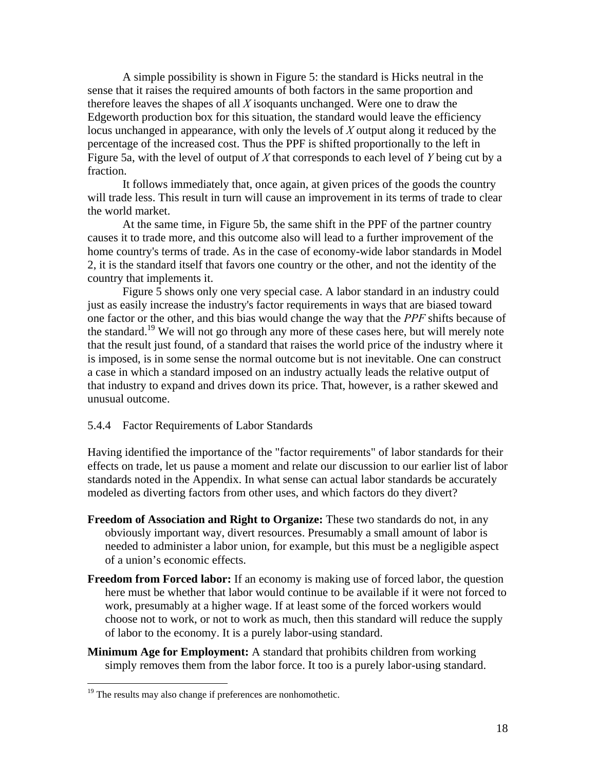A simple possibility is shown in Figure 5: the standard is Hicks neutral in the sense that it raises the required amounts of both factors in the same proportion and therefore leaves the shapes of all *X* isoquants unchanged. Were one to draw the Edgeworth production box for this situation, the standard would leave the efficiency locus unchanged in appearance, with only the levels of *X* output along it reduced by the percentage of the increased cost. Thus the PPF is shifted proportionally to the left in Figure 5a, with the level of output of *X* that corresponds to each level of *Y* being cut by a fraction.

It follows immediately that, once again, at given prices of the goods the country will trade less. This result in turn will cause an improvement in its terms of trade to clear the world market.

At the same time, in Figure 5b, the same shift in the PPF of the partner country causes it to trade more, and this outcome also will lead to a further improvement of the home country's terms of trade. As in the case of economy-wide labor standards in Model 2, it is the standard itself that favors one country or the other, and not the identity of the country that implements it.

Figure 5 shows only one very special case. A labor standard in an industry could just as easily increase the industry's factor requirements in ways that are biased toward one factor or the other, and this bias would change the way that the *PPF* shifts because of the standard.[19] We will not go through any more of these cases here, but will merely note that the result just found, of a standard that raises the world price of the industry where it is imposed, is in some sense the normal outcome but is not inevitable. One can construct a case in which a standard imposed on an industry actually leads the relative output of that industry to expand and drives down its price. That, however, is a rather skewed and unusual outcome.

### 5.4.4 Factor Requirements of Labor Standards

Having identified the importance of the "factor requirements" of labor standards for their effects on trade, let us pause a moment and relate our discussion to our earlier list of labor standards noted in the Appendix. In what sense can actual labor standards be accurately modeled as diverting factors from other uses, and which factors do they divert?

**Freedom of Association and Right to Organize:** These two standards do not, in any obviously important way, divert resources. Presumably a small amount of labor is needed to administer a labor union, for example, but this must be a negligible aspect of a union's economic effects.

**Freedom from Forced labor:** If an economy is making use of forced labor, the question here must be whether that labor would continue to be available if it were not forced to work, presumably at a higher wage. If at least some of the forced workers would choose not to work, or not to work as much, then this standard will reduce the supply of labor to the economy. It is a purely labor-using standard.

**Minimum Age for Employment:** A standard that prohibits children from working simply removes them from the labor force. It too is a purely labor-using standard.

[19] The results may also change if preferences are nonhomothetic.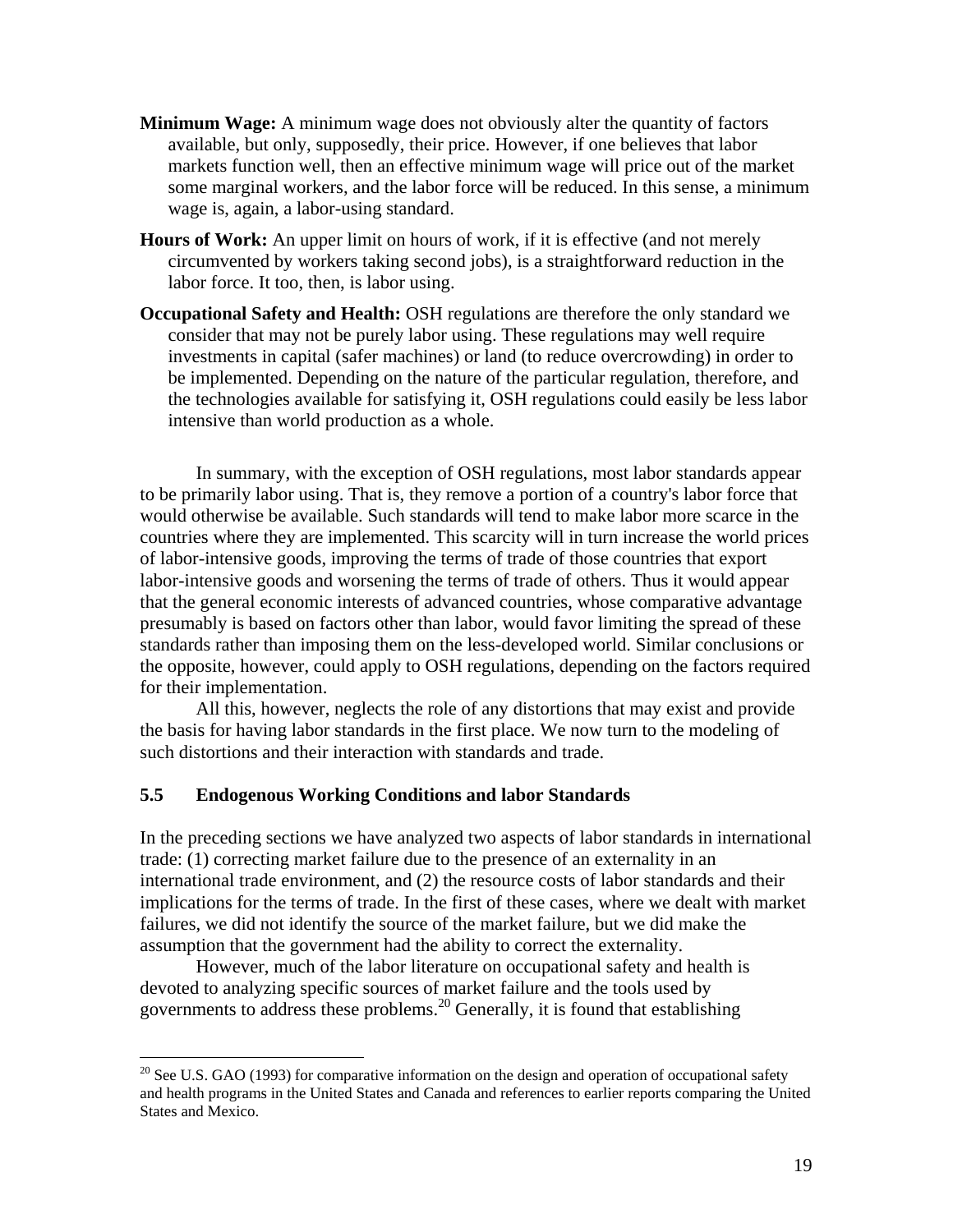**Minimum Wage:** A minimum wage does not obviously alter the quantity of factors available, but only, supposedly, their price. However, if one believes that labor markets function well, then an effective minimum wage will price out of the market some marginal workers, and the labor force will be reduced. In this sense, a minimum wage is, again, a labor-using standard.

**Hours of Work:** An upper limit on hours of work, if it is effective (and not merely circumvented by workers taking second jobs), is a straightforward reduction in the labor force. It too, then, is labor using.

**Occupational Safety and Health:** OSH regulations are therefore the only standard we consider that may not be purely labor using. These regulations may well require investments in capital (safer machines) or land (to reduce overcrowding) in order to be implemented. Depending on the nature of the particular regulation, therefore, and the technologies available for satisfying it, OSH regulations could easily be less labor intensive than world production as a whole.

In summary, with the exception of OSH regulations, most labor standards appear to be primarily labor using. That is, they remove a portion of a country's labor force that would otherwise be available. Such standards will tend to make labor more scarce in the countries where they are implemented. This scarcity will in turn increase the world prices of labor-intensive goods, improving the terms of trade of those countries that export labor-intensive goods and worsening the terms of trade of others. Thus it would appear that the general economic interests of advanced countries, whose comparative advantage presumably is based on factors other than labor, would favor limiting the spread of these standards rather than imposing them on the less-developed world. Similar conclusions or the opposite, however, could apply to OSH regulations, depending on the factors required for their implementation.

All this, however, neglects the role of any distortions that may exist and provide the basis for having labor standards in the first place. We now turn to the modeling of such distortions and their interaction with standards and trade.

### 5.5 Endogenous Working Conditions and labor Standards

In the preceding sections we have analyzed two aspects of labor standards in international trade: (1) correcting market failure due to the presence of an externality in an international trade environment, and (2) the resource costs of labor standards and their implications for the terms of trade. In the first of these cases, where we dealt with market failures, we did not identify the source of the market failure, but we did make the assumption that the government had the ability to correct the externality.

However, much of the labor literature on occupational safety and health is devoted to analyzing specific sources of market failure and the tools used by governments to address these problems.[20] Generally, it is found that establishing

[20] See U.S. GAO (1993) for comparative information on the design and operation of occupational safety and health programs in the United States and Canada and references to earlier reports comparing the United States and Mexico.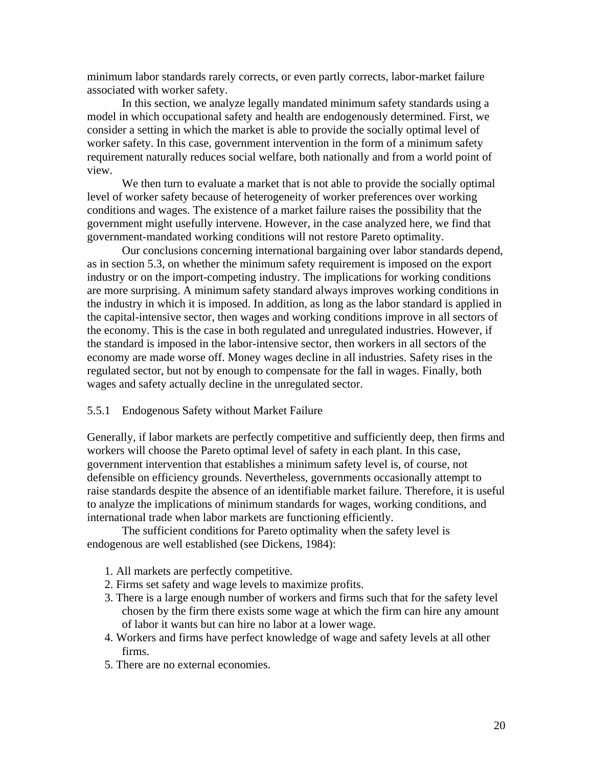minimum labor standards rarely corrects, or even partly corrects, labor-market failure associated with worker safety.

In this section, we analyze legally mandated minimum safety standards using a model in which occupational safety and health are endogenously determined. First, we consider a setting in which the market is able to provide the socially optimal level of worker safety. In this case, government intervention in the form of a minimum safety requirement naturally reduces social welfare, both nationally and from a world point of view.

We then turn to evaluate a market that is not able to provide the socially optimal level of worker safety because of heterogeneity of worker preferences over working conditions and wages. The existence of a market failure raises the possibility that the government might usefully intervene. However, in the case analyzed here, we find that government-mandated working conditions will not restore Pareto optimality.

Our conclusions concerning international bargaining over labor standards depend, as in section 5.3, on whether the minimum safety requirement is imposed on the export industry or on the import-competing industry. The implications for working conditions are more surprising. A minimum safety standard always improves working conditions in the industry in which it is imposed. In addition, as long as the labor standard is applied in the capital-intensive sector, then wages and working conditions improve in all sectors of the economy. This is the case in both regulated and unregulated industries. However, if the standard is imposed in the labor-intensive sector, then workers in all sectors of the economy are made worse off. Money wages decline in all industries. Safety rises in the regulated sector, but not by enough to compensate for the fall in wages. Finally, both wages and safety actually decline in the unregulated sector.

### 5.5.1 Endogenous Safety without Market Failure

Generally, if labor markets are perfectly competitive and sufficiently deep, then firms and workers will choose the Pareto optimal level of safety in each plant. In this case, government intervention that establishes a minimum safety level is, of course, not defensible on efficiency grounds. Nevertheless, governments occasionally attempt to raise standards despite the absence of an identifiable market failure. Therefore, it is useful to analyze the implications of minimum standards for wages, working conditions, and international trade when labor markets are functioning efficiently.

The sufficient conditions for Pareto optimality when the safety level is endogenous are well established (see Dickens, 1984):

1. All markets are perfectly competitive.
2. Firms set safety and wage levels to maximize profits.
3. There is a large enough number of workers and firms such that for the safety level chosen by the firm there exists some wage at which the firm can hire any amount of labor it wants but can hire no labor at a lower wage.
4. Workers and firms have perfect knowledge of wage and safety levels at all other firms.
5. There are no external economies.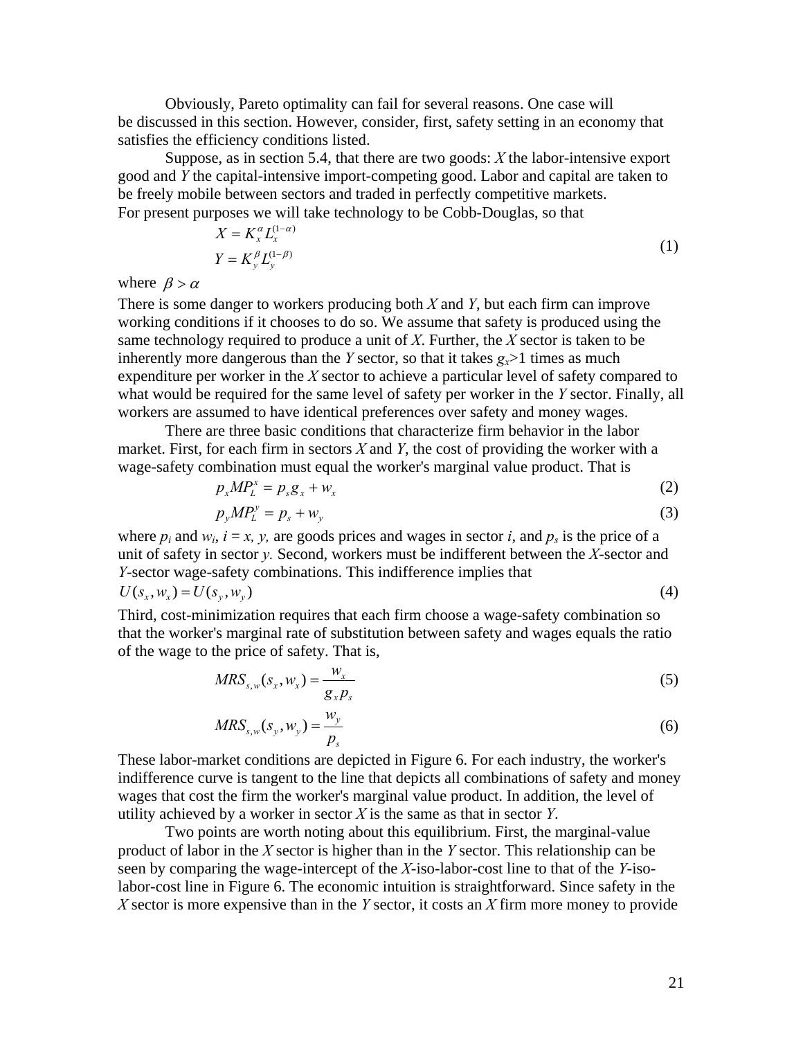Obviously, Pareto optimality can fail for several reasons. One case will be discussed in this section. However, consider, first, safety setting in an economy that satisfies the efficiency conditions listed.

Suppose, as in section 5.4, that there are two goods: *X* the labor-intensive export good and *Y* the capital-intensive import-competing good. Labor and capital are taken to be freely mobile between sectors and traded in perfectly competitive markets. For present purposes we will take technology to be Cobb-Douglas, so that

$$\begin{aligned} X &= K_x^{\alpha} L_x^{(1-\alpha)} \\ Y &= K_y^{\beta} L_y^{(1-\beta)} \end{aligned} \tag{1}$$

where $\beta > \alpha$

There is some danger to workers producing both *X* and *Y*, but each firm can improve working conditions if it chooses to do so. We assume that safety is produced using the same technology required to produce a unit of *X*. Further, the *X* sector is taken to be inherently more dangerous than the *Y* sector, so that it takes $g_x$>1 times as much expenditure per worker in the *X* sector to achieve a particular level of safety compared to what would be required for the same level of safety per worker in the *Y* sector. Finally, all workers are assumed to have identical preferences over safety and money wages.

There are three basic conditions that characterize firm behavior in the labor market. First, for each firm in sectors *X* and *Y*, the cost of providing the worker with a wage-safety combination must equal the worker's marginal value product. That is

$$p_x MP_L^x = p_s g_x + w_x \tag{2}$$

$$p_y MP_L^y = p_s + w_y \tag{3}$$

where $p_i$ and $w_i$, $i = x, y,$ are goods prices and wages in sector *i*, and $p_s$ is the price of a unit of safety in sector *y.* Second, workers must be indifferent between the *X*-sector and *Y*-sector wage-safety combinations. This indifference implies that

$$U(s_x, w_x) = U(s_y, w_y) \tag{4}$$

Third, cost-minimization requires that each firm choose a wage-safety combination so that the worker's marginal rate of substitution between safety and wages equals the ratio of the wage to the price of safety. That is,

$$MRS_{s,w}(s_x, w_x) = \frac{w_x}{g_x p_s} \tag{5}$$

$$MRS_{s,w}(s_y, w_y) = \frac{w_y}{p_s} \tag{6}$$

These labor-market conditions are depicted in Figure 6. For each industry, the worker's indifference curve is tangent to the line that depicts all combinations of safety and money wages that cost the firm the worker's marginal value product. In addition, the level of utility achieved by a worker in sector *X* is the same as that in sector *Y*.

Two points are worth noting about this equilibrium. First, the marginal-value product of labor in the *X* sector is higher than in the *Y* sector. This relationship can be seen by comparing the wage-intercept of the *X*-iso-labor-cost line to that of the *Y*-iso-labor-cost line in Figure 6. The economic intuition is straightforward. Since safety in the *X* sector is more expensive than in the *Y* sector, it costs an *X* firm more money to provide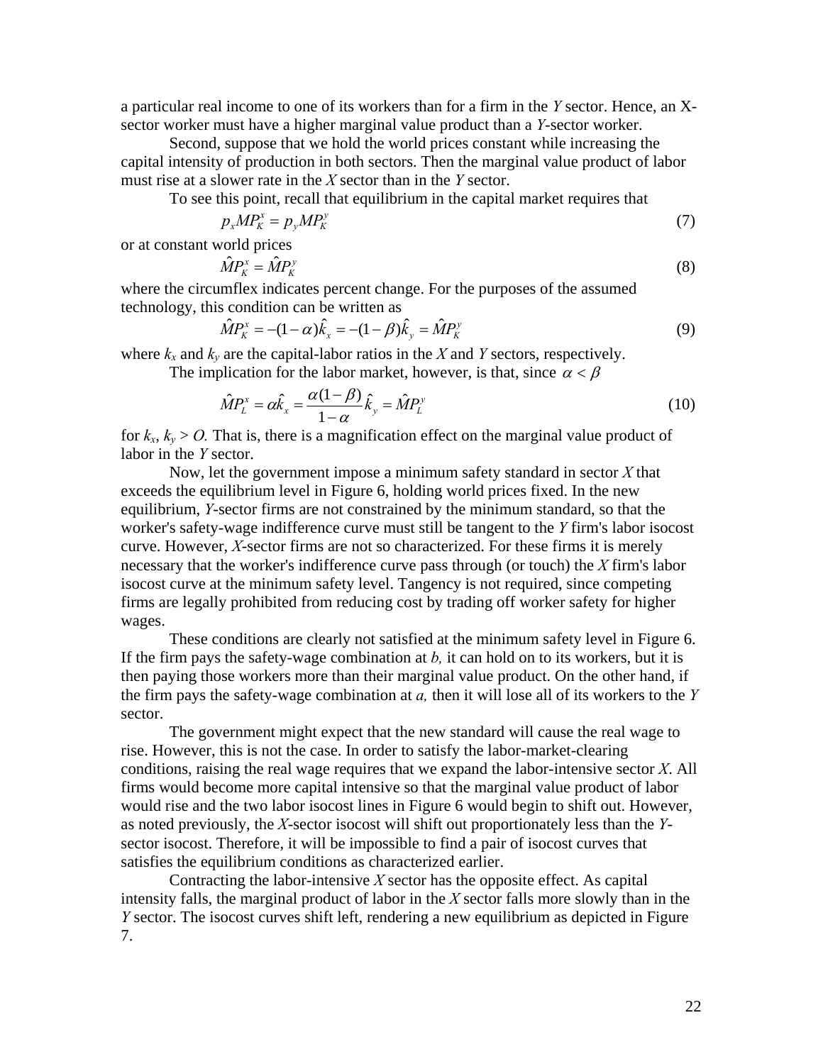a particular real income to one of its workers than for a firm in the *Y* sector. Hence, an X-sector worker must have a higher marginal value product than a *Y*-sector worker.

Second, suppose that we hold the world prices constant while increasing the capital intensity of production in both sectors. Then the marginal value product of labor must rise at a slower rate in the *X* sector than in the *Y* sector.

To see this point, recall that equilibrium in the capital market requires that

$$p_x MP_K^x = p_y MP_K^y \tag{7}$$

or at constant world prices

$$\hat{M}P_K^x = \hat{M}P_K^y \tag{8}$$

where the circumflex indicates percent change. For the purposes of the assumed technology, this condition can be written as

$$\hat{M}P_K^x = -(1-\alpha)\hat{k}_x = -(1-\beta)\hat{k}_y = \hat{M}P_K^y \tag{9}$$

where $k_x$ and $k_y$ are the capital-labor ratios in the *X* and *Y* sectors, respectively.

The implication for the labor market, however, is that, since $\alpha < \beta$

$$\hat{M}P_L^x = \alpha\hat{k}_x = \frac{\alpha(1-\beta)}{1-\alpha}\hat{k}_y = \hat{M}P_L^y \tag{10}$$

for $k_x$, $k_y > O$. That is, there is a magnification effect on the marginal value product of labor in the *Y* sector.

Now, let the government impose a minimum safety standard in sector *X* that exceeds the equilibrium level in Figure 6, holding world prices fixed. In the new equilibrium, *Y*-sector firms are not constrained by the minimum standard, so that the worker's safety-wage indifference curve must still be tangent to the *Y* firm's labor isocost curve. However, *X*-sector firms are not so characterized. For these firms it is merely necessary that the worker's indifference curve pass through (or touch) the *X* firm's labor isocost curve at the minimum safety level. Tangency is not required, since competing firms are legally prohibited from reducing cost by trading off worker safety for higher wages.

These conditions are clearly not satisfied at the minimum safety level in Figure 6. If the firm pays the safety-wage combination at *b,* it can hold on to its workers, but it is then paying those workers more than their marginal value product. On the other hand, if the firm pays the safety-wage combination at *a,* then it will lose all of its workers to the *Y* sector.

The government might expect that the new standard will cause the real wage to rise. However, this is not the case. In order to satisfy the labor-market-clearing conditions, raising the real wage requires that we expand the labor-intensive sector *X*. All firms would become more capital intensive so that the marginal value product of labor would rise and the two labor isocost lines in Figure 6 would begin to shift out. However, as noted previously, the *X*-sector isocost will shift out proportionately less than the *Y*-sector isocost. Therefore, it will be impossible to find a pair of isocost curves that satisfies the equilibrium conditions as characterized earlier.

Contracting the labor-intensive *X* sector has the opposite effect. As capital intensity falls, the marginal product of labor in the *X* sector falls more slowly than in the *Y* sector. The isocost curves shift left, rendering a new equilibrium as depicted in Figure 7.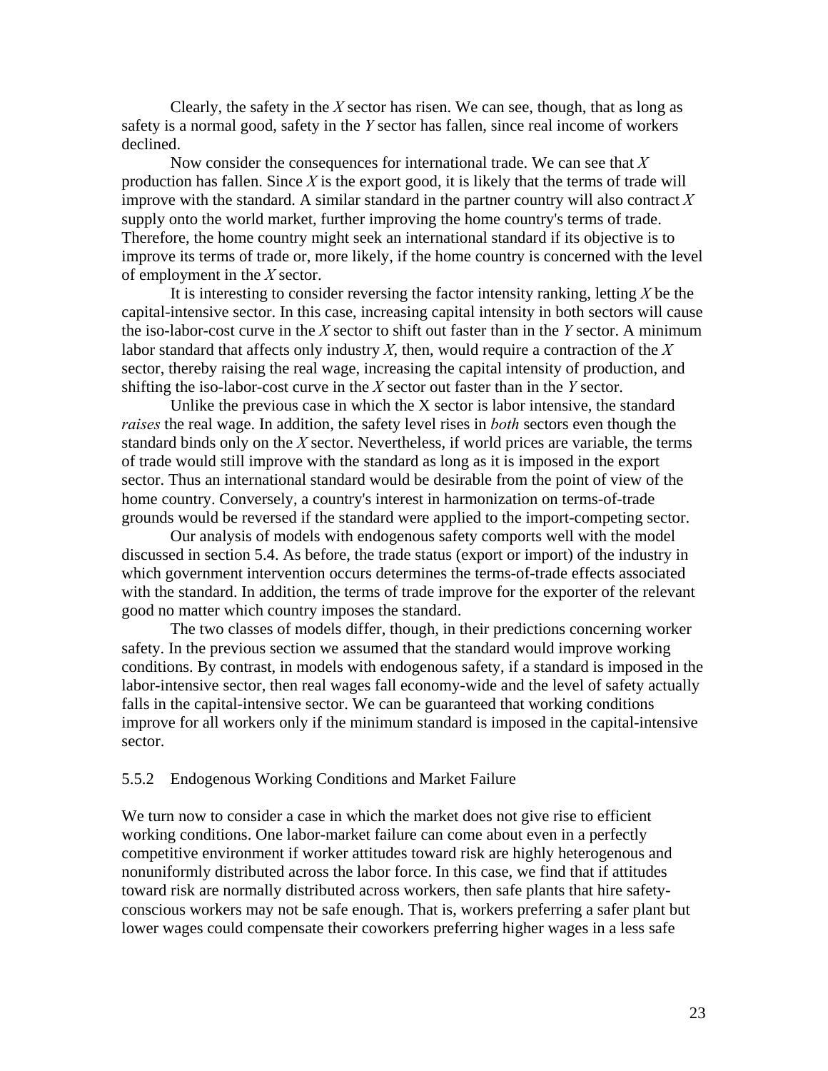Clearly, the safety in the *X* sector has risen. We can see, though, that as long as safety is a normal good, safety in the *Y* sector has fallen, since real income of workers declined.

Now consider the consequences for international trade. We can see that *X* production has fallen. Since *X* is the export good, it is likely that the terms of trade will improve with the standard. A similar standard in the partner country will also contract *X* supply onto the world market, further improving the home country's terms of trade. Therefore, the home country might seek an international standard if its objective is to improve its terms of trade or, more likely, if the home country is concerned with the level of employment in the *X* sector.

It is interesting to consider reversing the factor intensity ranking, letting *X* be the capital-intensive sector. In this case, increasing capital intensity in both sectors will cause the iso-labor-cost curve in the *X* sector to shift out faster than in the *Y* sector. A minimum labor standard that affects only industry *X*, then, would require a contraction of the *X* sector, thereby raising the real wage, increasing the capital intensity of production, and shifting the iso-labor-cost curve in the *X* sector out faster than in the *Y* sector.

Unlike the previous case in which the X sector is labor intensive, the standard *raises* the real wage. In addition, the safety level rises in *both* sectors even though the standard binds only on the *X* sector. Nevertheless, if world prices are variable, the terms of trade would still improve with the standard as long as it is imposed in the export sector. Thus an international standard would be desirable from the point of view of the home country. Conversely, a country's interest in harmonization on terms-of-trade grounds would be reversed if the standard were applied to the import-competing sector.

Our analysis of models with endogenous safety comports well with the model discussed in section 5.4. As before, the trade status (export or import) of the industry in which government intervention occurs determines the terms-of-trade effects associated with the standard. In addition, the terms of trade improve for the exporter of the relevant good no matter which country imposes the standard.

The two classes of models differ, though, in their predictions concerning worker safety. In the previous section we assumed that the standard would improve working conditions. By contrast, in models with endogenous safety, if a standard is imposed in the labor-intensive sector, then real wages fall economy-wide and the level of safety actually falls in the capital-intensive sector. We can be guaranteed that working conditions improve for all workers only if the minimum standard is imposed in the capital-intensive sector.

### 5.5.2 Endogenous Working Conditions and Market Failure

We turn now to consider a case in which the market does not give rise to efficient working conditions. One labor-market failure can come about even in a perfectly competitive environment if worker attitudes toward risk are highly heterogenous and nonuniformly distributed across the labor force. In this case, we find that if attitudes toward risk are normally distributed across workers, then safe plants that hire safety-conscious workers may not be safe enough. That is, workers preferring a safer plant but lower wages could compensate their coworkers preferring higher wages in a less safe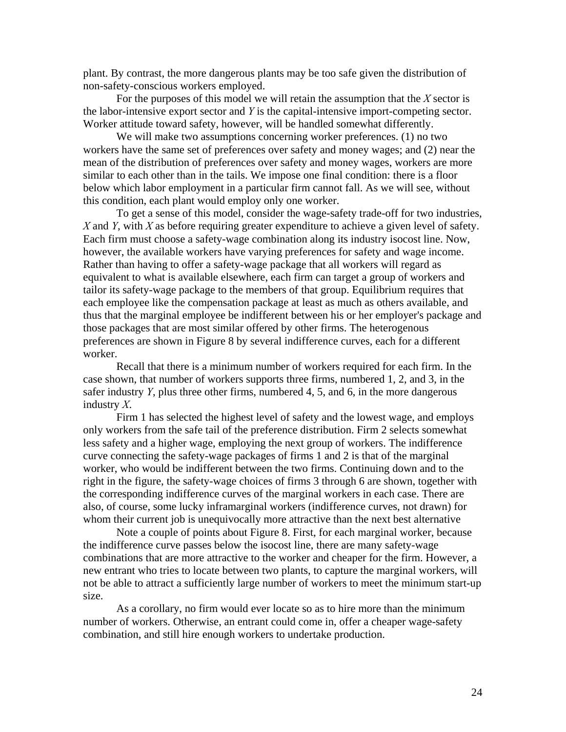plant. By contrast, the more dangerous plants may be too safe given the distribution of non-safety-conscious workers employed.

For the purposes of this model we will retain the assumption that the *X* sector is the labor-intensive export sector and *Y* is the capital-intensive import-competing sector. Worker attitude toward safety, however, will be handled somewhat differently.

We will make two assumptions concerning worker preferences. (1) no two workers have the same set of preferences over safety and money wages; and (2) near the mean of the distribution of preferences over safety and money wages, workers are more similar to each other than in the tails. We impose one final condition: there is a floor below which labor employment in a particular firm cannot fall. As we will see, without this condition, each plant would employ only one worker.

To get a sense of this model, consider the wage-safety trade-off for two industries, *X* and *Y*, with *X* as before requiring greater expenditure to achieve a given level of safety. Each firm must choose a safety-wage combination along its industry isocost line. Now, however, the available workers have varying preferences for safety and wage income. Rather than having to offer a safety-wage package that all workers will regard as equivalent to what is available elsewhere, each firm can target a group of workers and tailor its safety-wage package to the members of that group. Equilibrium requires that each employee like the compensation package at least as much as others available, and thus that the marginal employee be indifferent between his or her employer's package and those packages that are most similar offered by other firms. The heterogenous preferences are shown in Figure 8 by several indifference curves, each for a different worker.

Recall that there is a minimum number of workers required for each firm. In the case shown, that number of workers supports three firms, numbered 1, 2, and 3, in the safer industry *Y*, plus three other firms, numbered 4, 5, and 6, in the more dangerous industry *X*.

Firm 1 has selected the highest level of safety and the lowest wage, and employs only workers from the safe tail of the preference distribution. Firm 2 selects somewhat less safety and a higher wage, employing the next group of workers. The indifference curve connecting the safety-wage packages of firms 1 and 2 is that of the marginal worker, who would be indifferent between the two firms. Continuing down and to the right in the figure, the safety-wage choices of firms 3 through 6 are shown, together with the corresponding indifference curves of the marginal workers in each case. There are also, of course, some lucky inframarginal workers (indifference curves, not drawn) for whom their current job is unequivocally more attractive than the next best alternative

Note a couple of points about Figure 8. First, for each marginal worker, because the indifference curve passes below the isocost line, there are many safety-wage combinations that are more attractive to the worker and cheaper for the firm. However, a new entrant who tries to locate between two plants, to capture the marginal workers, will not be able to attract a sufficiently large number of workers to meet the minimum start-up size.

As a corollary, no firm would ever locate so as to hire more than the minimum number of workers. Otherwise, an entrant could come in, offer a cheaper wage-safety combination, and still hire enough workers to undertake production.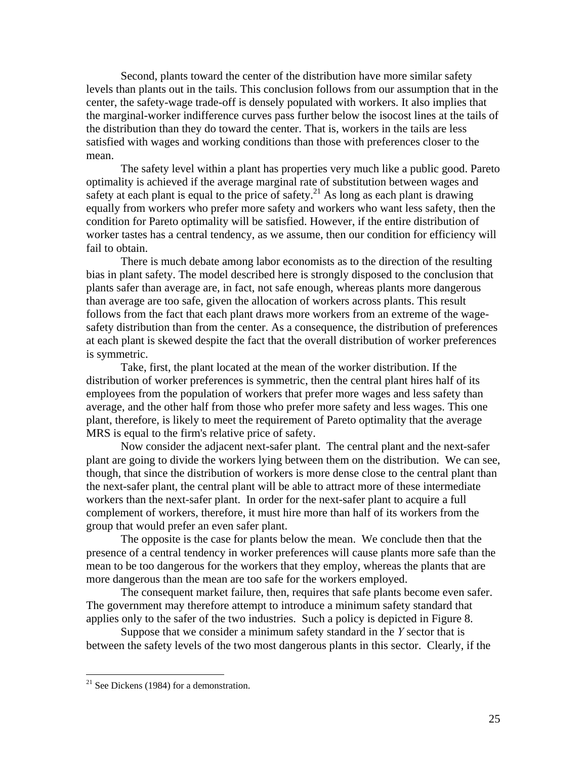Second, plants toward the center of the distribution have more similar safety levels than plants out in the tails. This conclusion follows from our assumption that in the center, the safety-wage trade-off is densely populated with workers. It also implies that the marginal-worker indifference curves pass further below the isocost lines at the tails of the distribution than they do toward the center. That is, workers in the tails are less satisfied with wages and working conditions than those with preferences closer to the mean.

The safety level within a plant has properties very much like a public good. Pareto optimality is achieved if the average marginal rate of substitution between wages and safety at each plant is equal to the price of safety.[21] As long as each plant is drawing equally from workers who prefer more safety and workers who want less safety, then the condition for Pareto optimality will be satisfied. However, if the entire distribution of worker tastes has a central tendency, as we assume, then our condition for efficiency will fail to obtain.

There is much debate among labor economists as to the direction of the resulting bias in plant safety. The model described here is strongly disposed to the conclusion that plants safer than average are, in fact, not safe enough, whereas plants more dangerous than average are too safe, given the allocation of workers across plants. This result follows from the fact that each plant draws more workers from an extreme of the wage-safety distribution than from the center. As a consequence, the distribution of preferences at each plant is skewed despite the fact that the overall distribution of worker preferences is symmetric.

Take, first, the plant located at the mean of the worker distribution. If the distribution of worker preferences is symmetric, then the central plant hires half of its employees from the population of workers that prefer more wages and less safety than average, and the other half from those who prefer more safety and less wages. This one plant, therefore, is likely to meet the requirement of Pareto optimality that the average MRS is equal to the firm's relative price of safety.

Now consider the adjacent next-safer plant. The central plant and the next-safer plant are going to divide the workers lying between them on the distribution. We can see, though, that since the distribution of workers is more dense close to the central plant than the next-safer plant, the central plant will be able to attract more of these intermediate workers than the next-safer plant. In order for the next-safer plant to acquire a full complement of workers, therefore, it must hire more than half of its workers from the group that would prefer an even safer plant.

The opposite is the case for plants below the mean. We conclude then that the presence of a central tendency in worker preferences will cause plants more safe than the mean to be too dangerous for the workers that they employ, whereas the plants that are more dangerous than the mean are too safe for the workers employed.

The consequent market failure, then, requires that safe plants become even safer. The government may therefore attempt to introduce a minimum safety standard that applies only to the safer of the two industries. Such a policy is depicted in Figure 8.

Suppose that we consider a minimum safety standard in the $Y$ sector that is between the safety levels of the two most dangerous plants in this sector. Clearly, if the

[21] See Dickens (1984) for a demonstration.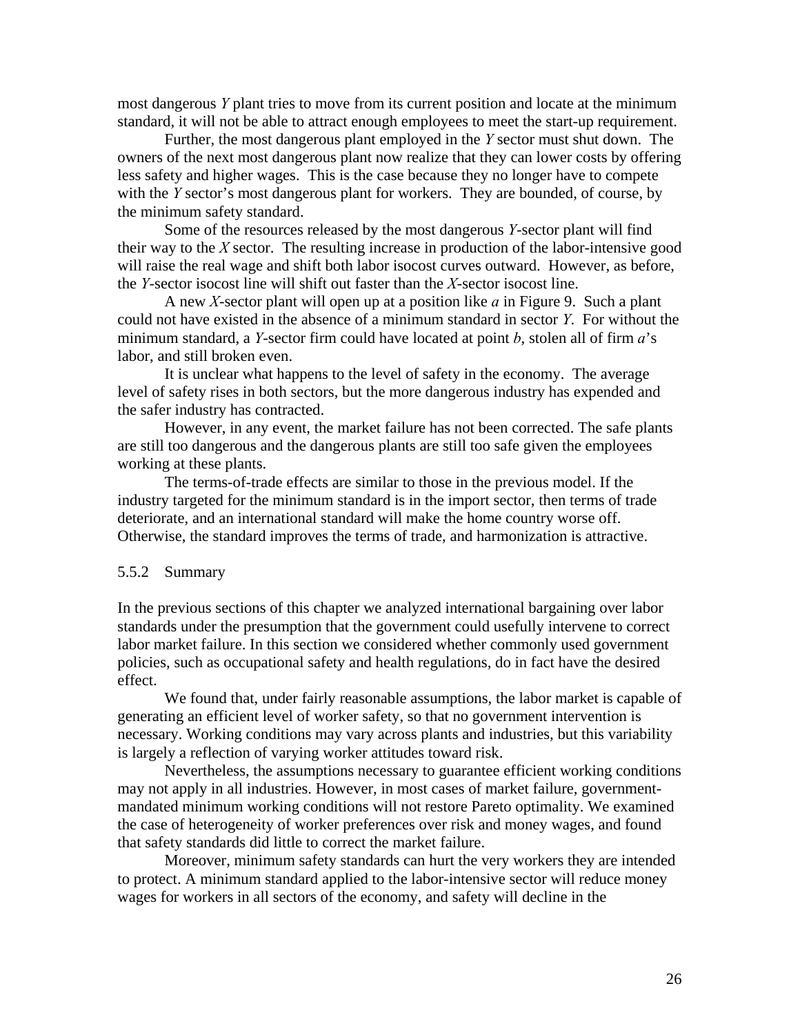most dangerous *Y* plant tries to move from its current position and locate at the minimum standard, it will not be able to attract enough employees to meet the start-up requirement.

Further, the most dangerous plant employed in the *Y* sector must shut down. The owners of the next most dangerous plant now realize that they can lower costs by offering less safety and higher wages. This is the case because they no longer have to compete with the *Y* sector's most dangerous plant for workers. They are bounded, of course, by the minimum safety standard.

Some of the resources released by the most dangerous *Y*-sector plant will find their way to the *X* sector. The resulting increase in production of the labor-intensive good will raise the real wage and shift both labor isocost curves outward. However, as before, the *Y*-sector isocost line will shift out faster than the *X*-sector isocost line.

A new *X*-sector plant will open up at a position like *a* in Figure 9. Such a plant could not have existed in the absence of a minimum standard in sector *Y*. For without the minimum standard, a *Y*-sector firm could have located at point *b*, stolen all of firm *a*'s labor, and still broken even.

It is unclear what happens to the level of safety in the economy. The average level of safety rises in both sectors, but the more dangerous industry has expended and the safer industry has contracted.

However, in any event, the market failure has not been corrected. The safe plants are still too dangerous and the dangerous plants are still too safe given the employees working at these plants.

The terms-of-trade effects are similar to those in the previous model. If the industry targeted for the minimum standard is in the import sector, then terms of trade deteriorate, and an international standard will make the home country worse off. Otherwise, the standard improves the terms of trade, and harmonization is attractive.

### 5.5.2 Summary

In the previous sections of this chapter we analyzed international bargaining over labor standards under the presumption that the government could usefully intervene to correct labor market failure. In this section we considered whether commonly used government policies, such as occupational safety and health regulations, do in fact have the desired effect.

We found that, under fairly reasonable assumptions, the labor market is capable of generating an efficient level of worker safety, so that no government intervention is necessary. Working conditions may vary across plants and industries, but this variability is largely a reflection of varying worker attitudes toward risk.

Nevertheless, the assumptions necessary to guarantee efficient working conditions may not apply in all industries. However, in most cases of market failure, government-mandated minimum working conditions will not restore Pareto optimality. We examined the case of heterogeneity of worker preferences over risk and money wages, and found that safety standards did little to correct the market failure.

Moreover, minimum safety standards can hurt the very workers they are intended to protect. A minimum standard applied to the labor-intensive sector will reduce money wages for workers in all sectors of the economy, and safety will decline in the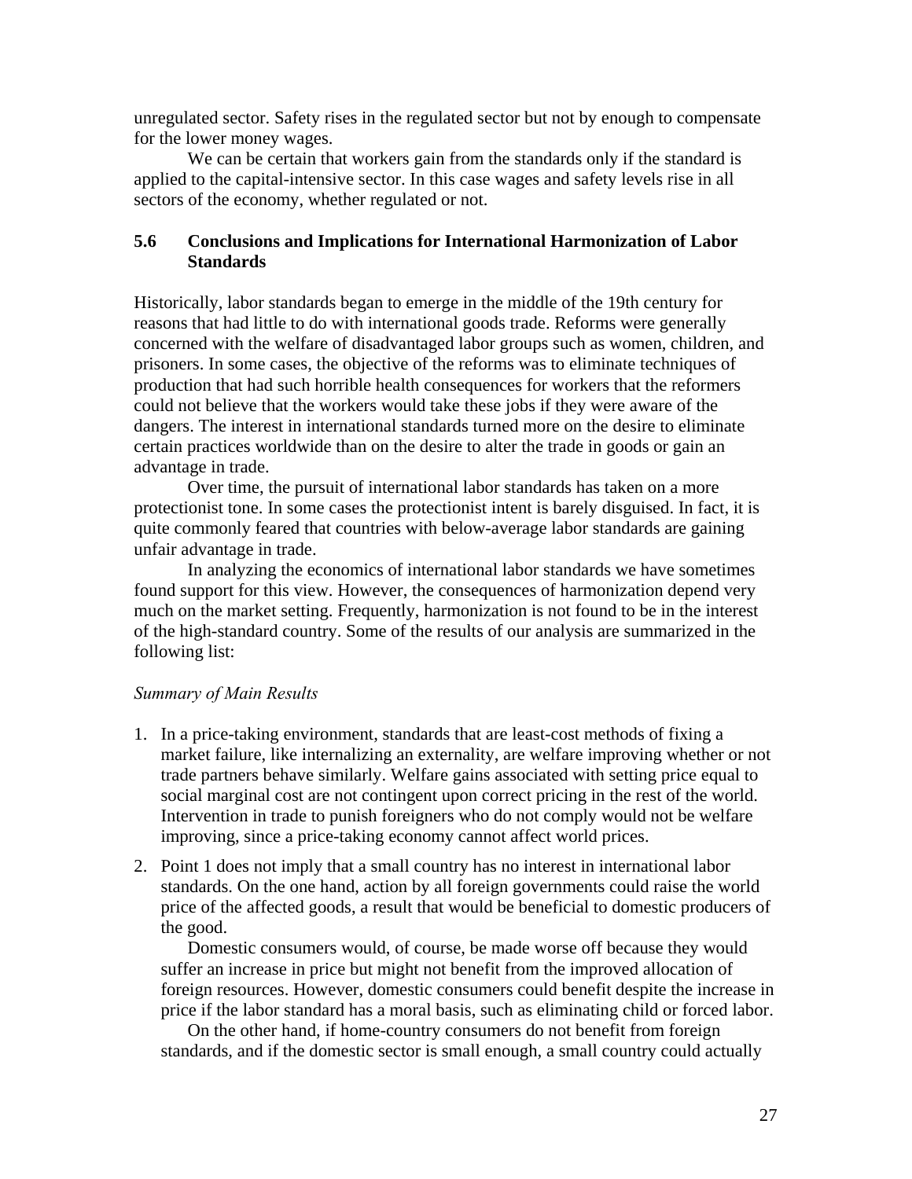unregulated sector. Safety rises in the regulated sector but not by enough to compensate for the lower money wages.

We can be certain that workers gain from the standards only if the standard is applied to the capital-intensive sector. In this case wages and safety levels rise in all sectors of the economy, whether regulated or not.

### 5.6 Conclusions and Implications for International Harmonization of Labor Standards

Historically, labor standards began to emerge in the middle of the 19th century for reasons that had little to do with international goods trade. Reforms were generally concerned with the welfare of disadvantaged labor groups such as women, children, and prisoners. In some cases, the objective of the reforms was to eliminate techniques of production that had such horrible health consequences for workers that the reformers could not believe that the workers would take these jobs if they were aware of the dangers. The interest in international standards turned more on the desire to eliminate certain practices worldwide than on the desire to alter the trade in goods or gain an advantage in trade.

Over time, the pursuit of international labor standards has taken on a more protectionist tone. In some cases the protectionist intent is barely disguised. In fact, it is quite commonly feared that countries with below-average labor standards are gaining unfair advantage in trade.

In analyzing the economics of international labor standards we have sometimes found support for this view. However, the consequences of harmonization depend very much on the market setting. Frequently, harmonization is not found to be in the interest of the high-standard country. Some of the results of our analysis are summarized in the following list:

*Summary of Main Results*

1. In a price-taking environment, standards that are least-cost methods of fixing a market failure, like internalizing an externality, are welfare improving whether or not trade partners behave similarly. Welfare gains associated with setting price equal to social marginal cost are not contingent upon correct pricing in the rest of the world. Intervention in trade to punish foreigners who do not comply would not be welfare improving, since a price-taking economy cannot affect world prices.

2. Point 1 does not imply that a small country has no interest in international labor standards. On the one hand, action by all foreign governments could raise the world price of the affected goods, a result that would be beneficial to domestic producers of the good.

   Domestic consumers would, of course, be made worse off because they would suffer an increase in price but might not benefit from the improved allocation of foreign resources. However, domestic consumers could benefit despite the increase in price if the labor standard has a moral basis, such as eliminating child or forced labor.

   On the other hand, if home-country consumers do not benefit from foreign standards, and if the domestic sector is small enough, a small country could actually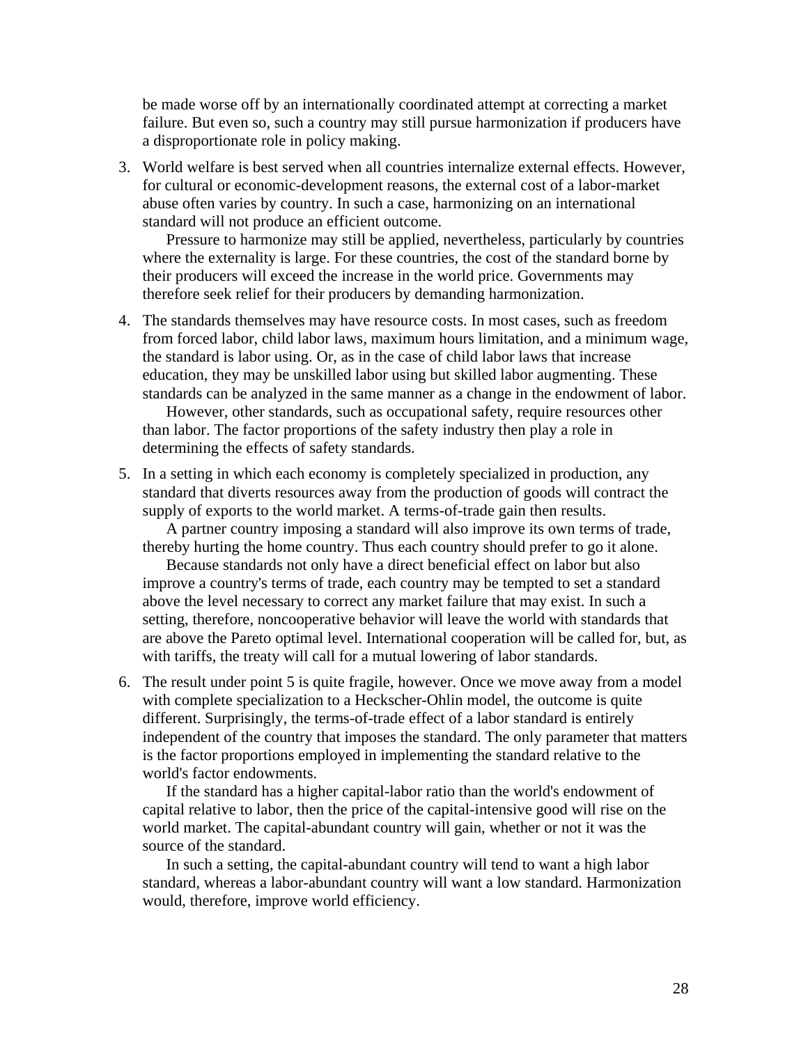be made worse off by an internationally coordinated attempt at correcting a market failure. But even so, such a country may still pursue harmonization if producers have a disproportionate role in policy making.

3. World welfare is best served when all countries internalize external effects. However, for cultural or economic-development reasons, the external cost of a labor-market abuse often varies by country. In such a case, harmonizing on an international standard will not produce an efficient outcome.

   Pressure to harmonize may still be applied, nevertheless, particularly by countries where the externality is large. For these countries, the cost of the standard borne by their producers will exceed the increase in the world price. Governments may therefore seek relief for their producers by demanding harmonization.

4. The standards themselves may have resource costs. In most cases, such as freedom from forced labor, child labor laws, maximum hours limitation, and a minimum wage, the standard is labor using. Or, as in the case of child labor laws that increase education, they may be unskilled labor using but skilled labor augmenting. These standards can be analyzed in the same manner as a change in the endowment of labor.

   However, other standards, such as occupational safety, require resources other than labor. The factor proportions of the safety industry then play a role in determining the effects of safety standards.

5. In a setting in which each economy is completely specialized in production, any standard that diverts resources away from the production of goods will contract the supply of exports to the world market. A terms-of-trade gain then results.

   A partner country imposing a standard will also improve its own terms of trade, thereby hurting the home country. Thus each country should prefer to go it alone.

   Because standards not only have a direct beneficial effect on labor but also improve a country's terms of trade, each country may be tempted to set a standard above the level necessary to correct any market failure that may exist. In such a setting, therefore, noncooperative behavior will leave the world with standards that are above the Pareto optimal level. International cooperation will be called for, but, as with tariffs, the treaty will call for a mutual lowering of labor standards.

6. The result under point 5 is quite fragile, however. Once we move away from a model with complete specialization to a Heckscher-Ohlin model, the outcome is quite different. Surprisingly, the terms-of-trade effect of a labor standard is entirely independent of the country that imposes the standard. The only parameter that matters is the factor proportions employed in implementing the standard relative to the world's factor endowments.

   If the standard has a higher capital-labor ratio than the world's endowment of capital relative to labor, then the price of the capital-intensive good will rise on the world market. The capital-abundant country will gain, whether or not it was the source of the standard.

   In such a setting, the capital-abundant country will tend to want a high labor standard, whereas a labor-abundant country will want a low standard. Harmonization would, therefore, improve world efficiency.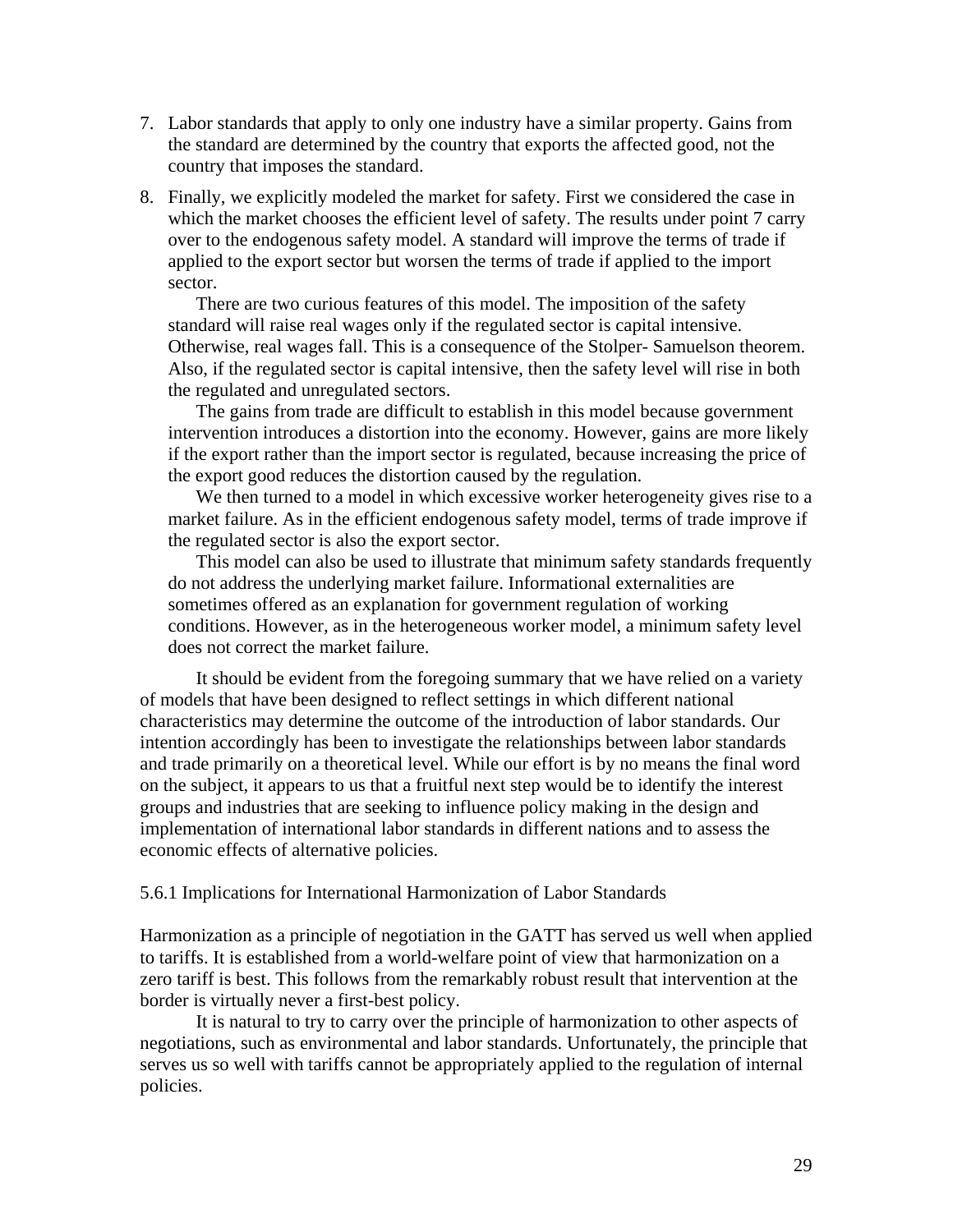7. Labor standards that apply to only one industry have a similar property. Gains from the standard are determined by the country that exports the affected good, not the country that imposes the standard.

8. Finally, we explicitly modeled the market for safety. First we considered the case in which the market chooses the efficient level of safety. The results under point 7 carry over to the endogenous safety model. A standard will improve the terms of trade if applied to the export sector but worsen the terms of trade if applied to the import sector.

   There are two curious features of this model. The imposition of the safety standard will raise real wages only if the regulated sector is capital intensive. Otherwise, real wages fall. This is a consequence of the Stolper- Samuelson theorem. Also, if the regulated sector is capital intensive, then the safety level will rise in both the regulated and unregulated sectors.

   The gains from trade are difficult to establish in this model because government intervention introduces a distortion into the economy. However, gains are more likely if the export rather than the import sector is regulated, because increasing the price of the export good reduces the distortion caused by the regulation.

   We then turned to a model in which excessive worker heterogeneity gives rise to a market failure. As in the efficient endogenous safety model, terms of trade improve if the regulated sector is also the export sector.

   This model can also be used to illustrate that minimum safety standards frequently do not address the underlying market failure. Informational externalities are sometimes offered as an explanation for government regulation of working conditions. However, as in the heterogeneous worker model, a minimum safety level does not correct the market failure.

It should be evident from the foregoing summary that we have relied on a variety of models that have been designed to reflect settings in which different national characteristics may determine the outcome of the introduction of labor standards. Our intention accordingly has been to investigate the relationships between labor standards and trade primarily on a theoretical level. While our effort is by no means the final word on the subject, it appears to us that a fruitful next step would be to identify the interest groups and industries that are seeking to influence policy making in the design and implementation of international labor standards in different nations and to assess the economic effects of alternative policies.

### 5.6.1 Implications for International Harmonization of Labor Standards

Harmonization as a principle of negotiation in the GATT has served us well when applied to tariffs. It is established from a world-welfare point of view that harmonization on a zero tariff is best. This follows from the remarkably robust result that intervention at the border is virtually never a first-best policy.

It is natural to try to carry over the principle of harmonization to other aspects of negotiations, such as environmental and labor standards. Unfortunately, the principle that serves us so well with tariffs cannot be appropriately applied to the regulation of internal policies.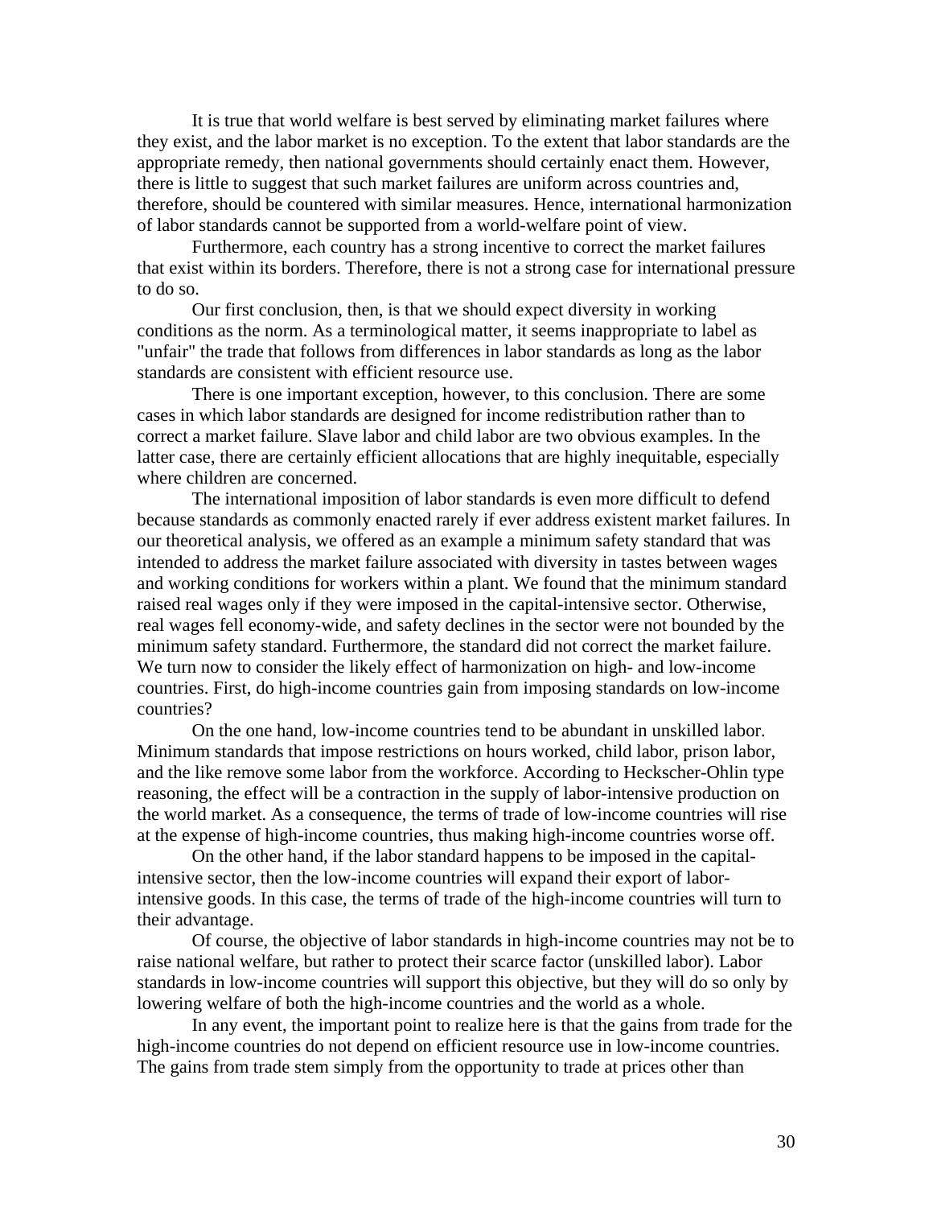It is true that world welfare is best served by eliminating market failures where they exist, and the labor market is no exception. To the extent that labor standards are the appropriate remedy, then national governments should certainly enact them. However, there is little to suggest that such market failures are uniform across countries and, therefore, should be countered with similar measures. Hence, international harmonization of labor standards cannot be supported from a world-welfare point of view.

Furthermore, each country has a strong incentive to correct the market failures that exist within its borders. Therefore, there is not a strong case for international pressure to do so.

Our first conclusion, then, is that we should expect diversity in working conditions as the norm. As a terminological matter, it seems inappropriate to label as "unfair" the trade that follows from differences in labor standards as long as the labor standards are consistent with efficient resource use.

There is one important exception, however, to this conclusion. There are some cases in which labor standards are designed for income redistribution rather than to correct a market failure. Slave labor and child labor are two obvious examples. In the latter case, there are certainly efficient allocations that are highly inequitable, especially where children are concerned.

The international imposition of labor standards is even more difficult to defend because standards as commonly enacted rarely if ever address existent market failures. In our theoretical analysis, we offered as an example a minimum safety standard that was intended to address the market failure associated with diversity in tastes between wages and working conditions for workers within a plant. We found that the minimum standard raised real wages only if they were imposed in the capital-intensive sector. Otherwise, real wages fell economy-wide, and safety declines in the sector were not bounded by the minimum safety standard. Furthermore, the standard did not correct the market failure. We turn now to consider the likely effect of harmonization on high- and low-income countries. First, do high-income countries gain from imposing standards on low-income countries?

On the one hand, low-income countries tend to be abundant in unskilled labor. Minimum standards that impose restrictions on hours worked, child labor, prison labor, and the like remove some labor from the workforce. According to Heckscher-Ohlin type reasoning, the effect will be a contraction in the supply of labor-intensive production on the world market. As a consequence, the terms of trade of low-income countries will rise at the expense of high-income countries, thus making high-income countries worse off.

On the other hand, if the labor standard happens to be imposed in the capital-intensive sector, then the low-income countries will expand their export of labor-intensive goods. In this case, the terms of trade of the high-income countries will turn to their advantage.

Of course, the objective of labor standards in high-income countries may not be to raise national welfare, but rather to protect their scarce factor (unskilled labor). Labor standards in low-income countries will support this objective, but they will do so only by lowering welfare of both the high-income countries and the world as a whole.

In any event, the important point to realize here is that the gains from trade for the high-income countries do not depend on efficient resource use in low-income countries. The gains from trade stem simply from the opportunity to trade at prices other than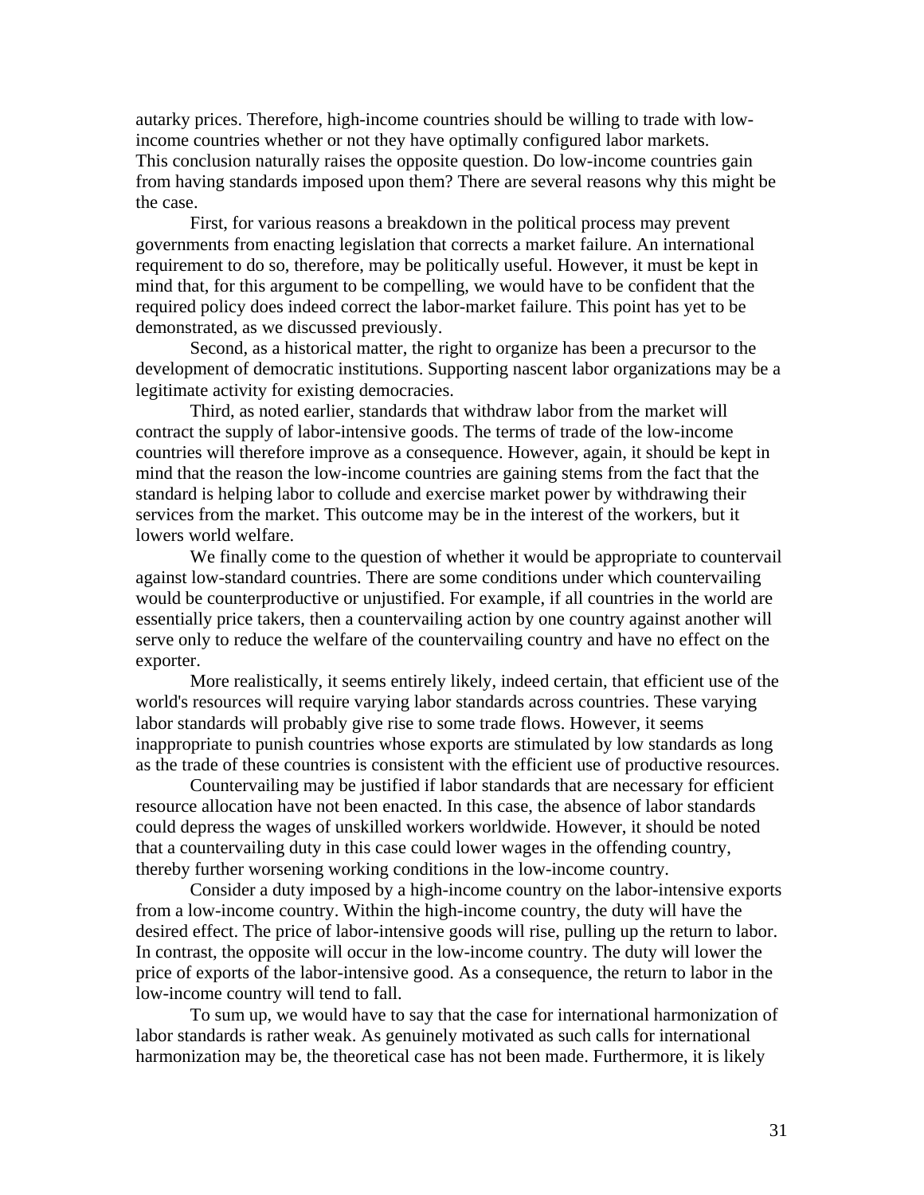autarky prices. Therefore, high-income countries should be willing to trade with low-income countries whether or not they have optimally configured labor markets.
This conclusion naturally raises the opposite question. Do low-income countries gain from having standards imposed upon them? There are several reasons why this might be the case.

First, for various reasons a breakdown in the political process may prevent governments from enacting legislation that corrects a market failure. An international requirement to do so, therefore, may be politically useful. However, it must be kept in mind that, for this argument to be compelling, we would have to be confident that the required policy does indeed correct the labor-market failure. This point has yet to be demonstrated, as we discussed previously.

Second, as a historical matter, the right to organize has been a precursor to the development of democratic institutions. Supporting nascent labor organizations may be a legitimate activity for existing democracies.

Third, as noted earlier, standards that withdraw labor from the market will contract the supply of labor-intensive goods. The terms of trade of the low-income countries will therefore improve as a consequence. However, again, it should be kept in mind that the reason the low-income countries are gaining stems from the fact that the standard is helping labor to collude and exercise market power by withdrawing their services from the market. This outcome may be in the interest of the workers, but it lowers world welfare.

We finally come to the question of whether it would be appropriate to countervail against low-standard countries. There are some conditions under which countervailing would be counterproductive or unjustified. For example, if all countries in the world are essentially price takers, then a countervailing action by one country against another will serve only to reduce the welfare of the countervailing country and have no effect on the exporter.

More realistically, it seems entirely likely, indeed certain, that efficient use of the world's resources will require varying labor standards across countries. These varying labor standards will probably give rise to some trade flows. However, it seems inappropriate to punish countries whose exports are stimulated by low standards as long as the trade of these countries is consistent with the efficient use of productive resources.

Countervailing may be justified if labor standards that are necessary for efficient resource allocation have not been enacted. In this case, the absence of labor standards could depress the wages of unskilled workers worldwide. However, it should be noted that a countervailing duty in this case could lower wages in the offending country, thereby further worsening working conditions in the low-income country.

Consider a duty imposed by a high-income country on the labor-intensive exports from a low-income country. Within the high-income country, the duty will have the desired effect. The price of labor-intensive goods will rise, pulling up the return to labor. In contrast, the opposite will occur in the low-income country. The duty will lower the price of exports of the labor-intensive good. As a consequence, the return to labor in the low-income country will tend to fall.

To sum up, we would have to say that the case for international harmonization of labor standards is rather weak. As genuinely motivated as such calls for international harmonization may be, the theoretical case has not been made. Furthermore, it is likely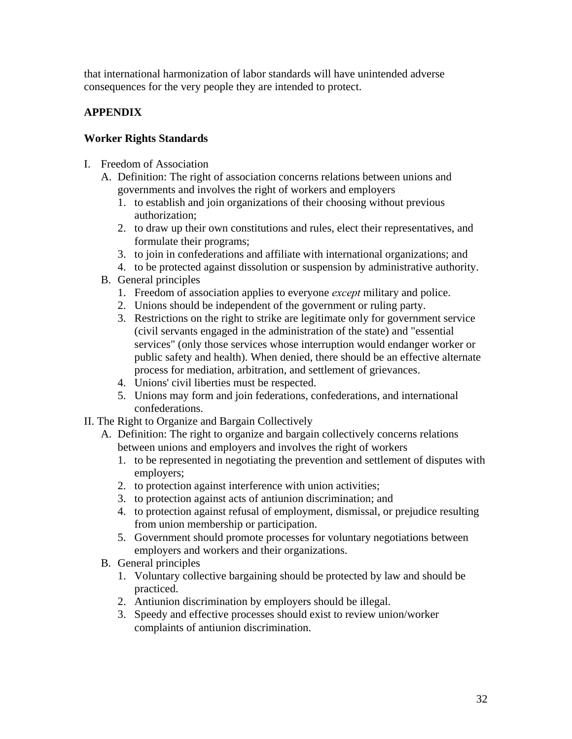that international harmonization of labor standards will have unintended adverse consequences for the very people they are intended to protect.

## APPENDIX

### Worker Rights Standards

I. Freedom of Association
   A. Definition: The right of association concerns relations between unions and governments and involves the right of workers and employers
      1. to establish and join organizations of their choosing without previous authorization;
      2. to draw up their own constitutions and rules, elect their representatives, and formulate their programs;
      3. to join in confederations and affiliate with international organizations; and
      4. to be protected against dissolution or suspension by administrative authority.
   B. General principles
      1. Freedom of association applies to everyone *except* military and police.
      2. Unions should be independent of the government or ruling party.
      3. Restrictions on the right to strike are legitimate only for government service (civil servants engaged in the administration of the state) and "essential services" (only those services whose interruption would endanger worker or public safety and health). When denied, there should be an effective alternate process for mediation, arbitration, and settlement of grievances.
      4. Unions' civil liberties must be respected.
      5. Unions may form and join federations, confederations, and international confederations.

II. The Right to Organize and Bargain Collectively
   A. Definition: The right to organize and bargain collectively concerns relations between unions and employers and involves the right of workers
      1. to be represented in negotiating the prevention and settlement of disputes with employers;
      2. to protection against interference with union activities;
      3. to protection against acts of antiunion discrimination; and
      4. to protection against refusal of employment, dismissal, or prejudice resulting from union membership or participation.
      5. Government should promote processes for voluntary negotiations between employers and workers and their organizations.
   B. General principles
      1. Voluntary collective bargaining should be protected by law and should be practiced.
      2. Antiunion discrimination by employers should be illegal.
      3. Speedy and effective processes should exist to review union/worker complaints of antiunion discrimination.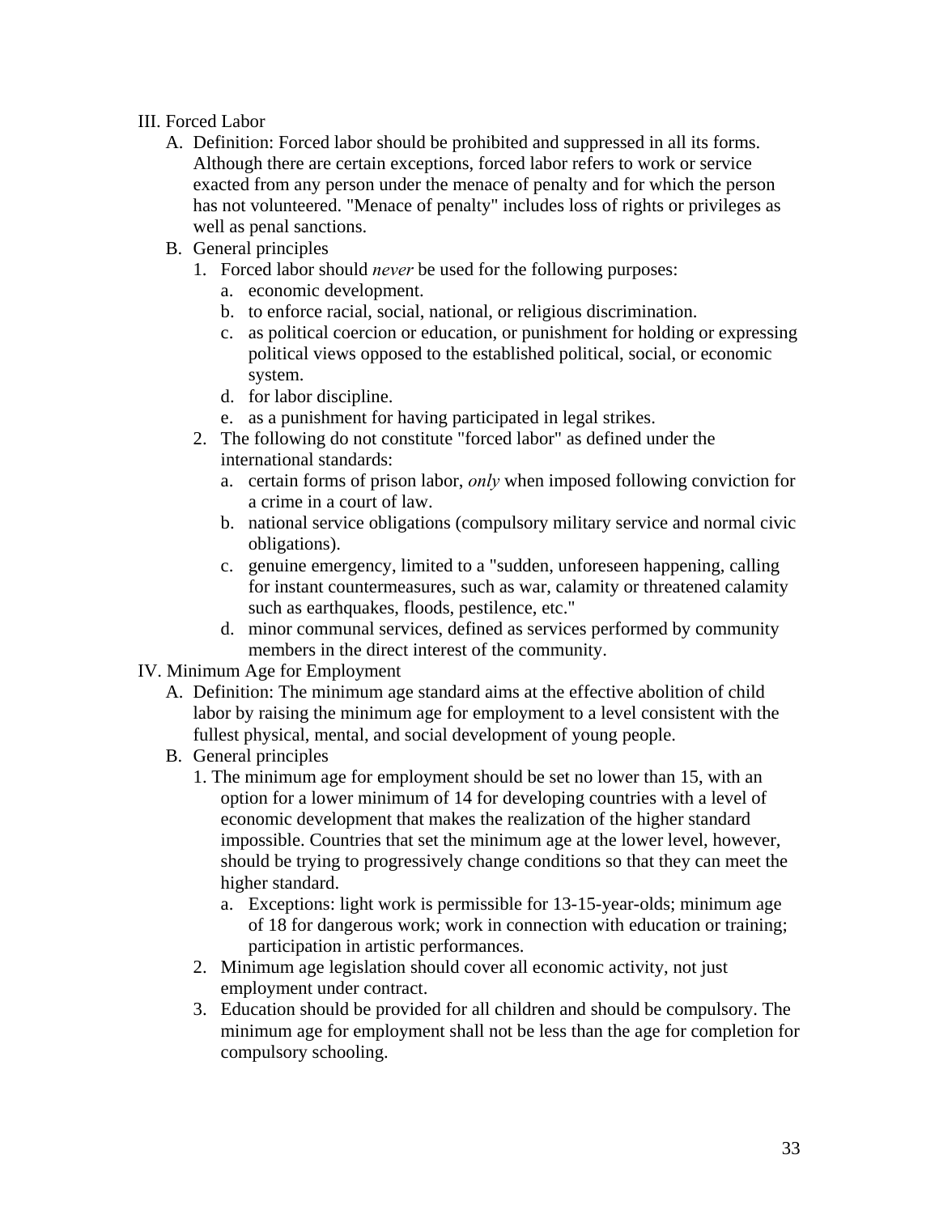III. Forced Labor

A. Definition: Forced labor should be prohibited and suppressed in all its forms. Although there are certain exceptions, forced labor refers to work or service exacted from any person under the menace of penalty and for which the person has not volunteered. "Menace of penalty" includes loss of rights or privileges as well as penal sanctions.

B. General principles

1. Forced labor should *never* be used for the following purposes:
   a. economic development.
   b. to enforce racial, social, national, or religious discrimination.
   c. as political coercion or education, or punishment for holding or expressing political views opposed to the established political, social, or economic system.
   d. for labor discipline.
   e. as a punishment for having participated in legal strikes.
2. The following do not constitute "forced labor" as defined under the international standards:
   a. certain forms of prison labor, *only* when imposed following conviction for a crime in a court of law.
   b. national service obligations (compulsory military service and normal civic obligations).
   c. genuine emergency, limited to a "sudden, unforeseen happening, calling for instant countermeasures, such as war, calamity or threatened calamity such as earthquakes, floods, pestilence, etc."
   d. minor communal services, defined as services performed by community members in the direct interest of the community.

IV. Minimum Age for Employment

A. Definition: The minimum age standard aims at the effective abolition of child labor by raising the minimum age for employment to a level consistent with the fullest physical, mental, and social development of young people.

B. General principles

1. The minimum age for employment should be set no lower than 15, with an option for a lower minimum of 14 for developing countries with a level of economic development that makes the realization of the higher standard impossible. Countries that set the minimum age at the lower level, however, should be trying to progressively change conditions so that they can meet the higher standard.
   a. Exceptions: light work is permissible for 13-15-year-olds; minimum age of 18 for dangerous work; work in connection with education or training; participation in artistic performances.
2. Minimum age legislation should cover all economic activity, not just employment under contract.
3. Education should be provided for all children and should be compulsory. The minimum age for employment shall not be less than the age for completion for compulsory schooling.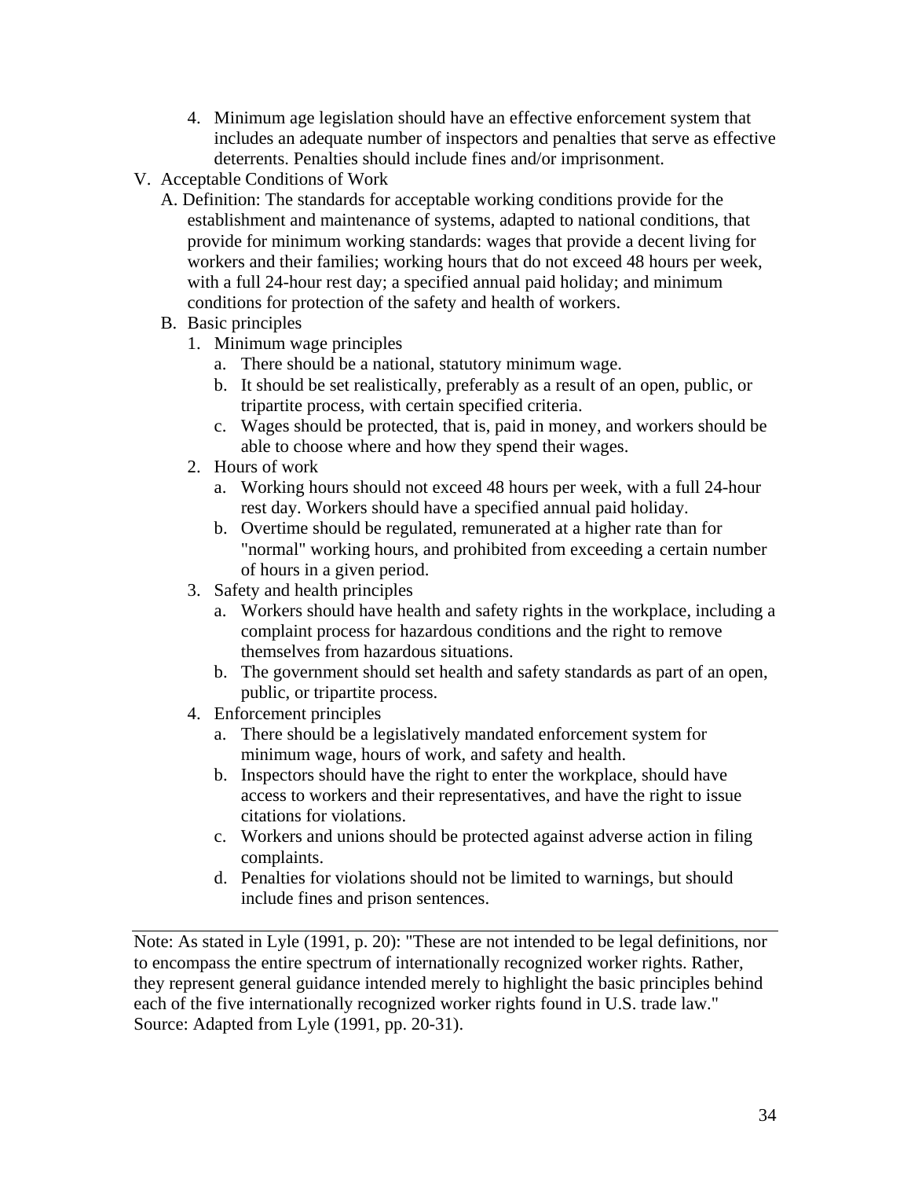4. Minimum age legislation should have an effective enforcement system that includes an adequate number of inspectors and penalties that serve as effective deterrents. Penalties should include fines and/or imprisonment.

V. Acceptable Conditions of Work

A. Definition: The standards for acceptable working conditions provide for the establishment and maintenance of systems, adapted to national conditions, that provide for minimum working standards: wages that provide a decent living for workers and their families; working hours that do not exceed 48 hours per week, with a full 24-hour rest day; a specified annual paid holiday; and minimum conditions for protection of the safety and health of workers.

B. Basic principles

1. Minimum wage principles
   a. There should be a national, statutory minimum wage.
   b. It should be set realistically, preferably as a result of an open, public, or tripartite process, with certain specified criteria.
   c. Wages should be protected, that is, paid in money, and workers should be able to choose where and how they spend their wages.
2. Hours of work
   a. Working hours should not exceed 48 hours per week, with a full 24-hour rest day. Workers should have a specified annual paid holiday.
   b. Overtime should be regulated, remunerated at a higher rate than for "normal" working hours, and prohibited from exceeding a certain number of hours in a given period.
3. Safety and health principles
   a. Workers should have health and safety rights in the workplace, including a complaint process for hazardous conditions and the right to remove themselves from hazardous situations.
   b. The government should set health and safety standards as part of an open, public, or tripartite process.
4. Enforcement principles
   a. There should be a legislatively mandated enforcement system for minimum wage, hours of work, and safety and health.
   b. Inspectors should have the right to enter the workplace, should have access to workers and their representatives, and have the right to issue citations for violations.
   c. Workers and unions should be protected against adverse action in filing complaints.
   d. Penalties for violations should not be limited to warnings, but should include fines and prison sentences.

---

Note: As stated in Lyle (1991, p. 20): "These are not intended to be legal definitions, nor to encompass the entire spectrum of internationally recognized worker rights. Rather, they represent general guidance intended merely to highlight the basic principles behind each of the five internationally recognized worker rights found in U.S. trade law."
Source: Adapted from Lyle (1991, pp. 20-31).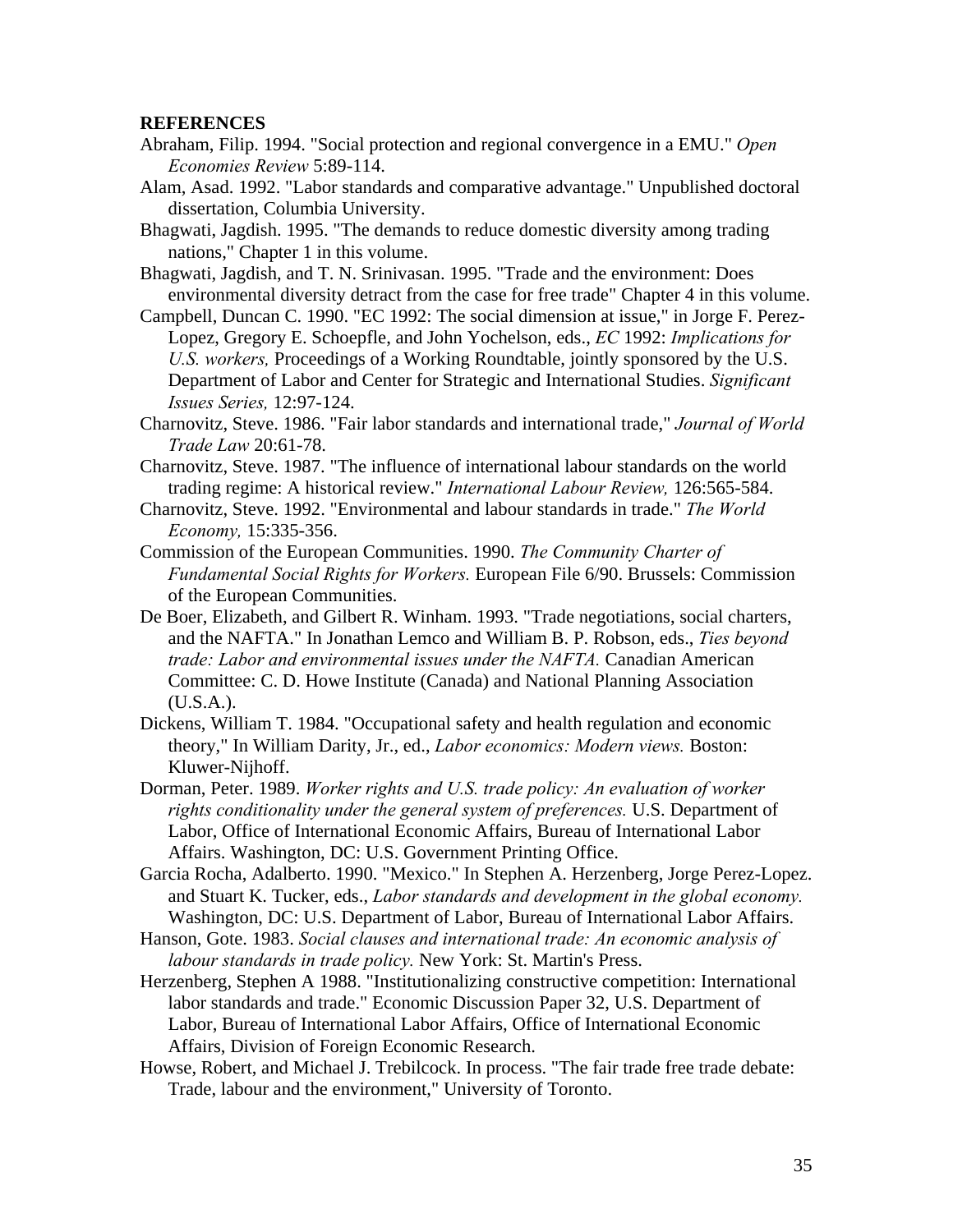**REFERENCES**

Abraham, Filip. 1994. "Social protection and regional convergence in a EMU." *Open Economies Review* 5:89-114.

Alam, Asad. 1992. "Labor standards and comparative advantage." Unpublished doctoral dissertation, Columbia University.

Bhagwati, Jagdish. 1995. "The demands to reduce domestic diversity among trading nations," Chapter 1 in this volume.

Bhagwati, Jagdish, and T. N. Srinivasan. 1995. "Trade and the environment: Does environmental diversity detract from the case for free trade" Chapter 4 in this volume.

Campbell, Duncan C. 1990. "EC 1992: The social dimension at issue," in Jorge F. Perez-Lopez, Gregory E. Schoepfle, and John Yochelson, eds., *EC* 1992: *Implications for U.S. workers,* Proceedings of a Working Roundtable, jointly sponsored by the U.S. Department of Labor and Center for Strategic and International Studies. *Significant Issues Series,* 12:97-124.

Charnovitz, Steve. 1986. "Fair labor standards and international trade," *Journal of World Trade Law* 20:61-78.

Charnovitz, Steve. 1987. "The influence of international labour standards on the world trading regime: A historical review." *International Labour Review,* 126:565-584.

Charnovitz, Steve. 1992. "Environmental and labour standards in trade." *The World Economy,* 15:335-356.

Commission of the European Communities. 1990. *The Community Charter of Fundamental Social Rights for Workers.* European File 6/90. Brussels: Commission of the European Communities.

De Boer, Elizabeth, and Gilbert R. Winham. 1993. "Trade negotiations, social charters, and the NAFTA." In Jonathan Lemco and William B. P. Robson, eds., *Ties beyond trade: Labor and environmental issues under the NAFTA.* Canadian American Committee: C. D. Howe Institute (Canada) and National Planning Association (U.S.A.).

Dickens, William T. 1984. "Occupational safety and health regulation and economic theory," In William Darity, Jr., ed., *Labor economics: Modern views.* Boston: Kluwer-Nijhoff.

Dorman, Peter. 1989. *Worker rights and U.S. trade policy: An evaluation of worker rights conditionality under the general system of preferences.* U.S. Department of Labor, Office of International Economic Affairs, Bureau of International Labor Affairs. Washington, DC: U.S. Government Printing Office.

Garcia Rocha, Adalberto. 1990. "Mexico." In Stephen A. Herzenberg, Jorge Perez-Lopez. and Stuart K. Tucker, eds., *Labor standards and development in the global economy.* Washington, DC: U.S. Department of Labor, Bureau of International Labor Affairs.

Hanson, Gote. 1983. *Social clauses and international trade: An economic analysis of labour standards in trade policy.* New York: St. Martin's Press.

Herzenberg, Stephen A 1988. "Institutionalizing constructive competition: International labor standards and trade." Economic Discussion Paper 32, U.S. Department of Labor, Bureau of International Labor Affairs, Office of International Economic Affairs, Division of Foreign Economic Research.

Howse, Robert, and Michael J. Trebilcock. In process. "The fair trade free trade debate: Trade, labour and the environment," University of Toronto.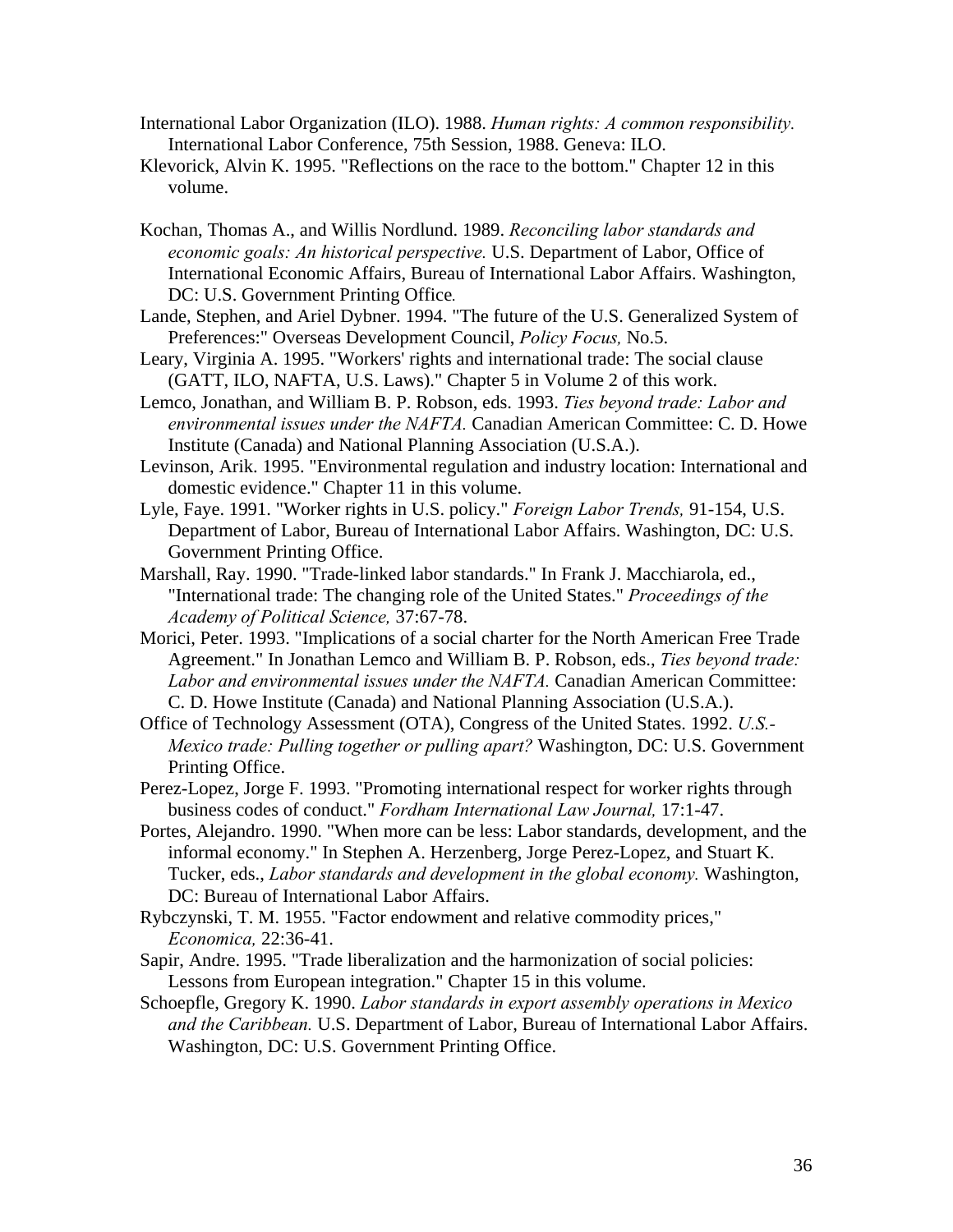International Labor Organization (ILO). 1988. *Human rights: A common responsibility.* International Labor Conference, 75th Session, 1988. Geneva: ILO.

Klevorick, Alvin K. 1995. "Reflections on the race to the bottom." Chapter 12 in this volume.

Kochan, Thomas A., and Willis Nordlund. 1989. *Reconciling labor standards and economic goals: An historical perspective.* U.S. Department of Labor, Office of International Economic Affairs, Bureau of International Labor Affairs. Washington, DC: U.S. Government Printing Office.

Lande, Stephen, and Ariel Dybner. 1994. "The future of the U.S. Generalized System of Preferences:" Overseas Development Council, *Policy Focus,* No.5.

Leary, Virginia A. 1995. "Workers' rights and international trade: The social clause (GATT, ILO, NAFTA, U.S. Laws)." Chapter 5 in Volume 2 of this work.

Lemco, Jonathan, and William B. P. Robson, eds. 1993. *Ties beyond trade: Labor and environmental issues under the NAFTA.* Canadian American Committee: C. D. Howe Institute (Canada) and National Planning Association (U.S.A.).

Levinson, Arik. 1995. "Environmental regulation and industry location: International and domestic evidence." Chapter 11 in this volume.

Lyle, Faye. 1991. "Worker rights in U.S. policy." *Foreign Labor Trends,* 91-154, U.S. Department of Labor, Bureau of International Labor Affairs. Washington, DC: U.S. Government Printing Office.

Marshall, Ray. 1990. "Trade-linked labor standards." In Frank J. Macchiarola, ed., "International trade: The changing role of the United States." *Proceedings of the Academy of Political Science,* 37:67-78.

Morici, Peter. 1993. "Implications of a social charter for the North American Free Trade Agreement." In Jonathan Lemco and William B. P. Robson, eds., *Ties beyond trade: Labor and environmental issues under the NAFTA.* Canadian American Committee: C. D. Howe Institute (Canada) and National Planning Association (U.S.A.).

Office of Technology Assessment (OTA), Congress of the United States. 1992. *U.S.-Mexico trade: Pulling together or pulling apart?* Washington, DC: U.S. Government Printing Office.

Perez-Lopez, Jorge F. 1993. "Promoting international respect for worker rights through business codes of conduct." *Fordham International Law Journal,* 17:1-47.

Portes, Alejandro. 1990. "When more can be less: Labor standards, development, and the informal economy." In Stephen A. Herzenberg, Jorge Perez-Lopez, and Stuart K. Tucker, eds., *Labor standards and development in the global economy.* Washington, DC: Bureau of International Labor Affairs.

Rybczynski, T. M. 1955. "Factor endowment and relative commodity prices," *Economica,* 22:36-41.

Sapir, Andre. 1995. "Trade liberalization and the harmonization of social policies: Lessons from European integration." Chapter 15 in this volume.

Schoepfle, Gregory K. 1990. *Labor standards in export assembly operations in Mexico and the Caribbean.* U.S. Department of Labor, Bureau of International Labor Affairs. Washington, DC: U.S. Government Printing Office.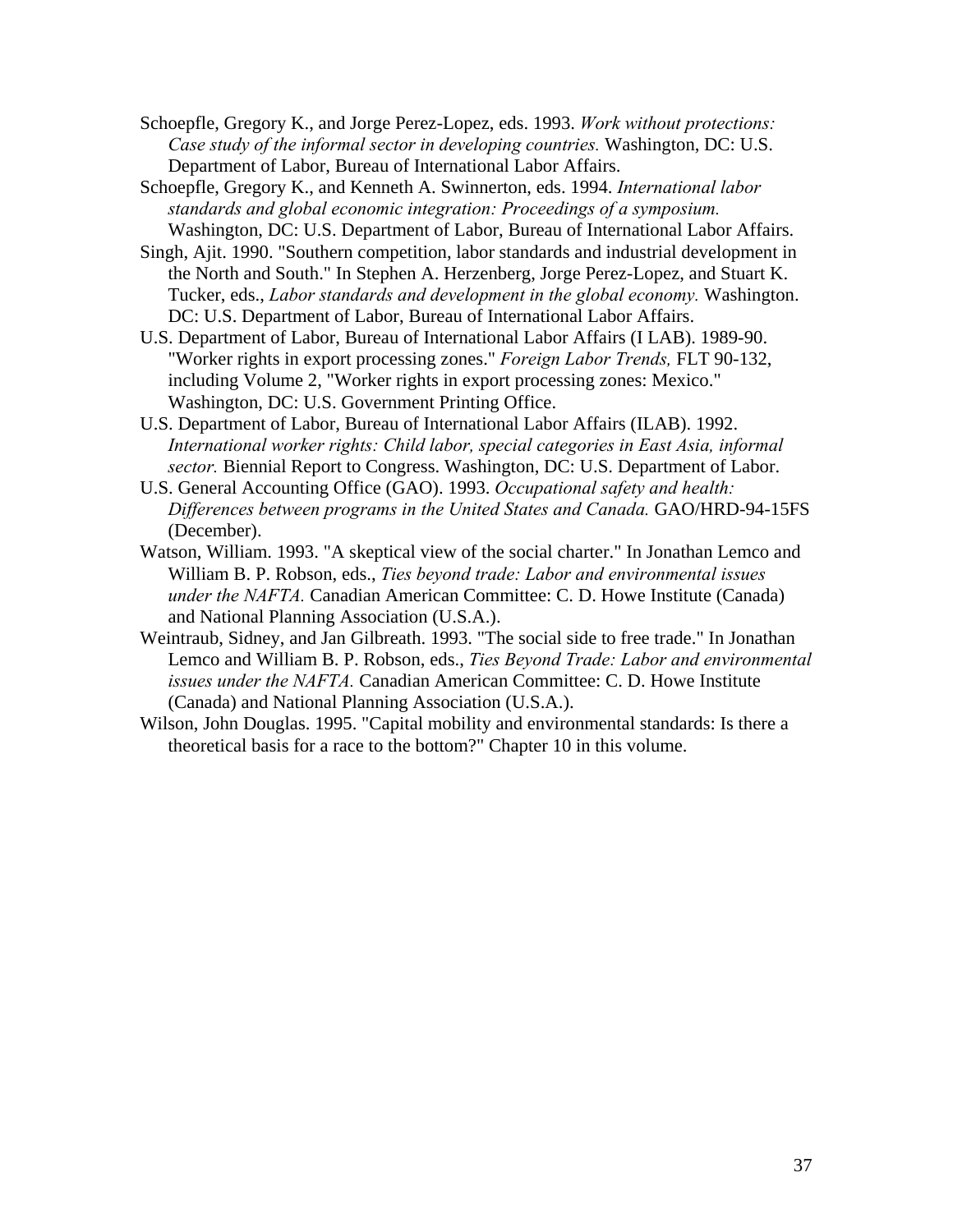Schoepfle, Gregory K., and Jorge Perez-Lopez, eds. 1993. *Work without protections: Case study of the informal sector in developing countries.* Washington, DC: U.S. Department of Labor, Bureau of International Labor Affairs.

Schoepfle, Gregory K., and Kenneth A. Swinnerton, eds. 1994. *International labor standards and global economic integration: Proceedings of a symposium.* Washington, DC: U.S. Department of Labor, Bureau of International Labor Affairs.

Singh, Ajit. 1990. "Southern competition, labor standards and industrial development in the North and South." In Stephen A. Herzenberg, Jorge Perez-Lopez, and Stuart K. Tucker, eds., *Labor standards and development in the global economy.* Washington. DC: U.S. Department of Labor, Bureau of International Labor Affairs.

U.S. Department of Labor, Bureau of International Labor Affairs (I LAB). 1989-90. "Worker rights in export processing zones." *Foreign Labor Trends,* FLT 90-132, including Volume 2, "Worker rights in export processing zones: Mexico." Washington, DC: U.S. Government Printing Office.

U.S. Department of Labor, Bureau of International Labor Affairs (ILAB). 1992. *International worker rights: Child labor, special categories in East Asia, informal sector.* Biennial Report to Congress. Washington, DC: U.S. Department of Labor.

U.S. General Accounting Office (GAO). 1993. *Occupational safety and health: Differences between programs in the United States and Canada.* GAO/HRD-94-15FS (December).

Watson, William. 1993. "A skeptical view of the social charter." In Jonathan Lemco and William B. P. Robson, eds., *Ties beyond trade: Labor and environmental issues under the NAFTA.* Canadian American Committee: C. D. Howe Institute (Canada) and National Planning Association (U.S.A.).

Weintraub, Sidney, and Jan Gilbreath. 1993. "The social side to free trade." In Jonathan Lemco and William B. P. Robson, eds., *Ties Beyond Trade: Labor and environmental issues under the NAFTA.* Canadian American Committee: C. D. Howe Institute (Canada) and National Planning Association (U.S.A.).

Wilson, John Douglas. 1995. "Capital mobility and environmental standards: Is there a theoretical basis for a race to the bottom?" Chapter 10 in this volume.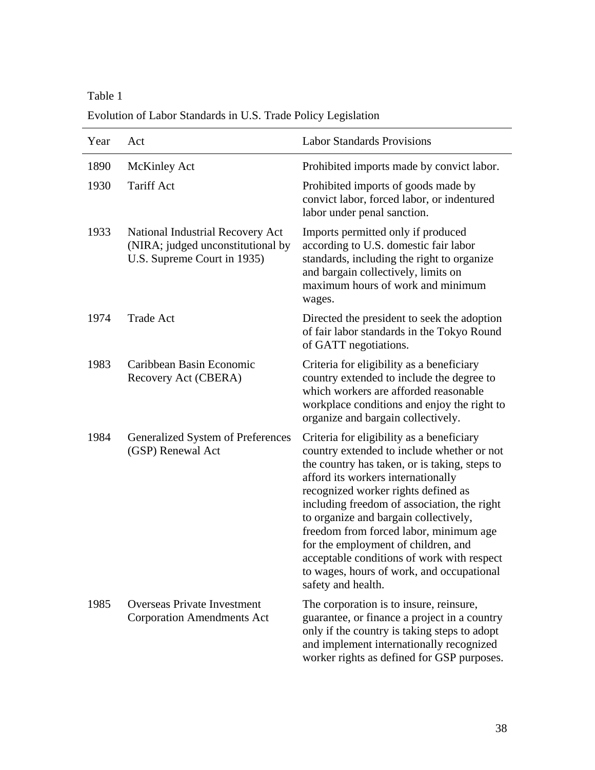Table 1

Evolution of Labor Standards in U.S. Trade Policy Legislation

| Year | Act | Labor Standards Provisions |
| --- | --- | --- |
| 1890 | McKinley Act | Prohibited imports made by convict labor. |
| 1930 | Tariff Act | Prohibited imports of goods made by convict labor, forced labor, or indentured labor under penal sanction. |
| 1933 | National Industrial Recovery Act (NIRA; judged unconstitutional by U.S. Supreme Court in 1935) | Imports permitted only if produced according to U.S. domestic fair labor standards, including the right to organize and bargain collectively, limits on maximum hours of work and minimum wages. |
| 1974 | Trade Act | Directed the president to seek the adoption of fair labor standards in the Tokyo Round of GATT negotiations. |
| 1983 | Caribbean Basin Economic Recovery Act (CBERA) | Criteria for eligibility as a beneficiary country extended to include the degree to which workers are afforded reasonable workplace conditions and enjoy the right to organize and bargain collectively. |
| 1984 | Generalized System of Preferences (GSP) Renewal Act | Criteria for eligibility as a beneficiary country extended to include whether or not the country has taken, or is taking, steps to afford its workers internationally recognized worker rights defined as including freedom of association, the right to organize and bargain collectively, freedom from forced labor, minimum age for the employment of children, and acceptable conditions of work with respect to wages, hours of work, and occupational safety and health. |
| 1985 | Overseas Private Investment Corporation Amendments Act | The corporation is to insure, reinsure, guarantee, or finance a project in a country only if the country is taking steps to adopt and implement internationally recognized worker rights as defined for GSP purposes. |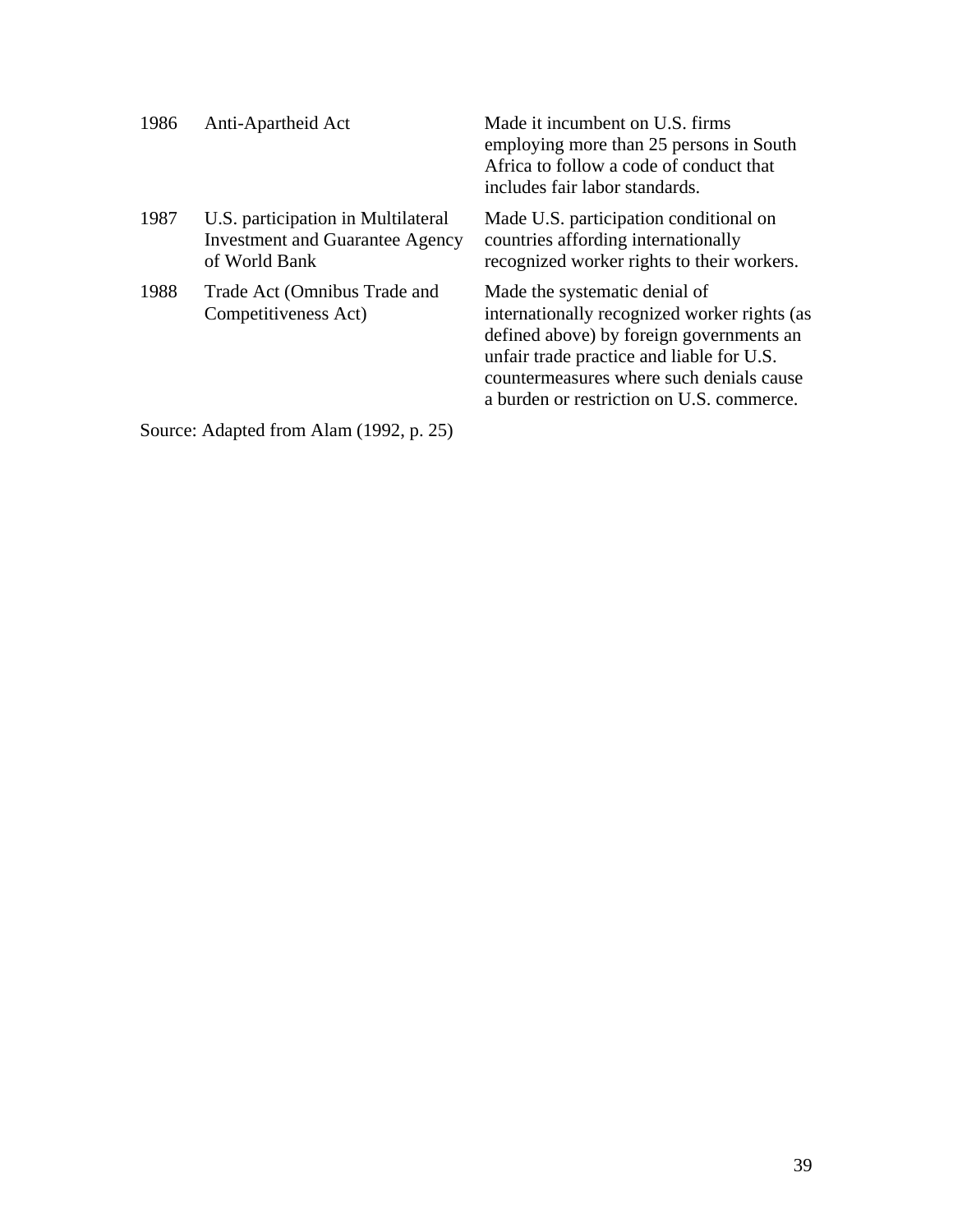| | | |
|---|---|---|
| 1986 | Anti-Apartheid Act | Made it incumbent on U.S. firms employing more than 25 persons in South Africa to follow a code of conduct that includes fair labor standards. |
| 1987 | U.S. participation in Multilateral Investment and Guarantee Agency of World Bank | Made U.S. participation conditional on countries affording internationally recognized worker rights to their workers. |
| 1988 | Trade Act (Omnibus Trade and Competitiveness Act) | Made the systematic denial of internationally recognized worker rights (as defined above) by foreign governments an unfair trade practice and liable for U.S. countermeasures where such denials cause a burden or restriction on U.S. commerce. |

Source: Adapted from Alam (1992, p. 25)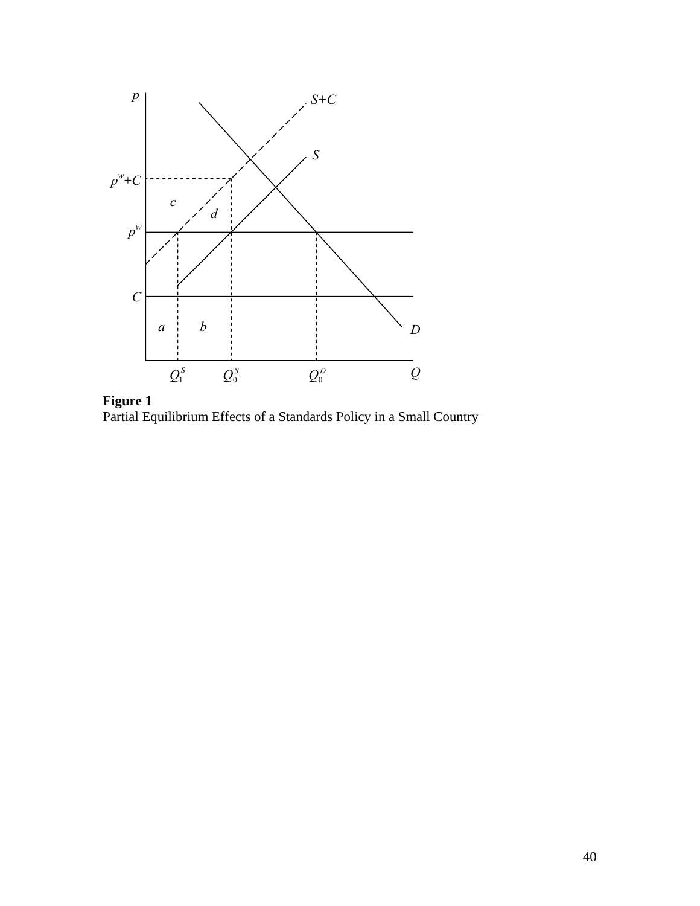**Figure 1**
Partial Equilibrium Effects of a Standards Policy in a Small Country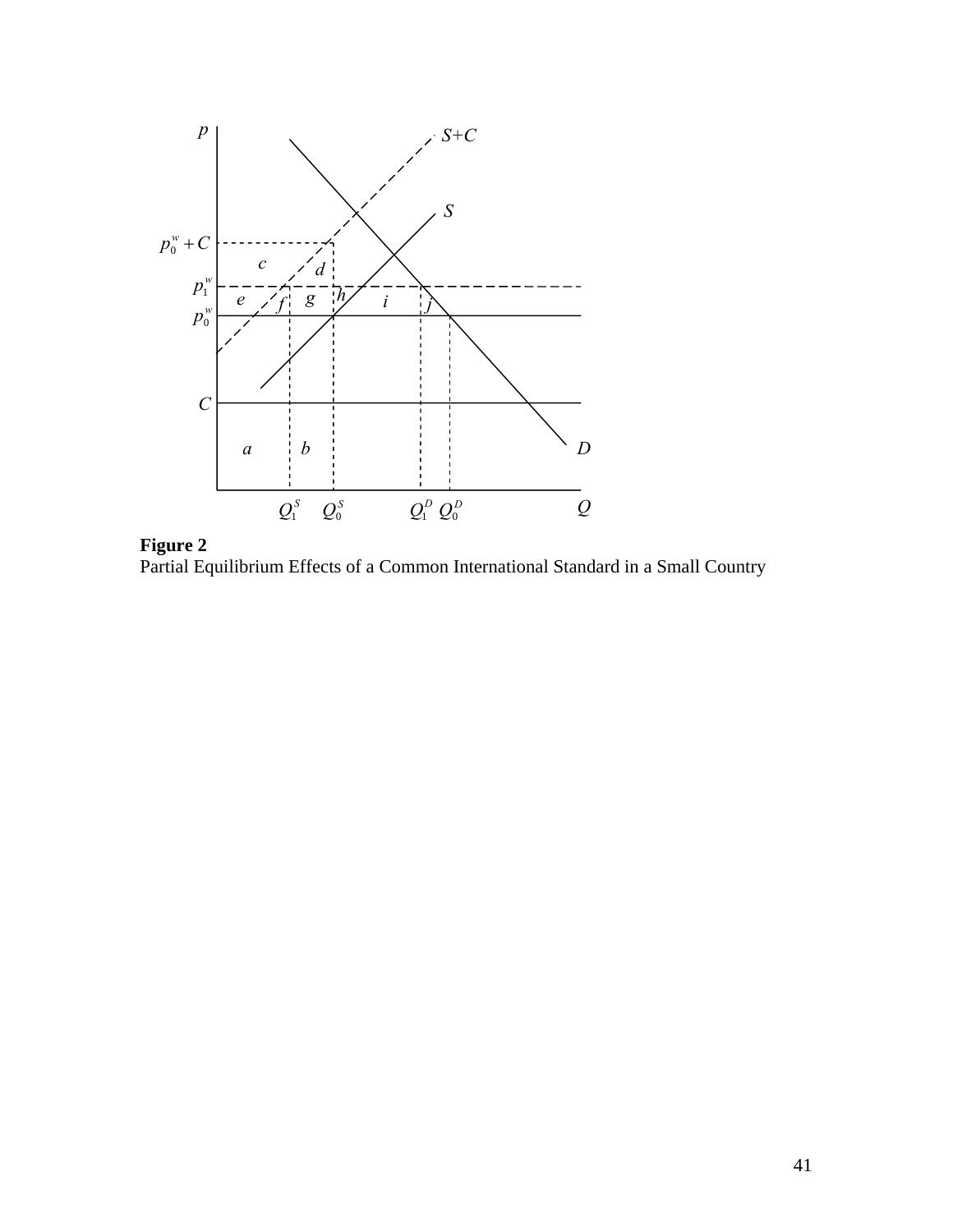**Figure 2**
Partial Equilibrium Effects of a Common International Standard in a Small Country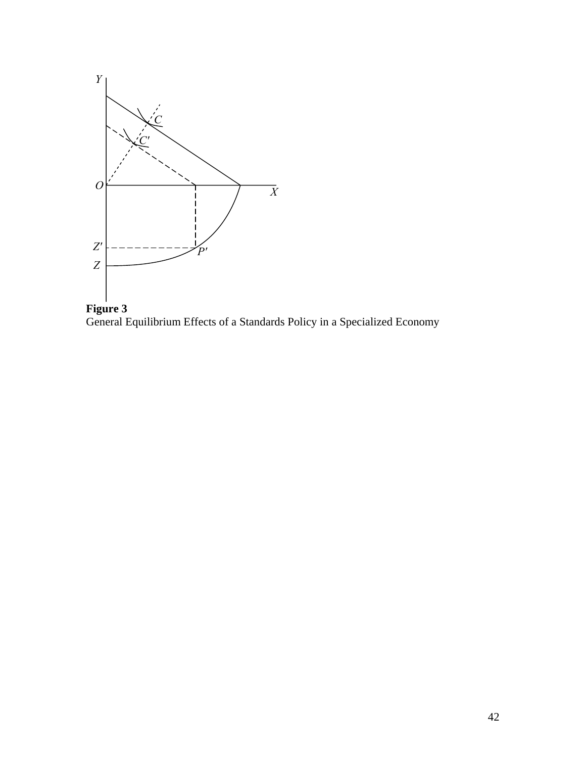**Figure 3**
General Equilibrium Effects of a Standards Policy in a Specialized Economy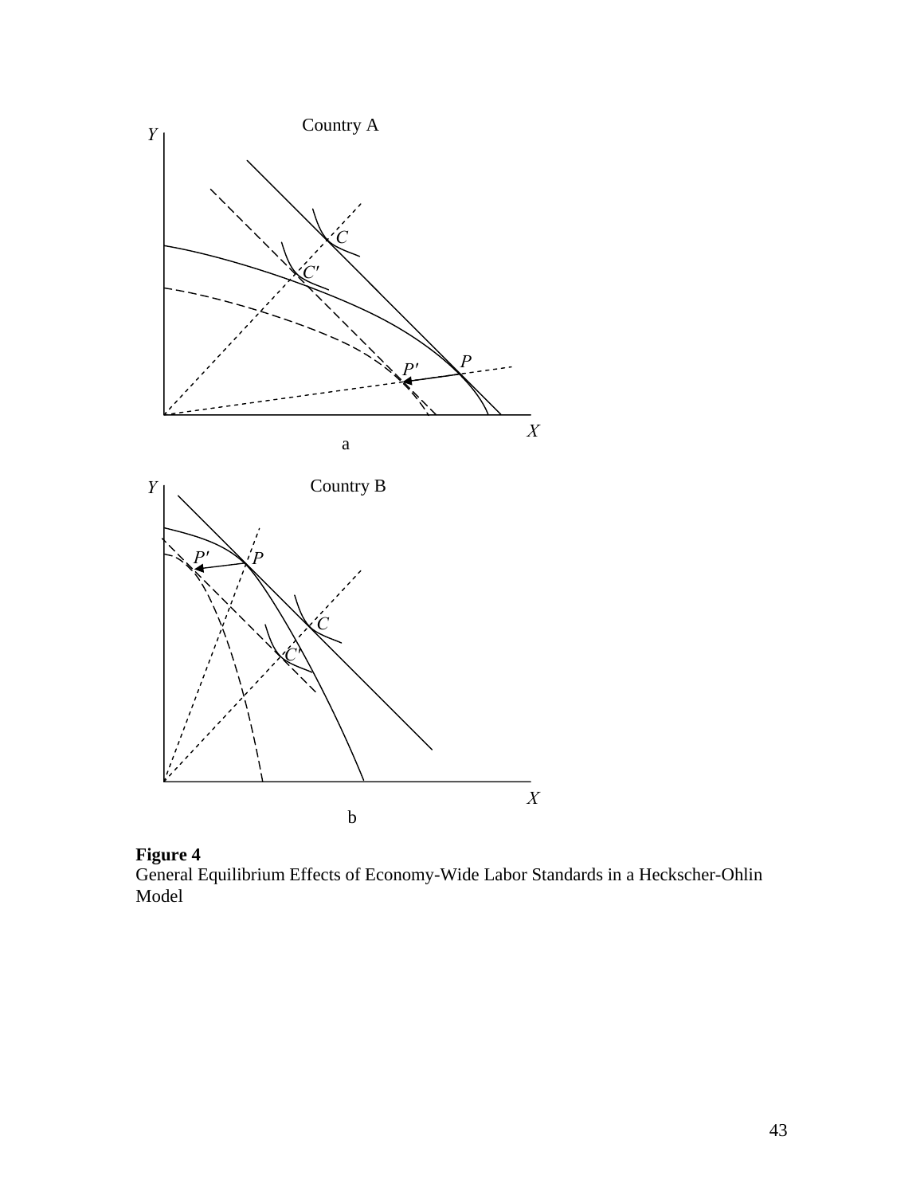**Figure 4**
General Equilibrium Effects of Economy-Wide Labor Standards in a Heckscher-Ohlin Model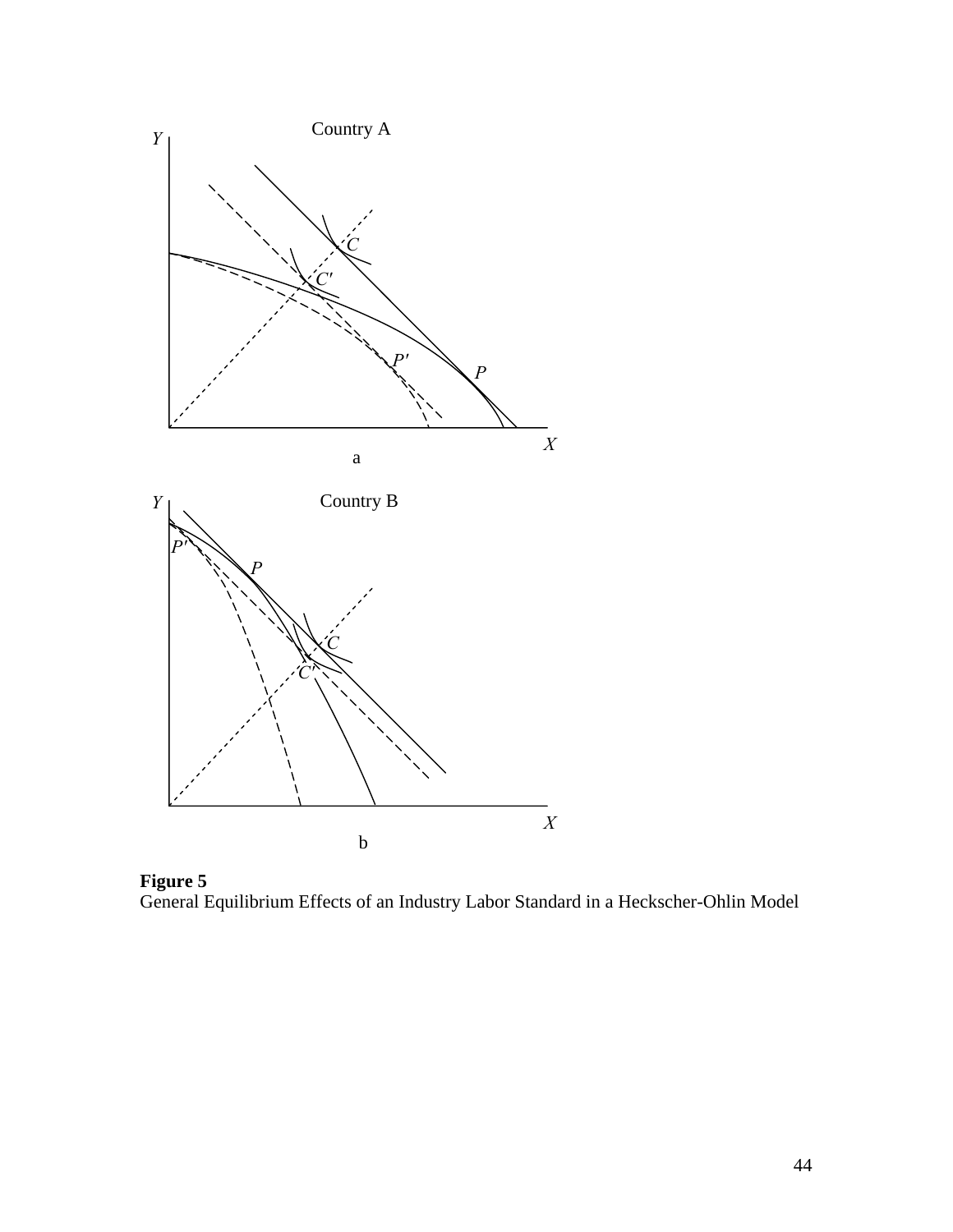**Figure 5**
General Equilibrium Effects of an Industry Labor Standard in a Heckscher-Ohlin Model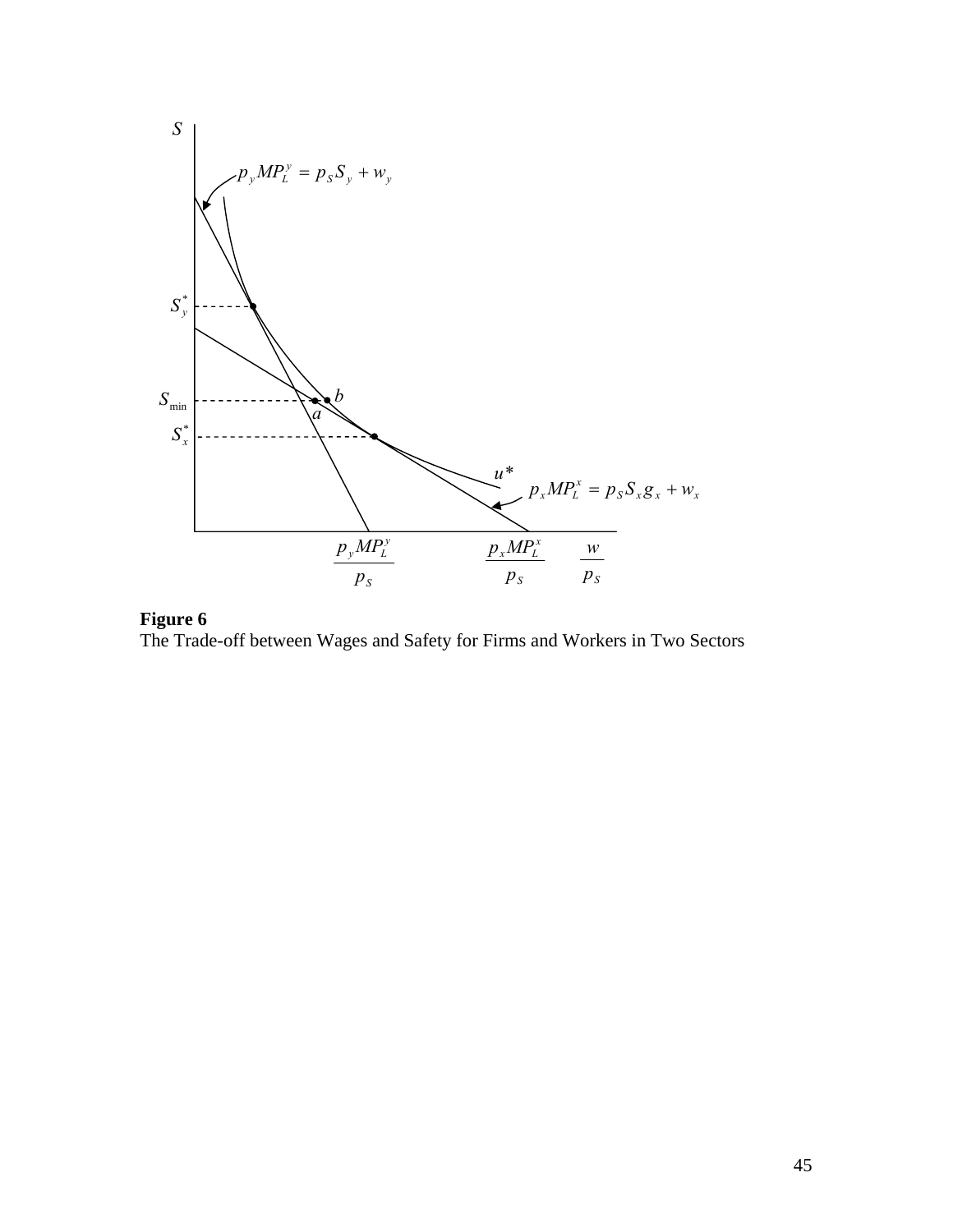**Figure 6**
The Trade-off between Wages and Safety for Firms and Workers in Two Sectors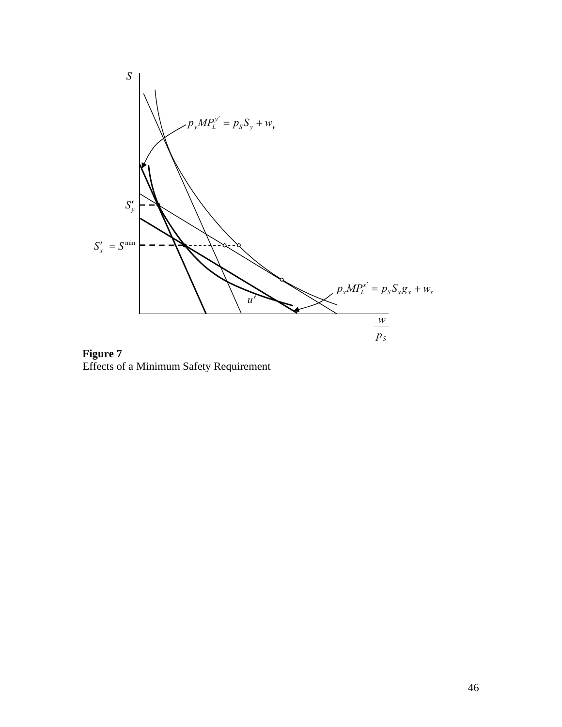**Figure 7**
Effects of a Minimum Safety Requirement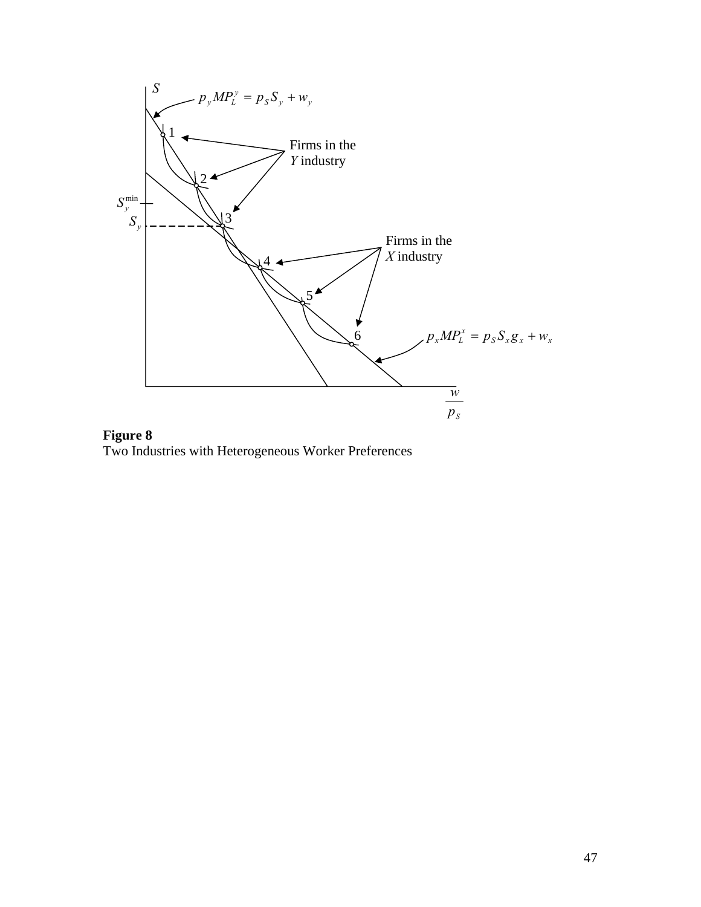**Figure 8**
Two Industries with Heterogeneous Worker Preferences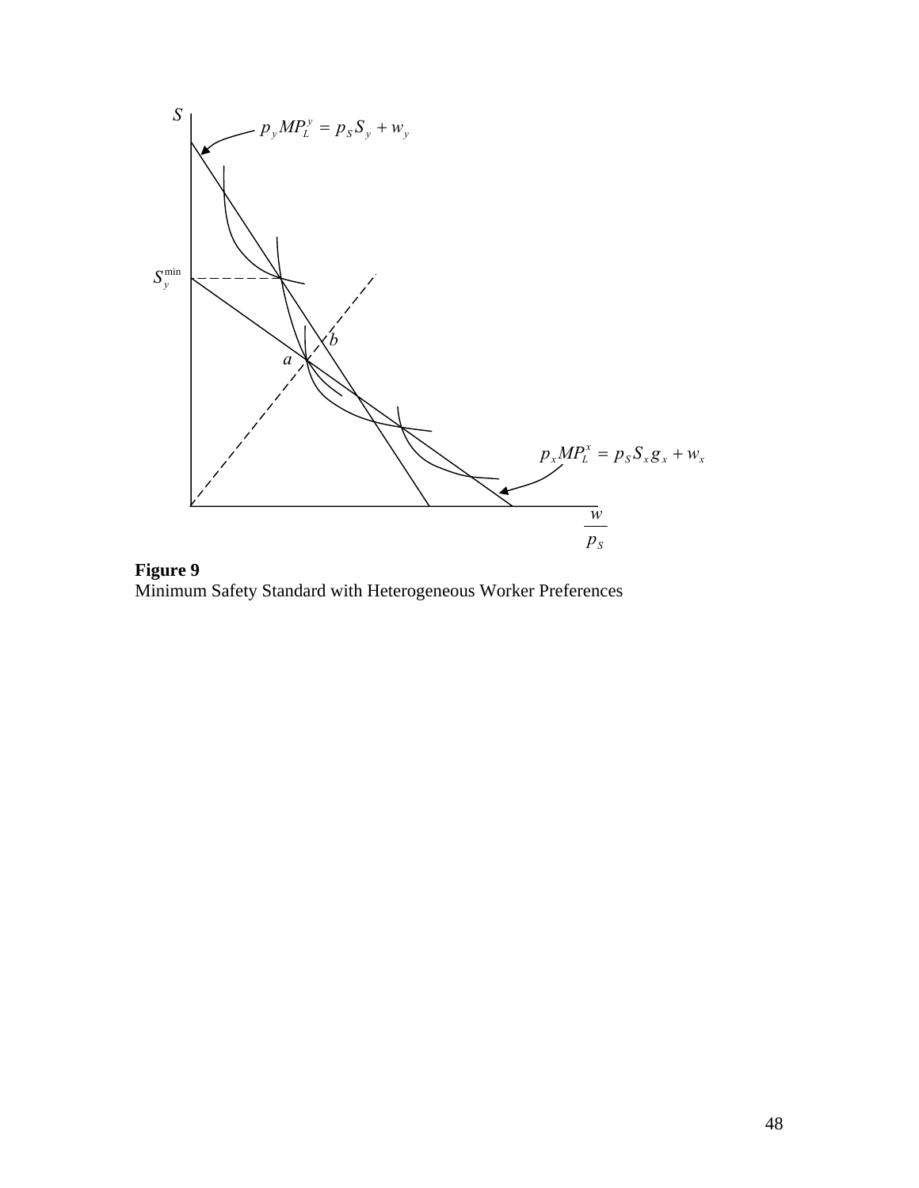$S$

$p_y MP_L^y = p_S S_y + w_y$

$S_y^{\min}$

$b$

$a$

$p_x MP_L^x = p_S S_x g_x + w_x$

$\dfrac{w}{p_S}$

**Figure 9**
Minimum Safety Standard with Heterogeneous Worker Preferences